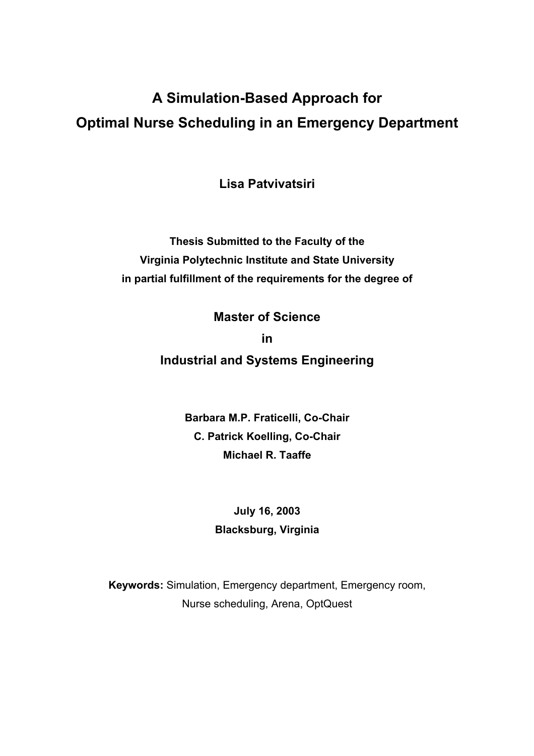# A Simulation-Based Approach for Optimal Nurse Scheduling in an Emergency Department

**Lisa Patvivatsiri**

**Thesis Submitted to the Faculty of the**
**Virginia Polytechnic Institute and State University**
**in partial fulfillment of the requirements for the degree of**

**Master of Science**
**in**
**Industrial and Systems Engineering**

**Barbara M.P. Fraticelli, Co-Chair**
**C. Patrick Koelling, Co-Chair**
**Michael R. Taaffe**

**July 16, 2003**
**Blacksburg, Virginia**

**Keywords:** Simulation, Emergency department, Emergency room, Nurse scheduling, Arena, OptQuest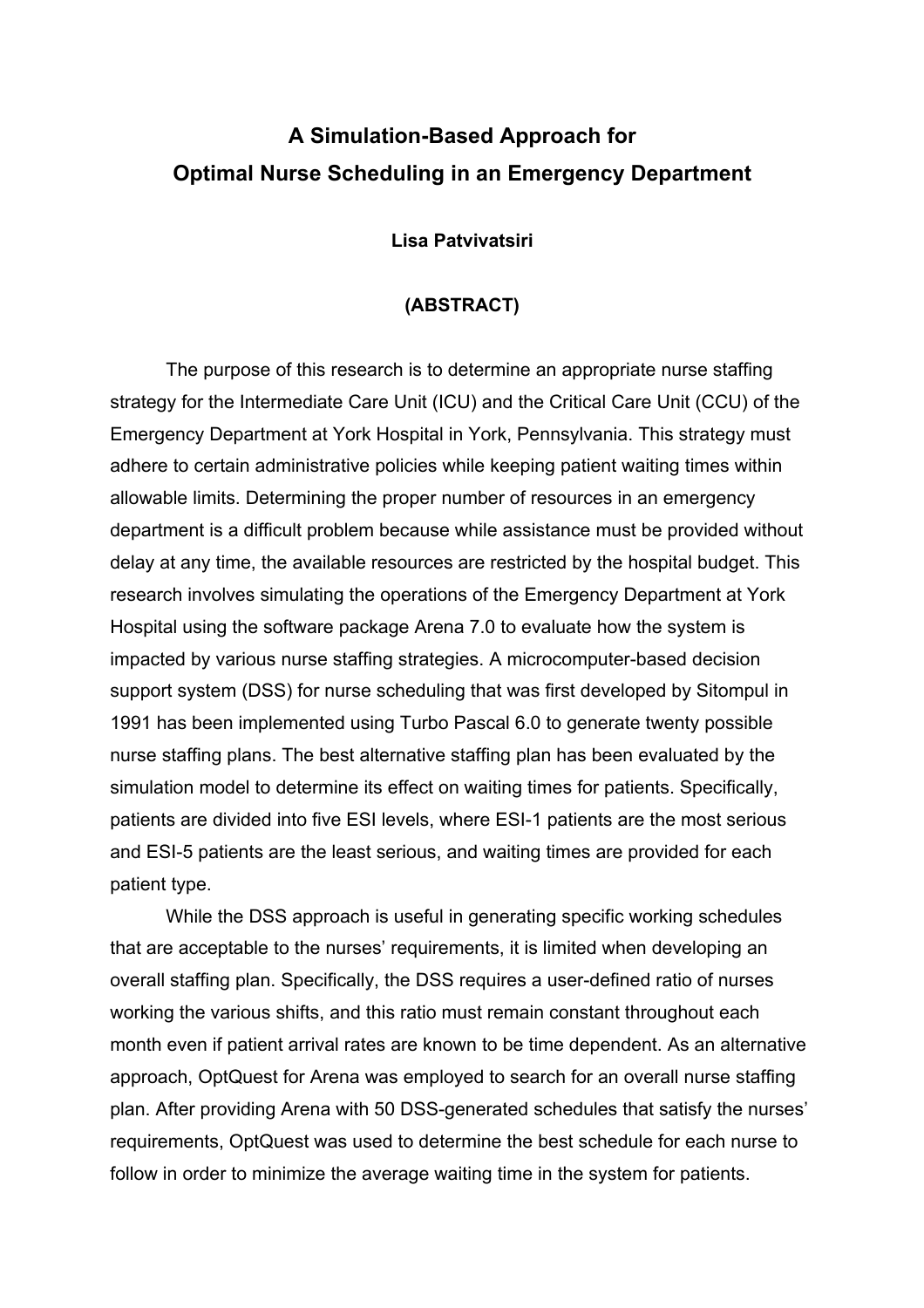# A Simulation-Based Approach for Optimal Nurse Scheduling in an Emergency Department

**Lisa Patvivatsiri**

## (ABSTRACT)

The purpose of this research is to determine an appropriate nurse staffing strategy for the Intermediate Care Unit (ICU) and the Critical Care Unit (CCU) of the Emergency Department at York Hospital in York, Pennsylvania. This strategy must adhere to certain administrative policies while keeping patient waiting times within allowable limits. Determining the proper number of resources in an emergency department is a difficult problem because while assistance must be provided without delay at any time, the available resources are restricted by the hospital budget. This research involves simulating the operations of the Emergency Department at York Hospital using the software package Arena 7.0 to evaluate how the system is impacted by various nurse staffing strategies. A microcomputer-based decision support system (DSS) for nurse scheduling that was first developed by Sitompul in 1991 has been implemented using Turbo Pascal 6.0 to generate twenty possible nurse staffing plans. The best alternative staffing plan has been evaluated by the simulation model to determine its effect on waiting times for patients. Specifically, patients are divided into five ESI levels, where ESI-1 patients are the most serious and ESI-5 patients are the least serious, and waiting times are provided for each patient type.

While the DSS approach is useful in generating specific working schedules that are acceptable to the nurses' requirements, it is limited when developing an overall staffing plan. Specifically, the DSS requires a user-defined ratio of nurses working the various shifts, and this ratio must remain constant throughout each month even if patient arrival rates are known to be time dependent. As an alternative approach, OptQuest for Arena was employed to search for an overall nurse staffing plan. After providing Arena with 50 DSS-generated schedules that satisfy the nurses' requirements, OptQuest was used to determine the best schedule for each nurse to follow in order to minimize the average waiting time in the system for patients.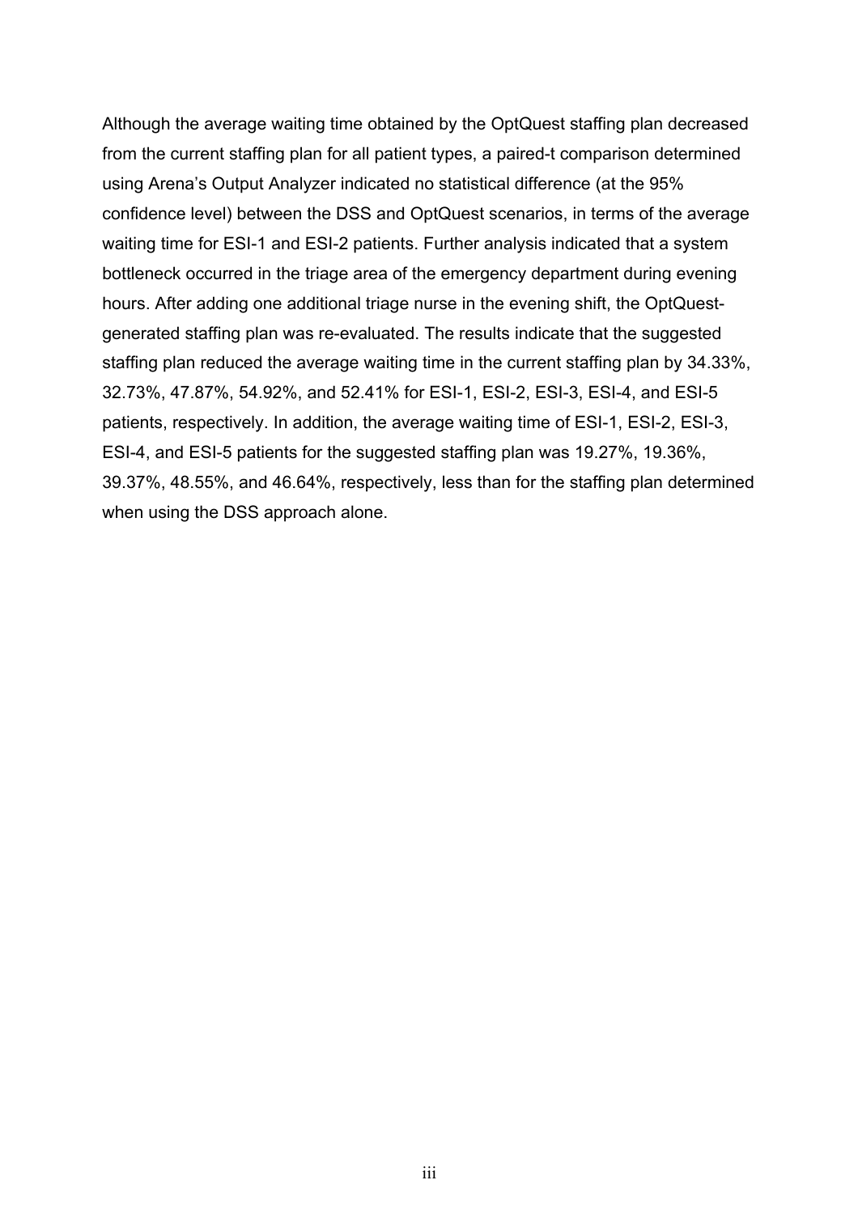Although the average waiting time obtained by the OptQuest staffing plan decreased from the current staffing plan for all patient types, a paired-t comparison determined using Arena's Output Analyzer indicated no statistical difference (at the 95% confidence level) between the DSS and OptQuest scenarios, in terms of the average waiting time for ESI-1 and ESI-2 patients. Further analysis indicated that a system bottleneck occurred in the triage area of the emergency department during evening hours. After adding one additional triage nurse in the evening shift, the OptQuest-generated staffing plan was re-evaluated. The results indicate that the suggested staffing plan reduced the average waiting time in the current staffing plan by 34.33%, 32.73%, 47.87%, 54.92%, and 52.41% for ESI-1, ESI-2, ESI-3, ESI-4, and ESI-5 patients, respectively. In addition, the average waiting time of ESI-1, ESI-2, ESI-3, ESI-4, and ESI-5 patients for the suggested staffing plan was 19.27%, 19.36%, 39.37%, 48.55%, and 46.64%, respectively, less than for the staffing plan determined when using the DSS approach alone.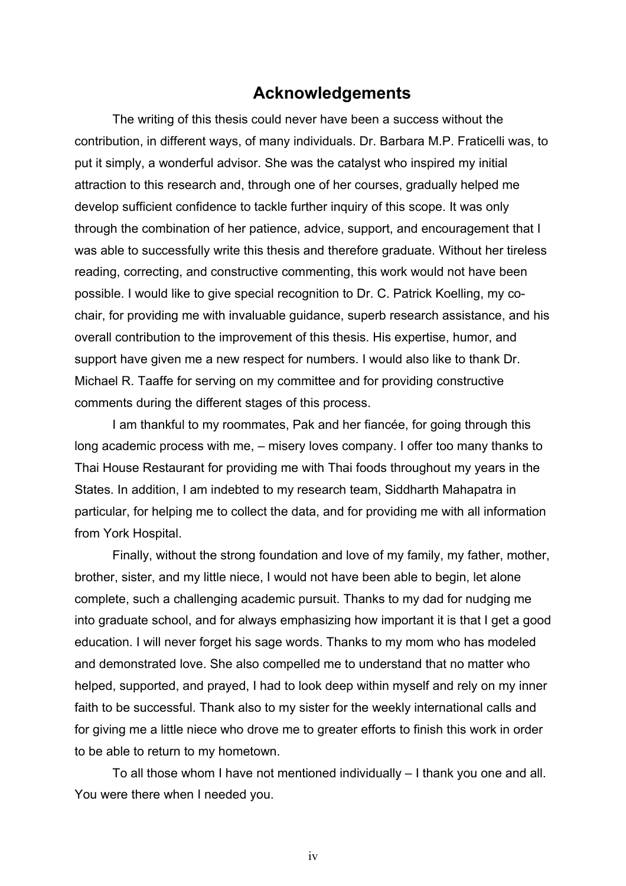## Acknowledgements

The writing of this thesis could never have been a success without the contribution, in different ways, of many individuals. Dr. Barbara M.P. Fraticelli was, to put it simply, a wonderful advisor. She was the catalyst who inspired my initial attraction to this research and, through one of her courses, gradually helped me develop sufficient confidence to tackle further inquiry of this scope. It was only through the combination of her patience, advice, support, and encouragement that I was able to successfully write this thesis and therefore graduate. Without her tireless reading, correcting, and constructive commenting, this work would not have been possible. I would like to give special recognition to Dr. C. Patrick Koelling, my co-chair, for providing me with invaluable guidance, superb research assistance, and his overall contribution to the improvement of this thesis. His expertise, humor, and support have given me a new respect for numbers. I would also like to thank Dr. Michael R. Taaffe for serving on my committee and for providing constructive comments during the different stages of this process.

I am thankful to my roommates, Pak and her fiancée, for going through this long academic process with me, – misery loves company. I offer too many thanks to Thai House Restaurant for providing me with Thai foods throughout my years in the States. In addition, I am indebted to my research team, Siddharth Mahapatra in particular, for helping me to collect the data, and for providing me with all information from York Hospital.

Finally, without the strong foundation and love of my family, my father, mother, brother, sister, and my little niece, I would not have been able to begin, let alone complete, such a challenging academic pursuit. Thanks to my dad for nudging me into graduate school, and for always emphasizing how important it is that I get a good education. I will never forget his sage words. Thanks to my mom who has modeled and demonstrated love. She also compelled me to understand that no matter who helped, supported, and prayed, I had to look deep within myself and rely on my inner faith to be successful. Thank also to my sister for the weekly international calls and for giving me a little niece who drove me to greater efforts to finish this work in order to be able to return to my hometown.

To all those whom I have not mentioned individually – I thank you one and all. You were there when I needed you.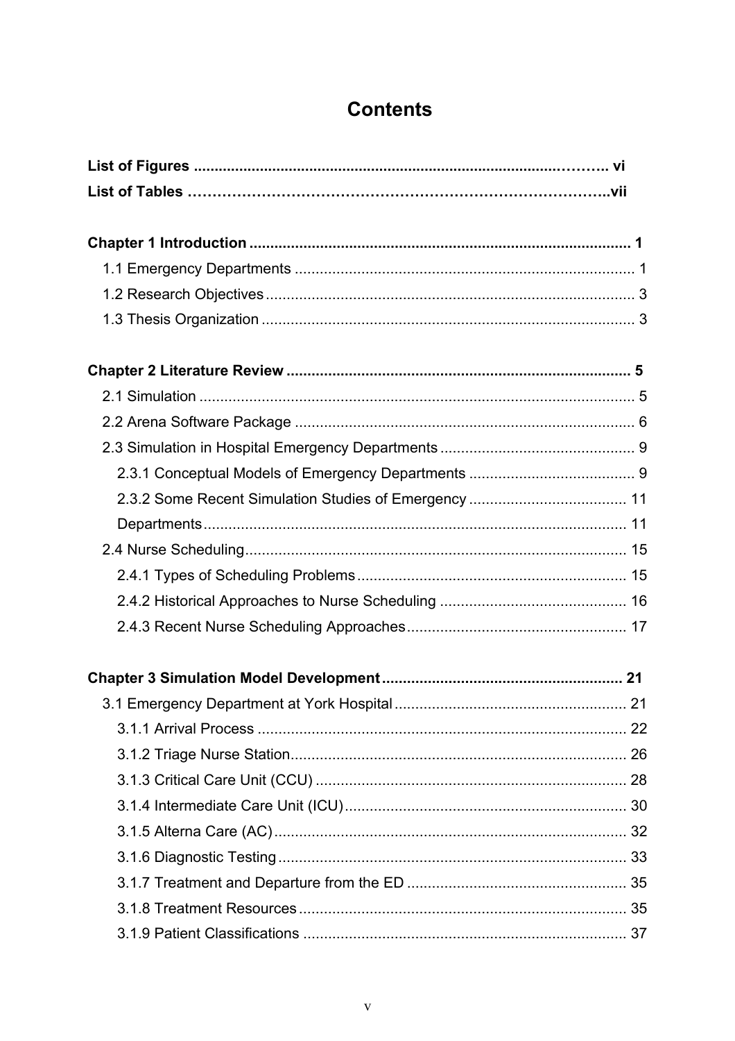# Contents

**List of Figures ........................................................................................... vi**

**List of Tables ……………………………………………………………………….vii**

**Chapter 1 Introduction ........................................................................................ 1**

1.1 Emergency Departments ................................................................................ 1

1.2 Research Objectives ....................................................................................... 3

1.3 Thesis Organization ........................................................................................ 3

**Chapter 2 Literature Review ................................................................................ 5**

2.1 Simulation ....................................................................................................... 5

2.2 Arena Software Package ................................................................................ 6

2.3 Simulation in Hospital Emergency Departments ............................................. 9

2.3.1 Conceptual Models of Emergency Departments ....................................... 9

2.3.2 Some Recent Simulation Studies of Emergency ...................................... 11

Departments ...................................................................................................... 11

2.4 Nurse Scheduling .......................................................................................... 15

2.4.1 Types of Scheduling Problems ................................................................ 15

2.4.2 Historical Approaches to Nurse Scheduling ............................................ 16

2.4.3 Recent Nurse Scheduling Approaches .................................................... 17

**Chapter 3 Simulation Model Development ......................................................... 21**

3.1 Emergency Department at York Hospital ...................................................... 21

3.1.1 Arrival Process ........................................................................................ 22

3.1.2 Triage Nurse Station ................................................................................ 26

3.1.3 Critical Care Unit (CCU) .......................................................................... 28

3.1.4 Intermediate Care Unit (ICU) ................................................................... 30

3.1.5 Alterna Care (AC) .................................................................................... 32

3.1.6 Diagnostic Testing ................................................................................... 33

3.1.7 Treatment and Departure from the ED .................................................... 35

3.1.8 Treatment Resources .............................................................................. 35

3.1.9 Patient Classifications ............................................................................. 37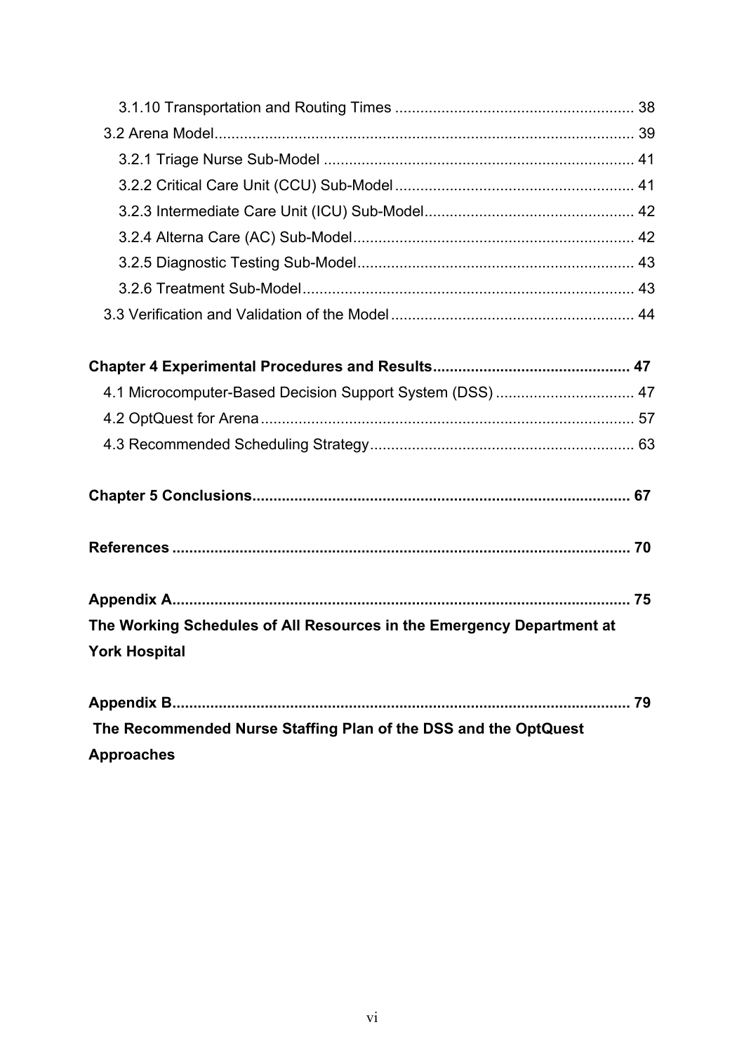3.1.10 Transportation and Routing Times ........................................................ 38

3.2 Arena Model.................................................................................................. 39

3.2.1 Triage Nurse Sub-Model .......................................................................... 41

3.2.2 Critical Care Unit (CCU) Sub-Model ......................................................... 41

3.2.3 Intermediate Care Unit (ICU) Sub-Model.................................................. 42

3.2.4 Alterna Care (AC) Sub-Model.................................................................. 42

3.2.5 Diagnostic Testing Sub-Model................................................................. 43

3.2.6 Treatment Sub-Model.............................................................................. 43

3.3 Verification and Validation of the Model ......................................................... 44

**Chapter 4 Experimental Procedures and Results............................................... 47**

4.1 Microcomputer-Based Decision Support System (DSS) ................................. 47

4.2 OptQuest for Arena ........................................................................................ 57

4.3 Recommended Scheduling Strategy.............................................................. 63

**Chapter 5 Conclusions......................................................................................... 67**

**References ............................................................................................................ 70**

**Appendix A............................................................................................................ 75**

**The Working Schedules of All Resources in the Emergency Department at York Hospital**

**Appendix B............................................................................................................ 79**

**The Recommended Nurse Staffing Plan of the DSS and the OptQuest Approaches**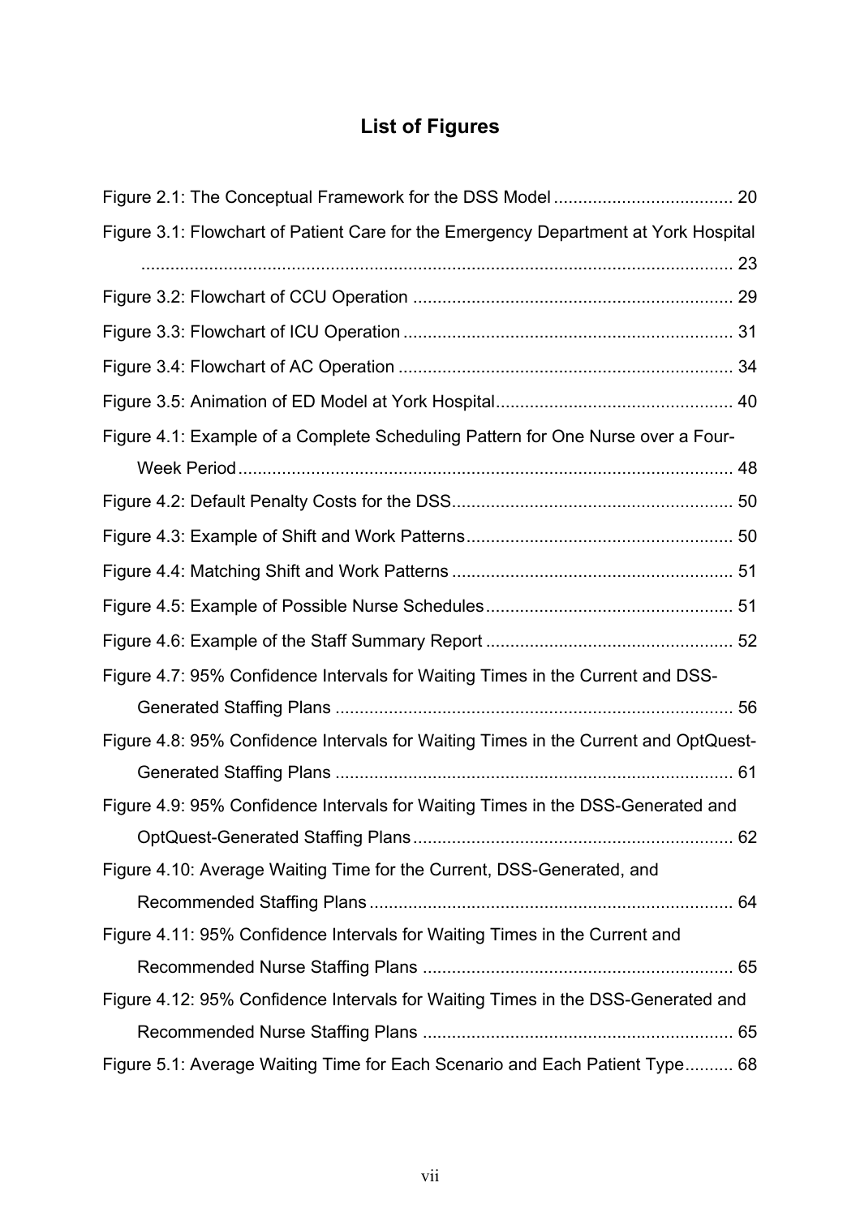## List of Figures

Figure 2.1: The Conceptual Framework for the DSS Model ..................................... 20

Figure 3.1: Flowchart of Patient Care for the Emergency Department at York Hospital ........................................................................................................................ 23

Figure 3.2: Flowchart of CCU Operation .................................................................. 29

Figure 3.3: Flowchart of ICU Operation .................................................................... 31

Figure 3.4: Flowchart of AC Operation ..................................................................... 34

Figure 3.5: Animation of ED Model at York Hospital................................................. 40

Figure 4.1: Example of a Complete Scheduling Pattern for One Nurse over a Four-Week Period ...................................................................................................... 48

Figure 4.2: Default Penalty Costs for the DSS.......................................................... 50

Figure 4.3: Example of Shift and Work Patterns....................................................... 50

Figure 4.4: Matching Shift and Work Patterns .......................................................... 51

Figure 4.5: Example of Possible Nurse Schedules ................................................... 51

Figure 4.6: Example of the Staff Summary Report ................................................... 52

Figure 4.7: 95% Confidence Intervals for Waiting Times in the Current and DSS-Generated Staffing Plans .................................................................................. 56

Figure 4.8: 95% Confidence Intervals for Waiting Times in the Current and OptQuest-Generated Staffing Plans .................................................................................. 61

Figure 4.9: 95% Confidence Intervals for Waiting Times in the DSS-Generated and OptQuest-Generated Staffing Plans .................................................................. 62

Figure 4.10: Average Waiting Time for the Current, DSS-Generated, and Recommended Staffing Plans ........................................................................... 64

Figure 4.11: 95% Confidence Intervals for Waiting Times in the Current and Recommended Nurse Staffing Plans ................................................................ 65

Figure 4.12: 95% Confidence Intervals for Waiting Times in the DSS-Generated and Recommended Nurse Staffing Plans ................................................................ 65

Figure 5.1: Average Waiting Time for Each Scenario and Each Patient Type.......... 68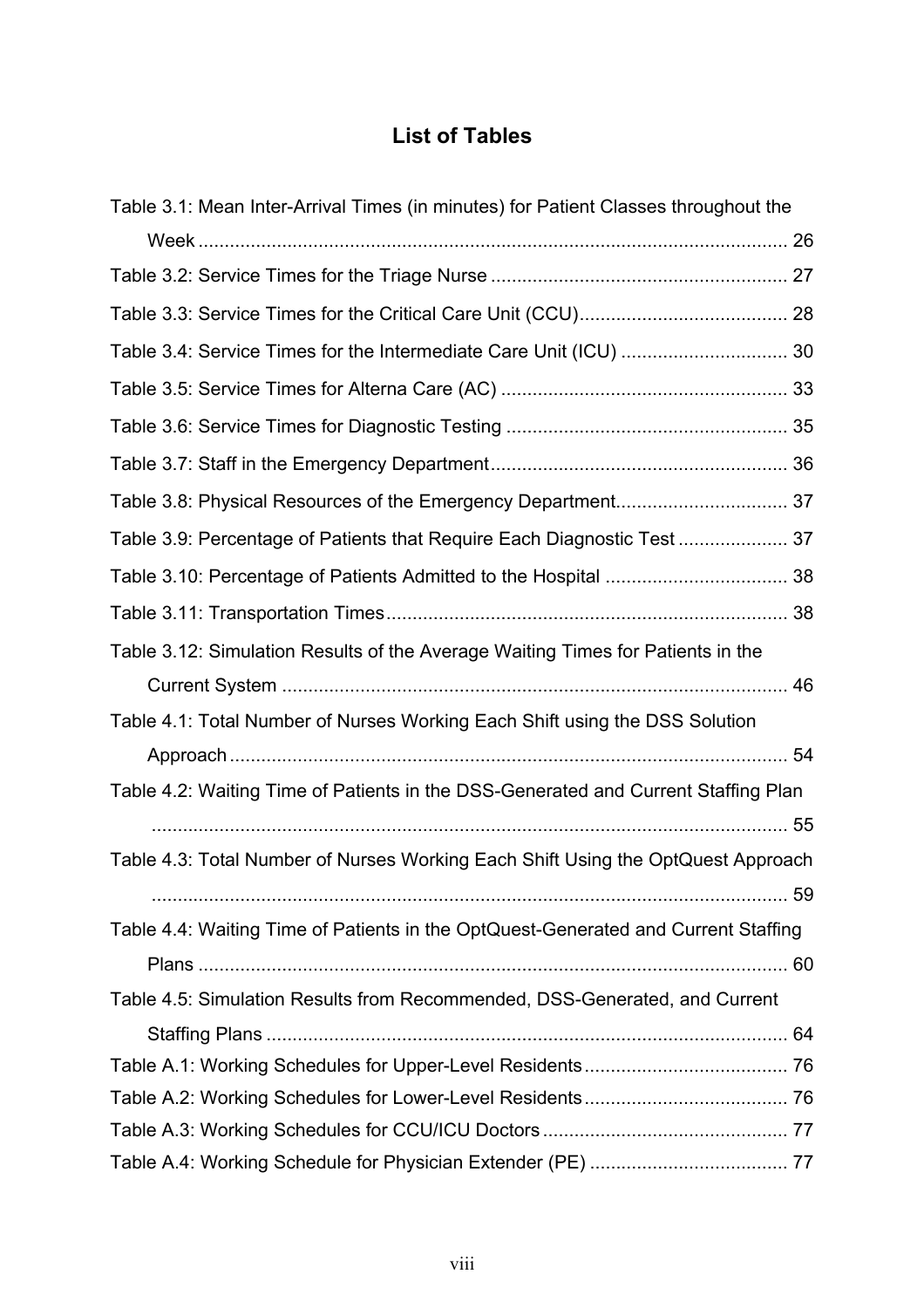## List of Tables

Table 3.1: Mean Inter-Arrival Times (in minutes) for Patient Classes throughout the Week ................................................................................................ 26

Table 3.2: Service Times for the Triage Nurse ......................................................... 27

Table 3.3: Service Times for the Critical Care Unit (CCU)........................................ 28

Table 3.4: Service Times for the Intermediate Care Unit (ICU) ................................ 30

Table 3.5: Service Times for Alterna Care (AC) ....................................................... 33

Table 3.6: Service Times for Diagnostic Testing ...................................................... 35

Table 3.7: Staff in the Emergency Department......................................................... 36

Table 3.8: Physical Resources of the Emergency Department................................. 37

Table 3.9: Percentage of Patients that Require Each Diagnostic Test ..................... 37

Table 3.10: Percentage of Patients Admitted to the Hospital ................................... 38

Table 3.11: Transportation Times............................................................................. 38

Table 3.12: Simulation Results of the Average Waiting Times for Patients in the Current System ................................................................................................ 46

Table 4.1: Total Number of Nurses Working Each Shift using the DSS Solution Approach .......................................................................................................... 54

Table 4.2: Waiting Time of Patients in the DSS-Generated and Current Staffing Plan .......................................................................................................................... 55

Table 4.3: Total Number of Nurses Working Each Shift Using the OptQuest Approach .......................................................................................................................... 59

Table 4.4: Waiting Time of Patients in the OptQuest-Generated and Current Staffing Plans ................................................................................................................ 60

Table 4.5: Simulation Results from Recommended, DSS-Generated, and Current Staffing Plans ................................................................................................... 64

Table A.1: Working Schedules for Upper-Level Residents....................................... 76

Table A.2: Working Schedules for Lower-Level Residents....................................... 76

Table A.3: Working Schedules for CCU/ICU Doctors ............................................... 77

Table A.4: Working Schedule for Physician Extender (PE) ...................................... 77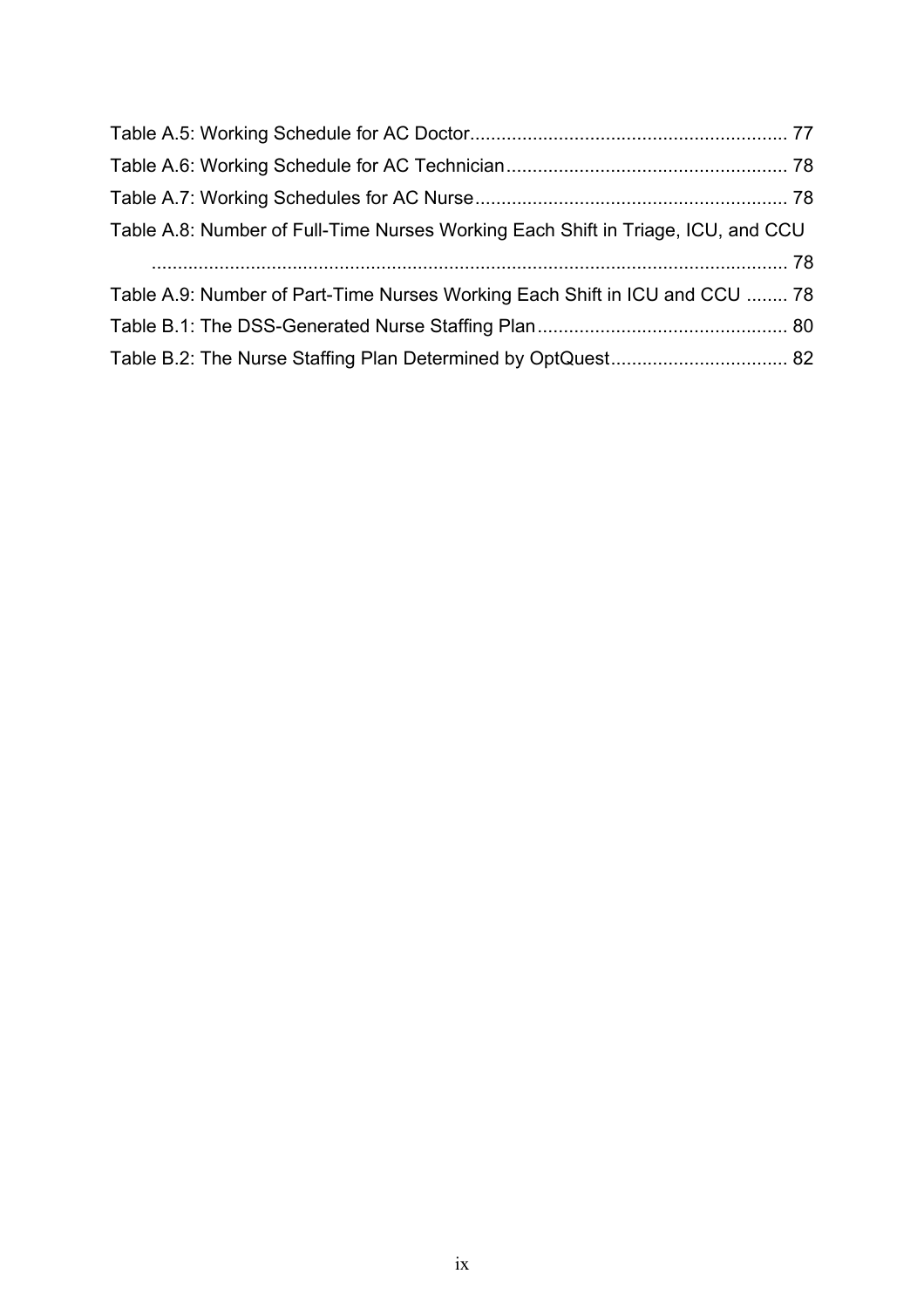Table A.5: Working Schedule for AC Doctor............................................................. 77

Table A.6: Working Schedule for AC Technician...................................................... 78

Table A.7: Working Schedules for AC Nurse............................................................ 78

Table A.8: Number of Full-Time Nurses Working Each Shift in Triage, ICU, and CCU ......................................................................................................................... 78

Table A.9: Number of Part-Time Nurses Working Each Shift in ICU and CCU ........ 78

Table B.1: The DSS-Generated Nurse Staffing Plan................................................ 80

Table B.2: The Nurse Staffing Plan Determined by OptQuest.................................. 82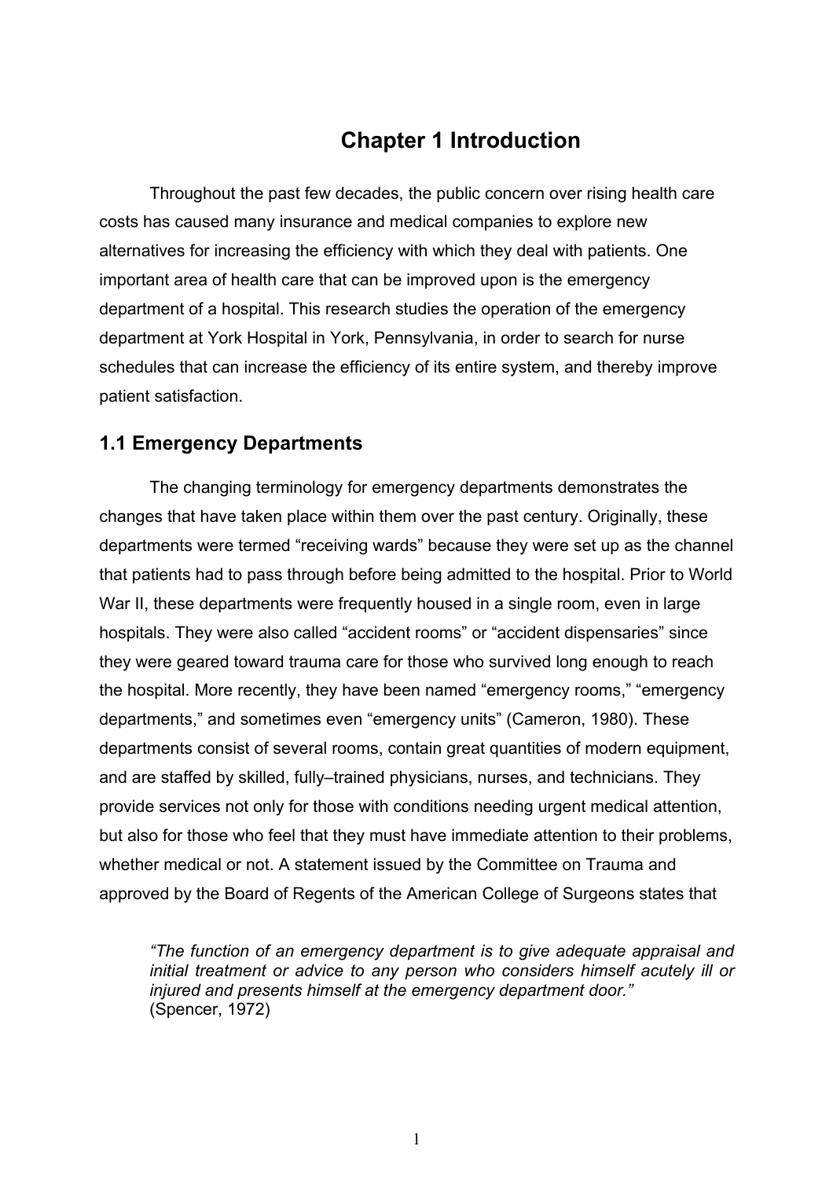# Chapter 1 Introduction

Throughout the past few decades, the public concern over rising health care costs has caused many insurance and medical companies to explore new alternatives for increasing the efficiency with which they deal with patients. One important area of health care that can be improved upon is the emergency department of a hospital. This research studies the operation of the emergency department at York Hospital in York, Pennsylvania, in order to search for nurse schedules that can increase the efficiency of its entire system, and thereby improve patient satisfaction.

## 1.1 Emergency Departments

The changing terminology for emergency departments demonstrates the changes that have taken place within them over the past century. Originally, these departments were termed "receiving wards" because they were set up as the channel that patients had to pass through before being admitted to the hospital. Prior to World War II, these departments were frequently housed in a single room, even in large hospitals. They were also called "accident rooms" or "accident dispensaries" since they were geared toward trauma care for those who survived long enough to reach the hospital. More recently, they have been named "emergency rooms," "emergency departments," and sometimes even "emergency units" (Cameron, 1980). These departments consist of several rooms, contain great quantities of modern equipment, and are staffed by skilled, fully–trained physicians, nurses, and technicians. They provide services not only for those with conditions needing urgent medical attention, but also for those who feel that they must have immediate attention to their problems, whether medical or not. A statement issued by the Committee on Trauma and approved by the Board of Regents of the American College of Surgeons states that

> *"The function of an emergency department is to give adequate appraisal and initial treatment or advice to any person who considers himself acutely ill or injured and presents himself at the emergency department door."*
> (Spencer, 1972)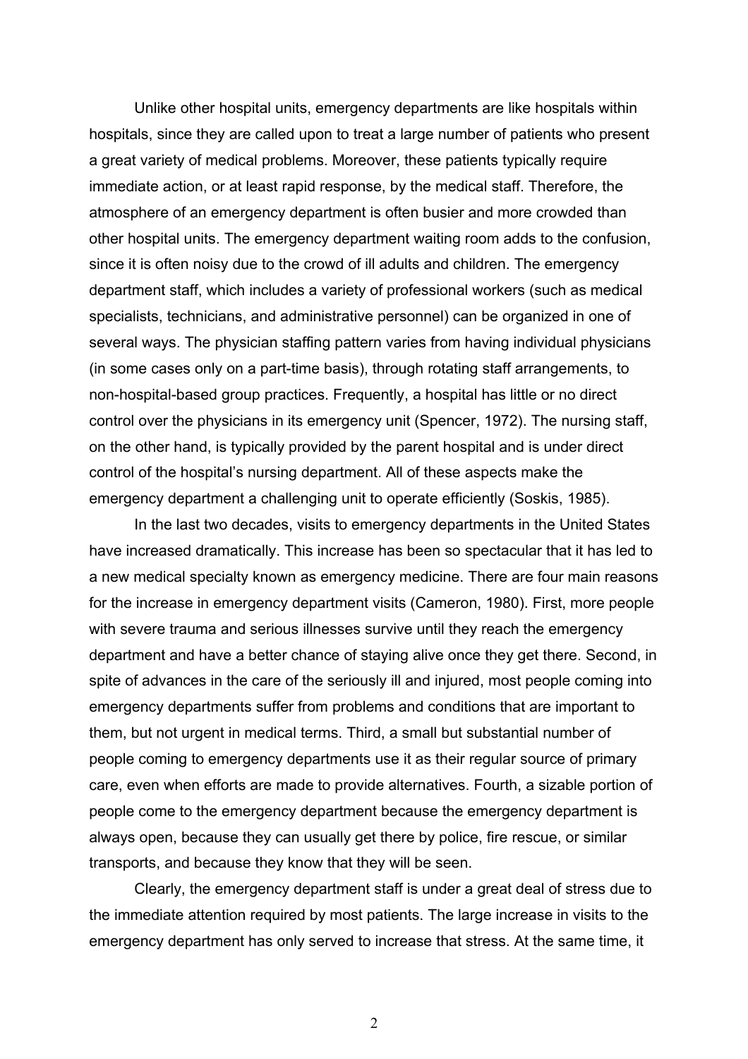Unlike other hospital units, emergency departments are like hospitals within hospitals, since they are called upon to treat a large number of patients who present a great variety of medical problems. Moreover, these patients typically require immediate action, or at least rapid response, by the medical staff. Therefore, the atmosphere of an emergency department is often busier and more crowded than other hospital units. The emergency department waiting room adds to the confusion, since it is often noisy due to the crowd of ill adults and children. The emergency department staff, which includes a variety of professional workers (such as medical specialists, technicians, and administrative personnel) can be organized in one of several ways. The physician staffing pattern varies from having individual physicians (in some cases only on a part-time basis), through rotating staff arrangements, to non-hospital-based group practices. Frequently, a hospital has little or no direct control over the physicians in its emergency unit (Spencer, 1972). The nursing staff, on the other hand, is typically provided by the parent hospital and is under direct control of the hospital's nursing department. All of these aspects make the emergency department a challenging unit to operate efficiently (Soskis, 1985).

In the last two decades, visits to emergency departments in the United States have increased dramatically. This increase has been so spectacular that it has led to a new medical specialty known as emergency medicine. There are four main reasons for the increase in emergency department visits (Cameron, 1980). First, more people with severe trauma and serious illnesses survive until they reach the emergency department and have a better chance of staying alive once they get there. Second, in spite of advances in the care of the seriously ill and injured, most people coming into emergency departments suffer from problems and conditions that are important to them, but not urgent in medical terms. Third, a small but substantial number of people coming to emergency departments use it as their regular source of primary care, even when efforts are made to provide alternatives. Fourth, a sizable portion of people come to the emergency department because the emergency department is always open, because they can usually get there by police, fire rescue, or similar transports, and because they know that they will be seen.

Clearly, the emergency department staff is under a great deal of stress due to the immediate attention required by most patients. The large increase in visits to the emergency department has only served to increase that stress. At the same time, it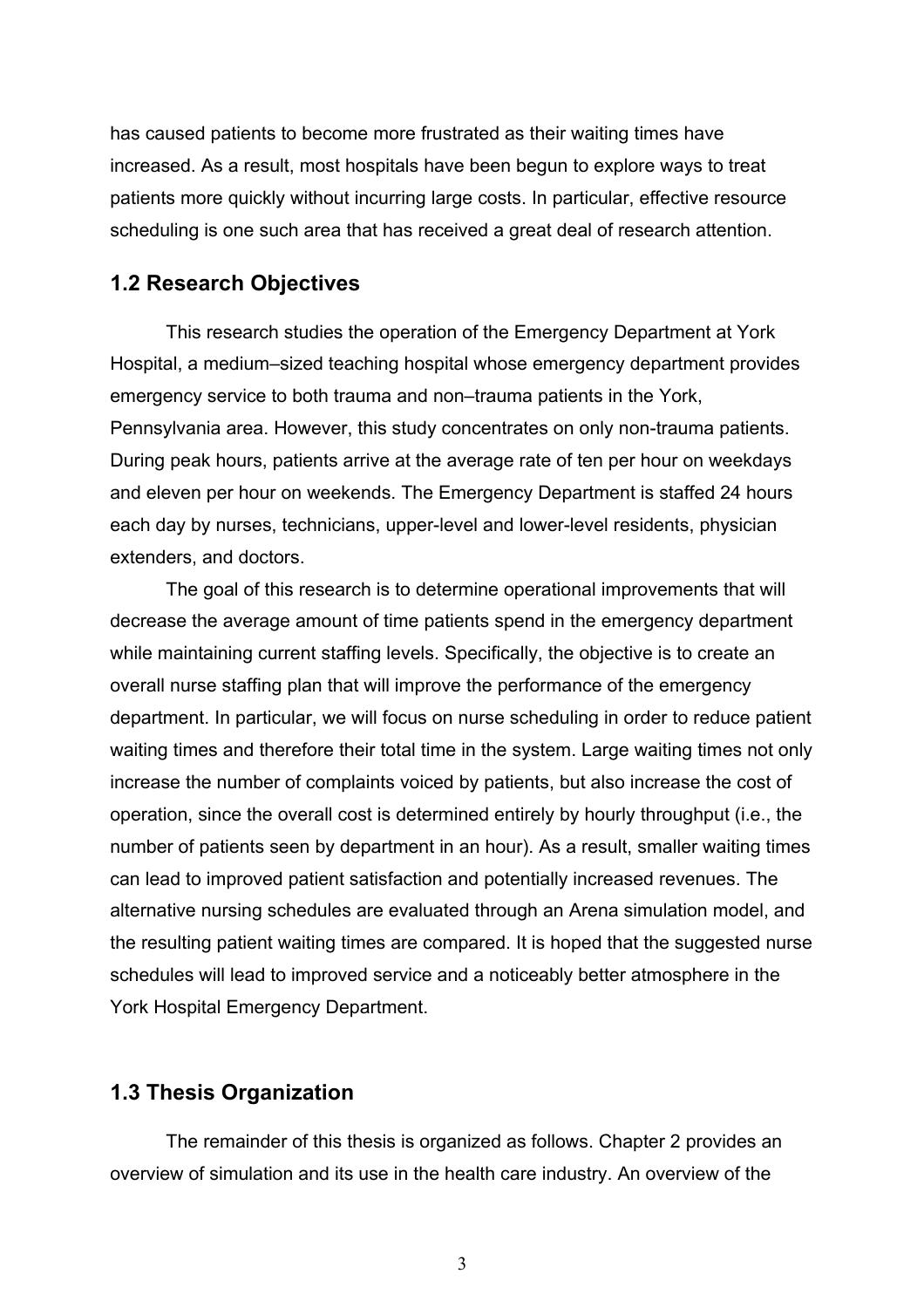has caused patients to become more frustrated as their waiting times have increased. As a result, most hospitals have been begun to explore ways to treat patients more quickly without incurring large costs. In particular, effective resource scheduling is one such area that has received a great deal of research attention.

## 1.2 Research Objectives

This research studies the operation of the Emergency Department at York Hospital, a medium–sized teaching hospital whose emergency department provides emergency service to both trauma and non–trauma patients in the York, Pennsylvania area. However, this study concentrates on only non-trauma patients. During peak hours, patients arrive at the average rate of ten per hour on weekdays and eleven per hour on weekends. The Emergency Department is staffed 24 hours each day by nurses, technicians, upper-level and lower-level residents, physician extenders, and doctors.

The goal of this research is to determine operational improvements that will decrease the average amount of time patients spend in the emergency department while maintaining current staffing levels. Specifically, the objective is to create an overall nurse staffing plan that will improve the performance of the emergency department. In particular, we will focus on nurse scheduling in order to reduce patient waiting times and therefore their total time in the system. Large waiting times not only increase the number of complaints voiced by patients, but also increase the cost of operation, since the overall cost is determined entirely by hourly throughput (i.e., the number of patients seen by department in an hour). As a result, smaller waiting times can lead to improved patient satisfaction and potentially increased revenues. The alternative nursing schedules are evaluated through an Arena simulation model, and the resulting patient waiting times are compared. It is hoped that the suggested nurse schedules will lead to improved service and a noticeably better atmosphere in the York Hospital Emergency Department.

## 1.3 Thesis Organization

The remainder of this thesis is organized as follows. Chapter 2 provides an overview of simulation and its use in the health care industry. An overview of the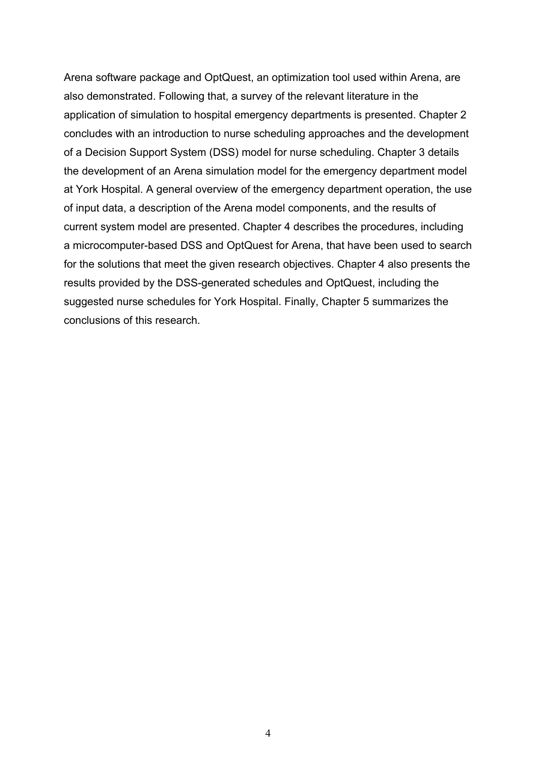Arena software package and OptQuest, an optimization tool used within Arena, are also demonstrated. Following that, a survey of the relevant literature in the application of simulation to hospital emergency departments is presented. Chapter 2 concludes with an introduction to nurse scheduling approaches and the development of a Decision Support System (DSS) model for nurse scheduling. Chapter 3 details the development of an Arena simulation model for the emergency department model at York Hospital. A general overview of the emergency department operation, the use of input data, a description of the Arena model components, and the results of current system model are presented. Chapter 4 describes the procedures, including a microcomputer-based DSS and OptQuest for Arena, that have been used to search for the solutions that meet the given research objectives. Chapter 4 also presents the results provided by the DSS-generated schedules and OptQuest, including the suggested nurse schedules for York Hospital. Finally, Chapter 5 summarizes the conclusions of this research.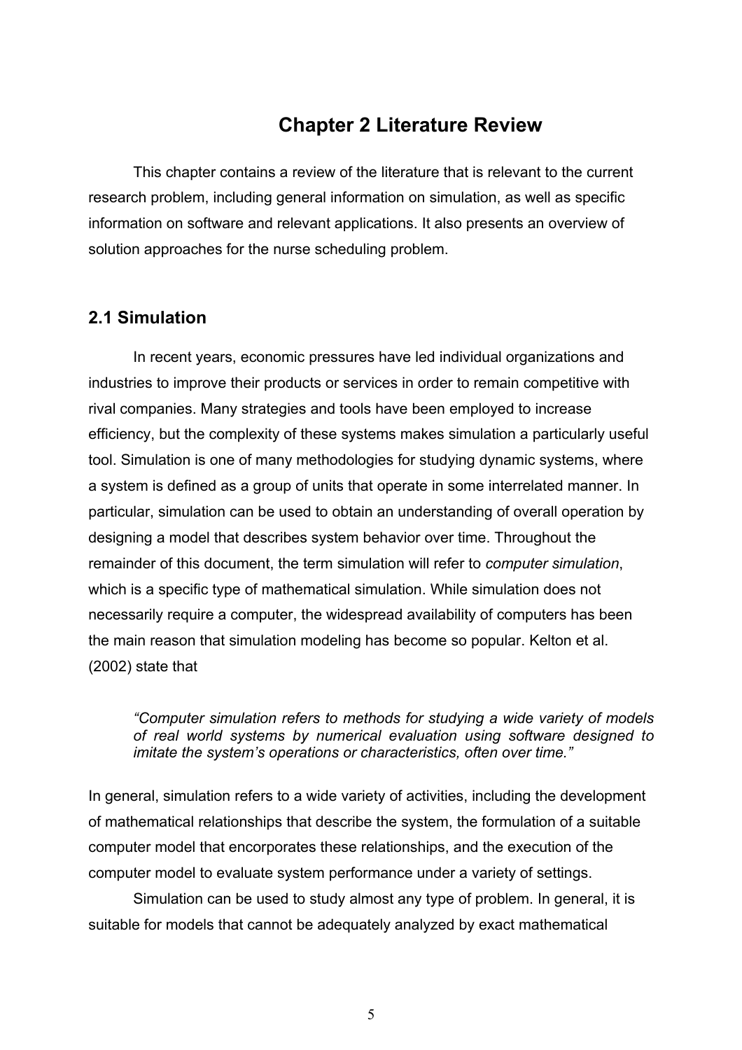# Chapter 2 Literature Review

This chapter contains a review of the literature that is relevant to the current research problem, including general information on simulation, as well as specific information on software and relevant applications. It also presents an overview of solution approaches for the nurse scheduling problem.

## 2.1 Simulation

In recent years, economic pressures have led individual organizations and industries to improve their products or services in order to remain competitive with rival companies. Many strategies and tools have been employed to increase efficiency, but the complexity of these systems makes simulation a particularly useful tool. Simulation is one of many methodologies for studying dynamic systems, where a system is defined as a group of units that operate in some interrelated manner. In particular, simulation can be used to obtain an understanding of overall operation by designing a model that describes system behavior over time. Throughout the remainder of this document, the term simulation will refer to *computer simulation*, which is a specific type of mathematical simulation. While simulation does not necessarily require a computer, the widespread availability of computers has been the main reason that simulation modeling has become so popular. Kelton et al. (2002) state that

> *"Computer simulation refers to methods for studying a wide variety of models of real world systems by numerical evaluation using software designed to imitate the system's operations or characteristics, often over time."*

In general, simulation refers to a wide variety of activities, including the development of mathematical relationships that describe the system, the formulation of a suitable computer model that encorporates these relationships, and the execution of the computer model to evaluate system performance under a variety of settings.

Simulation can be used to study almost any type of problem. In general, it is suitable for models that cannot be adequately analyzed by exact mathematical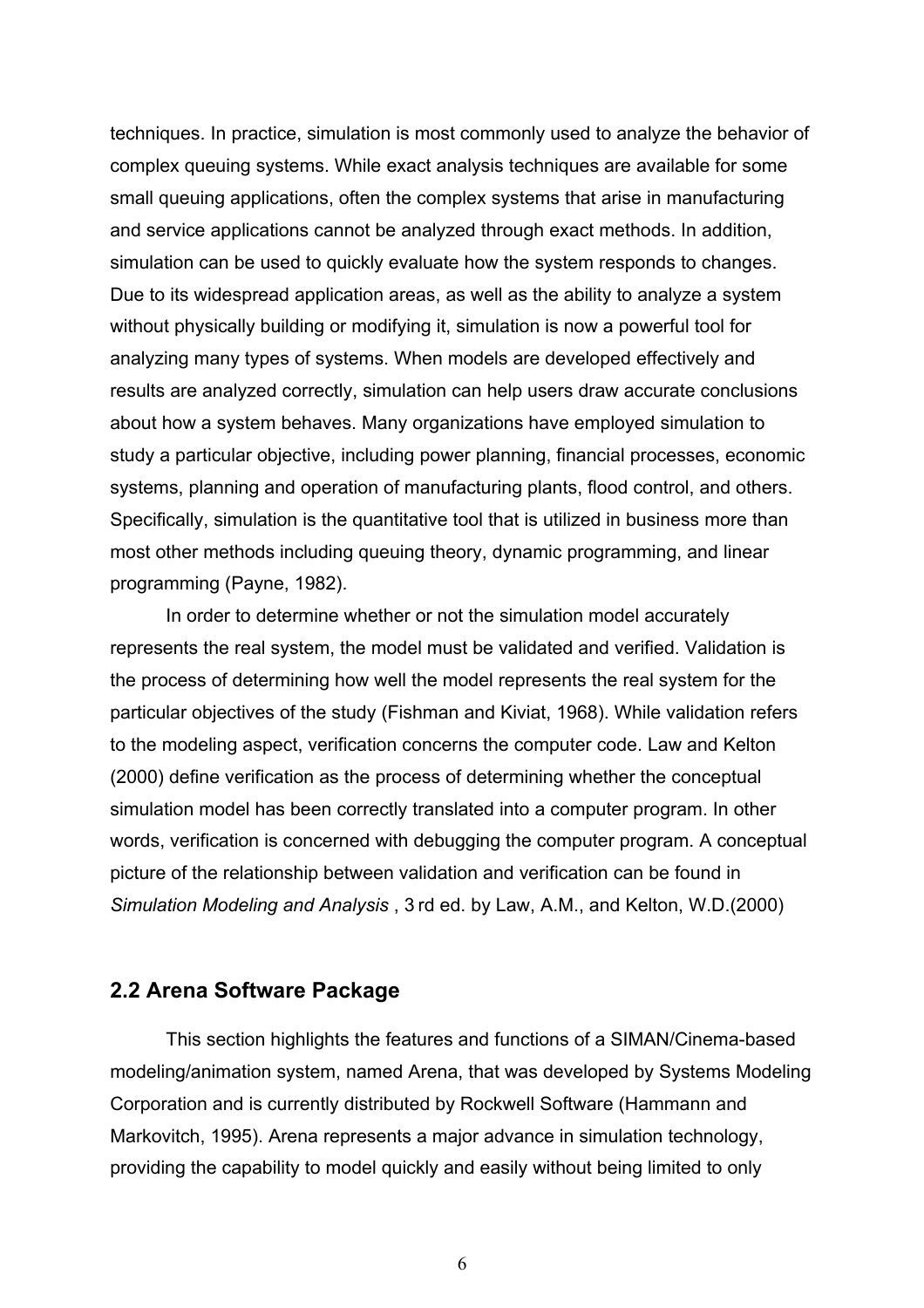techniques. In practice, simulation is most commonly used to analyze the behavior of complex queuing systems. While exact analysis techniques are available for some small queuing applications, often the complex systems that arise in manufacturing and service applications cannot be analyzed through exact methods. In addition, simulation can be used to quickly evaluate how the system responds to changes. Due to its widespread application areas, as well as the ability to analyze a system without physically building or modifying it, simulation is now a powerful tool for analyzing many types of systems. When models are developed effectively and results are analyzed correctly, simulation can help users draw accurate conclusions about how a system behaves. Many organizations have employed simulation to study a particular objective, including power planning, financial processes, economic systems, planning and operation of manufacturing plants, flood control, and others. Specifically, simulation is the quantitative tool that is utilized in business more than most other methods including queuing theory, dynamic programming, and linear programming (Payne, 1982).

In order to determine whether or not the simulation model accurately represents the real system, the model must be validated and verified. Validation is the process of determining how well the model represents the real system for the particular objectives of the study (Fishman and Kiviat, 1968). While validation refers to the modeling aspect, verification concerns the computer code. Law and Kelton (2000) define verification as the process of determining whether the conceptual simulation model has been correctly translated into a computer program. In other words, verification is concerned with debugging the computer program. A conceptual picture of the relationship between validation and verification can be found in *Simulation Modeling and Analysis* , 3 rd ed. by Law, A.M., and Kelton, W.D.(2000)

## 2.2 Arena Software Package

This section highlights the features and functions of a SIMAN/Cinema-based modeling/animation system, named Arena, that was developed by Systems Modeling Corporation and is currently distributed by Rockwell Software (Hammann and Markovitch, 1995). Arena represents a major advance in simulation technology, providing the capability to model quickly and easily without being limited to only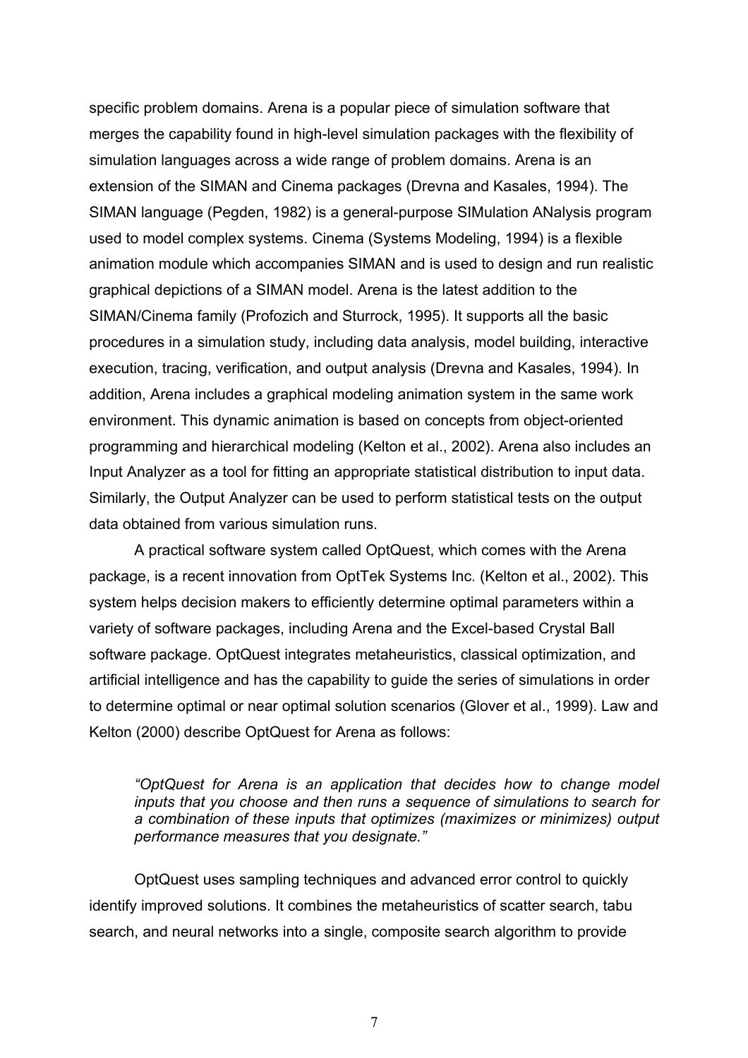specific problem domains. Arena is a popular piece of simulation software that merges the capability found in high-level simulation packages with the flexibility of simulation languages across a wide range of problem domains. Arena is an extension of the SIMAN and Cinema packages (Drevna and Kasales, 1994). The SIMAN language (Pegden, 1982) is a general-purpose SIMulation ANalysis program used to model complex systems. Cinema (Systems Modeling, 1994) is a flexible animation module which accompanies SIMAN and is used to design and run realistic graphical depictions of a SIMAN model. Arena is the latest addition to the SIMAN/Cinema family (Profozich and Sturrock, 1995). It supports all the basic procedures in a simulation study, including data analysis, model building, interactive execution, tracing, verification, and output analysis (Drevna and Kasales, 1994). In addition, Arena includes a graphical modeling animation system in the same work environment. This dynamic animation is based on concepts from object-oriented programming and hierarchical modeling (Kelton et al., 2002). Arena also includes an Input Analyzer as a tool for fitting an appropriate statistical distribution to input data. Similarly, the Output Analyzer can be used to perform statistical tests on the output data obtained from various simulation runs.

A practical software system called OptQuest, which comes with the Arena package, is a recent innovation from OptTek Systems Inc. (Kelton et al., 2002). This system helps decision makers to efficiently determine optimal parameters within a variety of software packages, including Arena and the Excel-based Crystal Ball software package. OptQuest integrates metaheuristics, classical optimization, and artificial intelligence and has the capability to guide the series of simulations in order to determine optimal or near optimal solution scenarios (Glover et al., 1999). Law and Kelton (2000) describe OptQuest for Arena as follows:

> *"OptQuest for Arena is an application that decides how to change model inputs that you choose and then runs a sequence of simulations to search for a combination of these inputs that optimizes (maximizes or minimizes) output performance measures that you designate."*

OptQuest uses sampling techniques and advanced error control to quickly identify improved solutions. It combines the metaheuristics of scatter search, tabu search, and neural networks into a single, composite search algorithm to provide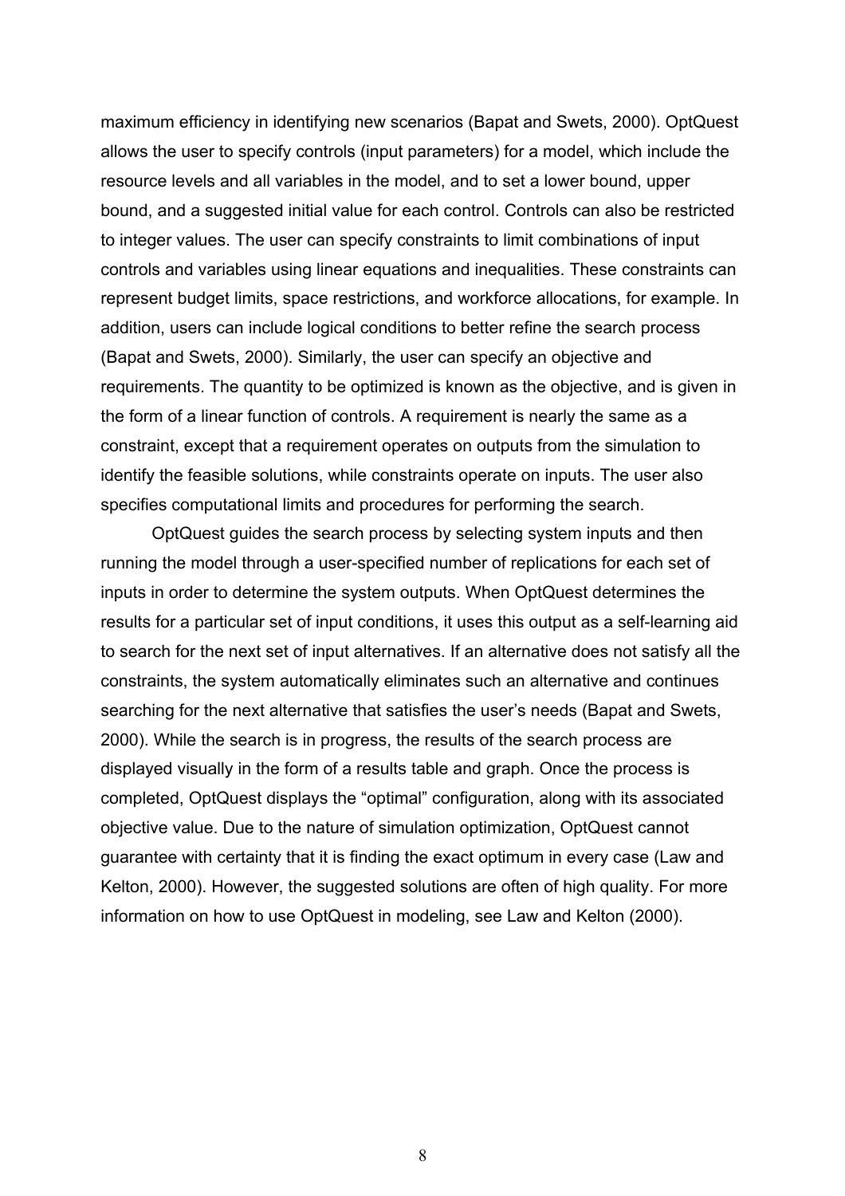maximum efficiency in identifying new scenarios (Bapat and Swets, 2000). OptQuest allows the user to specify controls (input parameters) for a model, which include the resource levels and all variables in the model, and to set a lower bound, upper bound, and a suggested initial value for each control. Controls can also be restricted to integer values. The user can specify constraints to limit combinations of input controls and variables using linear equations and inequalities. These constraints can represent budget limits, space restrictions, and workforce allocations, for example. In addition, users can include logical conditions to better refine the search process (Bapat and Swets, 2000). Similarly, the user can specify an objective and requirements. The quantity to be optimized is known as the objective, and is given in the form of a linear function of controls. A requirement is nearly the same as a constraint, except that a requirement operates on outputs from the simulation to identify the feasible solutions, while constraints operate on inputs. The user also specifies computational limits and procedures for performing the search.

OptQuest guides the search process by selecting system inputs and then running the model through a user-specified number of replications for each set of inputs in order to determine the system outputs. When OptQuest determines the results for a particular set of input conditions, it uses this output as a self-learning aid to search for the next set of input alternatives. If an alternative does not satisfy all the constraints, the system automatically eliminates such an alternative and continues searching for the next alternative that satisfies the user's needs (Bapat and Swets, 2000). While the search is in progress, the results of the search process are displayed visually in the form of a results table and graph. Once the process is completed, OptQuest displays the "optimal" configuration, along with its associated objective value. Due to the nature of simulation optimization, OptQuest cannot guarantee with certainty that it is finding the exact optimum in every case (Law and Kelton, 2000). However, the suggested solutions are often of high quality. For more information on how to use OptQuest in modeling, see Law and Kelton (2000).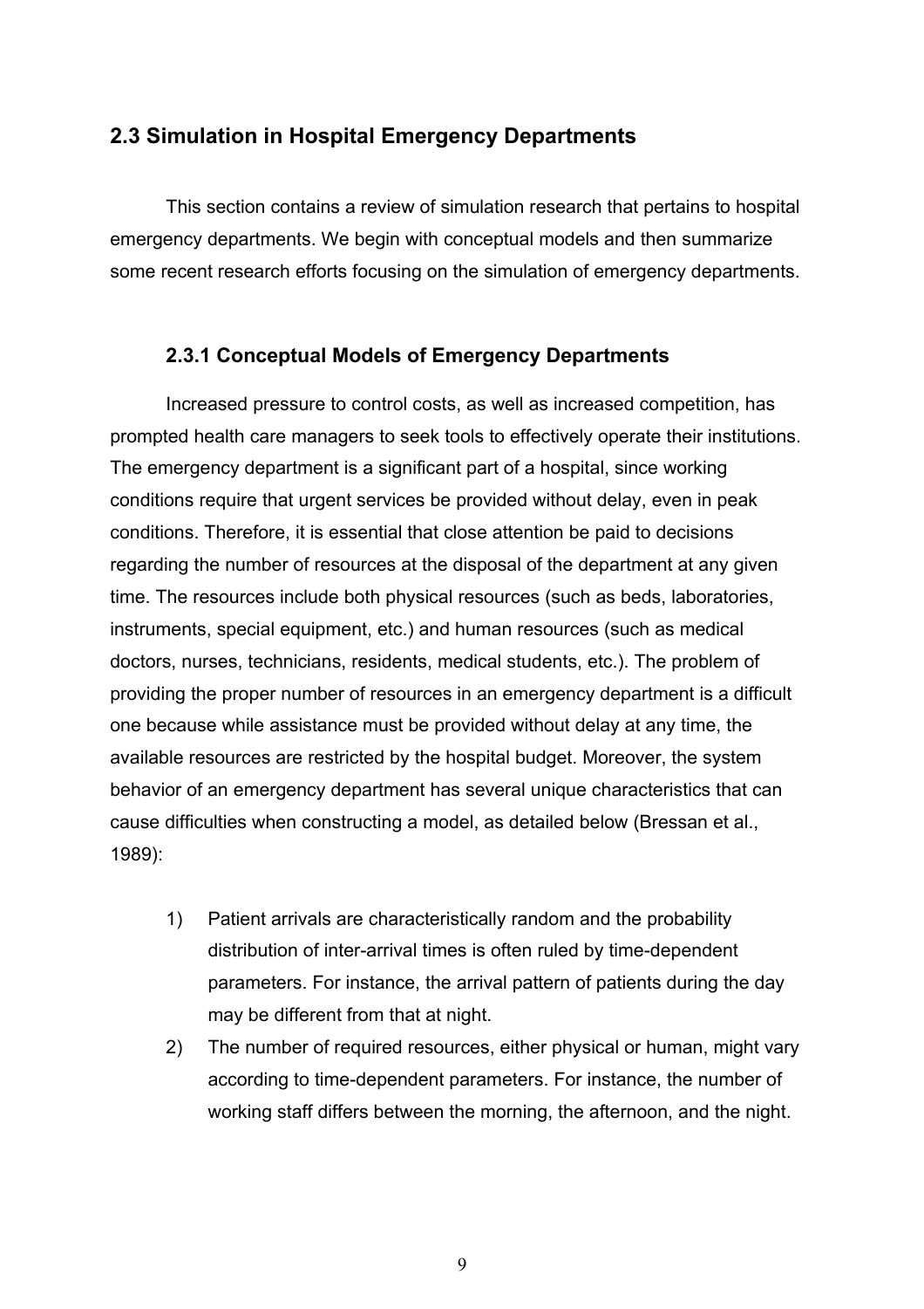## 2.3 Simulation in Hospital Emergency Departments

This section contains a review of simulation research that pertains to hospital emergency departments. We begin with conceptual models and then summarize some recent research efforts focusing on the simulation of emergency departments.

### 2.3.1 Conceptual Models of Emergency Departments

Increased pressure to control costs, as well as increased competition, has prompted health care managers to seek tools to effectively operate their institutions. The emergency department is a significant part of a hospital, since working conditions require that urgent services be provided without delay, even in peak conditions. Therefore, it is essential that close attention be paid to decisions regarding the number of resources at the disposal of the department at any given time. The resources include both physical resources (such as beds, laboratories, instruments, special equipment, etc.) and human resources (such as medical doctors, nurses, technicians, residents, medical students, etc.). The problem of providing the proper number of resources in an emergency department is a difficult one because while assistance must be provided without delay at any time, the available resources are restricted by the hospital budget. Moreover, the system behavior of an emergency department has several unique characteristics that can cause difficulties when constructing a model, as detailed below (Bressan et al., 1989):

1) Patient arrivals are characteristically random and the probability distribution of inter-arrival times is often ruled by time-dependent parameters. For instance, the arrival pattern of patients during the day may be different from that at night.
2) The number of required resources, either physical or human, might vary according to time-dependent parameters. For instance, the number of working staff differs between the morning, the afternoon, and the night.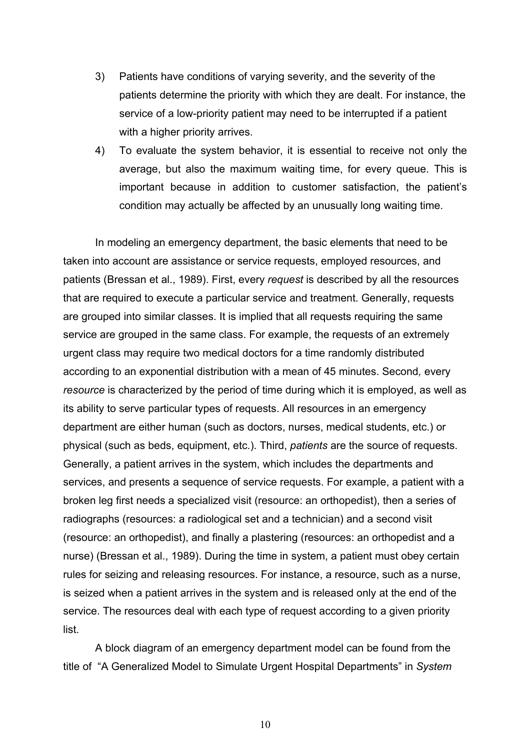3) Patients have conditions of varying severity, and the severity of the patients determine the priority with which they are dealt. For instance, the service of a low-priority patient may need to be interrupted if a patient with a higher priority arrives.

4) To evaluate the system behavior, it is essential to receive not only the average, but also the maximum waiting time, for every queue. This is important because in addition to customer satisfaction, the patient's condition may actually be affected by an unusually long waiting time.

In modeling an emergency department, the basic elements that need to be taken into account are assistance or service requests, employed resources, and patients (Bressan et al., 1989). First, every *request* is described by all the resources that are required to execute a particular service and treatment. Generally, requests are grouped into similar classes. It is implied that all requests requiring the same service are grouped in the same class. For example, the requests of an extremely urgent class may require two medical doctors for a time randomly distributed according to an exponential distribution with a mean of 45 minutes. Second, every *resource* is characterized by the period of time during which it is employed, as well as its ability to serve particular types of requests. All resources in an emergency department are either human (such as doctors, nurses, medical students, etc.) or physical (such as beds, equipment, etc.). Third, *patients* are the source of requests. Generally, a patient arrives in the system, which includes the departments and services, and presents a sequence of service requests. For example, a patient with a broken leg first needs a specialized visit (resource: an orthopedist), then a series of radiographs (resources: a radiological set and a technician) and a second visit (resource: an orthopedist), and finally a plastering (resources: an orthopedist and a nurse) (Bressan et al., 1989). During the time in system, a patient must obey certain rules for seizing and releasing resources. For instance, a resource, such as a nurse, is seized when a patient arrives in the system and is released only at the end of the service. The resources deal with each type of request according to a given priority list.

A block diagram of an emergency department model can be found from the title of "A Generalized Model to Simulate Urgent Hospital Departments" in *System*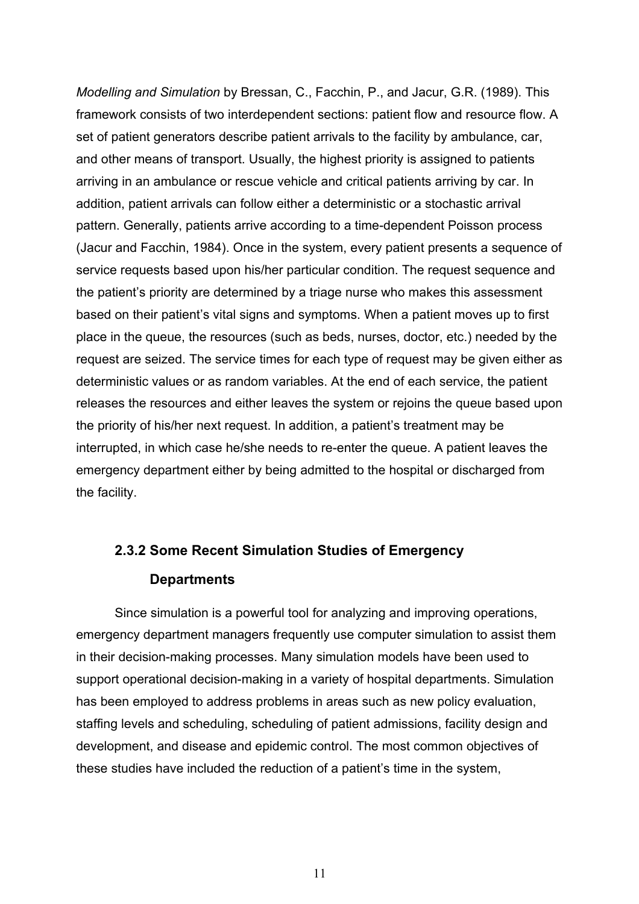*Modelling and Simulation* by Bressan, C., Facchin, P., and Jacur, G.R. (1989). This framework consists of two interdependent sections: patient flow and resource flow. A set of patient generators describe patient arrivals to the facility by ambulance, car, and other means of transport. Usually, the highest priority is assigned to patients arriving in an ambulance or rescue vehicle and critical patients arriving by car. In addition, patient arrivals can follow either a deterministic or a stochastic arrival pattern. Generally, patients arrive according to a time-dependent Poisson process (Jacur and Facchin, 1984). Once in the system, every patient presents a sequence of service requests based upon his/her particular condition. The request sequence and the patient's priority are determined by a triage nurse who makes this assessment based on their patient's vital signs and symptoms. When a patient moves up to first place in the queue, the resources (such as beds, nurses, doctor, etc.) needed by the request are seized. The service times for each type of request may be given either as deterministic values or as random variables. At the end of each service, the patient releases the resources and either leaves the system or rejoins the queue based upon the priority of his/her next request. In addition, a patient's treatment may be interrupted, in which case he/she needs to re-enter the queue. A patient leaves the emergency department either by being admitted to the hospital or discharged from the facility.

### 2.3.2 Some Recent Simulation Studies of Emergency Departments

Since simulation is a powerful tool for analyzing and improving operations, emergency department managers frequently use computer simulation to assist them in their decision-making processes. Many simulation models have been used to support operational decision-making in a variety of hospital departments. Simulation has been employed to address problems in areas such as new policy evaluation, staffing levels and scheduling, scheduling of patient admissions, facility design and development, and disease and epidemic control. The most common objectives of these studies have included the reduction of a patient's time in the system,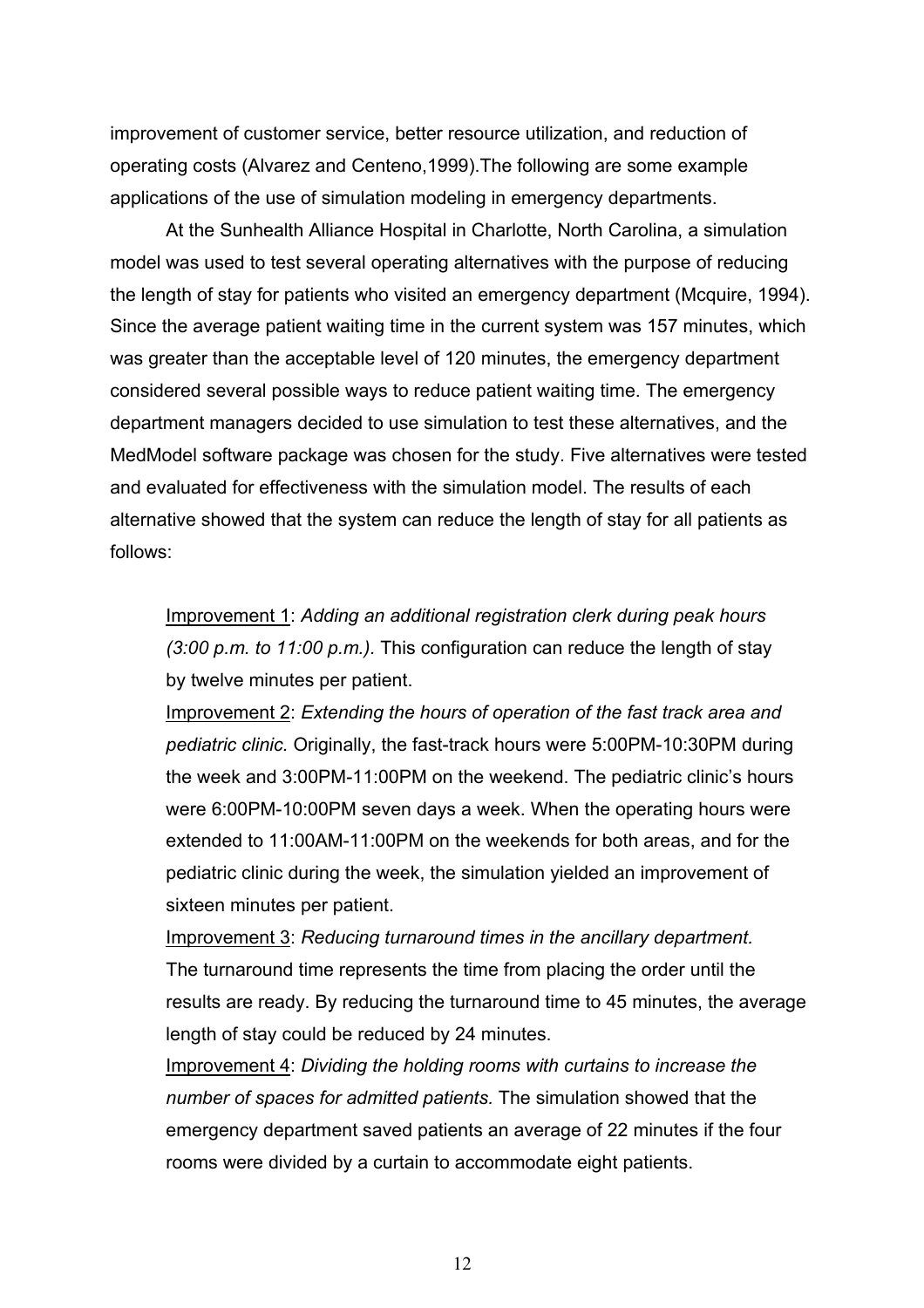improvement of customer service, better resource utilization, and reduction of operating costs (Alvarez and Centeno,1999).The following are some example applications of the use of simulation modeling in emergency departments.

At the Sunhealth Alliance Hospital in Charlotte, North Carolina, a simulation model was used to test several operating alternatives with the purpose of reducing the length of stay for patients who visited an emergency department (Mcquire, 1994). Since the average patient waiting time in the current system was 157 minutes, which was greater than the acceptable level of 120 minutes, the emergency department considered several possible ways to reduce patient waiting time. The emergency department managers decided to use simulation to test these alternatives, and the MedModel software package was chosen for the study. Five alternatives were tested and evaluated for effectiveness with the simulation model. The results of each alternative showed that the system can reduce the length of stay for all patients as follows:

> <u>Improvement 1</u>: *Adding an additional registration clerk during peak hours (3:00 p.m. to 11:00 p.m.).* This configuration can reduce the length of stay by twelve minutes per patient.
>
> <u>Improvement 2</u>: *Extending the hours of operation of the fast track area and pediatric clinic.* Originally, the fast-track hours were 5:00PM-10:30PM during the week and 3:00PM-11:00PM on the weekend. The pediatric clinic's hours were 6:00PM-10:00PM seven days a week. When the operating hours were extended to 11:00AM-11:00PM on the weekends for both areas, and for the pediatric clinic during the week, the simulation yielded an improvement of sixteen minutes per patient.
>
> <u>Improvement 3</u>: *Reducing turnaround times in the ancillary department.* The turnaround time represents the time from placing the order until the results are ready. By reducing the turnaround time to 45 minutes, the average length of stay could be reduced by 24 minutes.
>
> <u>Improvement 4</u>: *Dividing the holding rooms with curtains to increase the number of spaces for admitted patients.* The simulation showed that the emergency department saved patients an average of 22 minutes if the four rooms were divided by a curtain to accommodate eight patients.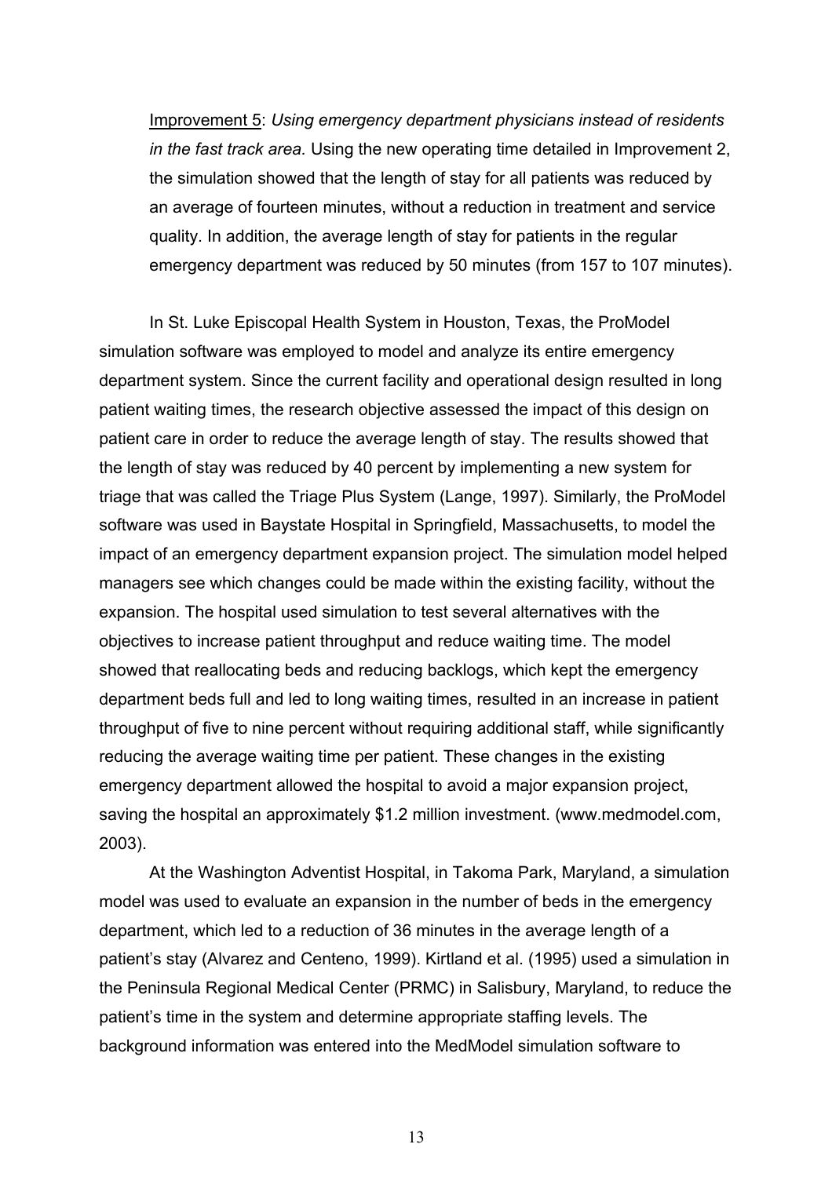Improvement 5: *Using emergency department physicians instead of residents in the fast track area.* Using the new operating time detailed in Improvement 2, the simulation showed that the length of stay for all patients was reduced by an average of fourteen minutes, without a reduction in treatment and service quality. In addition, the average length of stay for patients in the regular emergency department was reduced by 50 minutes (from 157 to 107 minutes).

In St. Luke Episcopal Health System in Houston, Texas, the ProModel simulation software was employed to model and analyze its entire emergency department system. Since the current facility and operational design resulted in long patient waiting times, the research objective assessed the impact of this design on patient care in order to reduce the average length of stay. The results showed that the length of stay was reduced by 40 percent by implementing a new system for triage that was called the Triage Plus System (Lange, 1997). Similarly, the ProModel software was used in Baystate Hospital in Springfield, Massachusetts, to model the impact of an emergency department expansion project. The simulation model helped managers see which changes could be made within the existing facility, without the expansion. The hospital used simulation to test several alternatives with the objectives to increase patient throughput and reduce waiting time. The model showed that reallocating beds and reducing backlogs, which kept the emergency department beds full and led to long waiting times, resulted in an increase in patient throughput of five to nine percent without requiring additional staff, while significantly reducing the average waiting time per patient. These changes in the existing emergency department allowed the hospital to avoid a major expansion project, saving the hospital an approximately $1.2 million investment. (www.medmodel.com, 2003).

At the Washington Adventist Hospital, in Takoma Park, Maryland, a simulation model was used to evaluate an expansion in the number of beds in the emergency department, which led to a reduction of 36 minutes in the average length of a patient's stay (Alvarez and Centeno, 1999). Kirtland et al. (1995) used a simulation in the Peninsula Regional Medical Center (PRMC) in Salisbury, Maryland, to reduce the patient's time in the system and determine appropriate staffing levels. The background information was entered into the MedModel simulation software to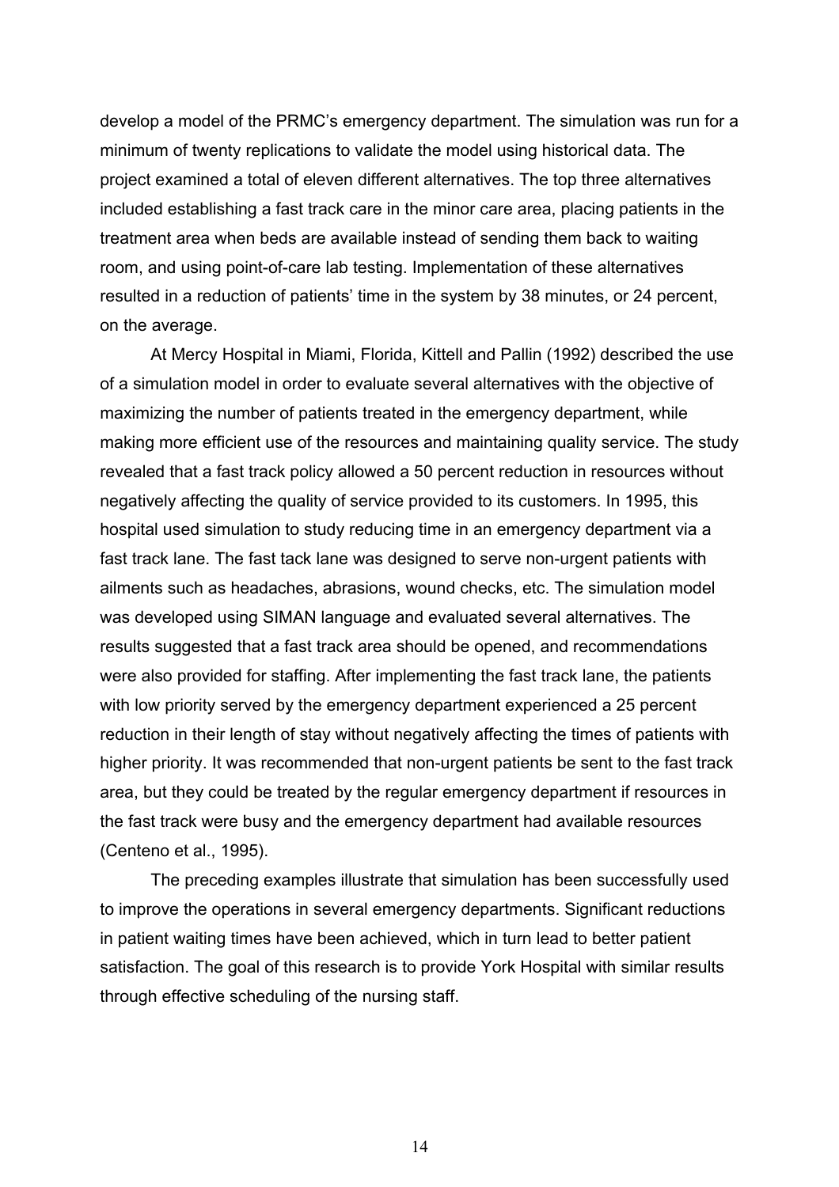develop a model of the PRMC's emergency department. The simulation was run for a minimum of twenty replications to validate the model using historical data. The project examined a total of eleven different alternatives. The top three alternatives included establishing a fast track care in the minor care area, placing patients in the treatment area when beds are available instead of sending them back to waiting room, and using point-of-care lab testing. Implementation of these alternatives resulted in a reduction of patients' time in the system by 38 minutes, or 24 percent, on the average.

At Mercy Hospital in Miami, Florida, Kittell and Pallin (1992) described the use of a simulation model in order to evaluate several alternatives with the objective of maximizing the number of patients treated in the emergency department, while making more efficient use of the resources and maintaining quality service. The study revealed that a fast track policy allowed a 50 percent reduction in resources without negatively affecting the quality of service provided to its customers. In 1995, this hospital used simulation to study reducing time in an emergency department via a fast track lane. The fast tack lane was designed to serve non-urgent patients with ailments such as headaches, abrasions, wound checks, etc. The simulation model was developed using SIMAN language and evaluated several alternatives. The results suggested that a fast track area should be opened, and recommendations were also provided for staffing. After implementing the fast track lane, the patients with low priority served by the emergency department experienced a 25 percent reduction in their length of stay without negatively affecting the times of patients with higher priority. It was recommended that non-urgent patients be sent to the fast track area, but they could be treated by the regular emergency department if resources in the fast track were busy and the emergency department had available resources (Centeno et al., 1995).

The preceding examples illustrate that simulation has been successfully used to improve the operations in several emergency departments. Significant reductions in patient waiting times have been achieved, which in turn lead to better patient satisfaction. The goal of this research is to provide York Hospital with similar results through effective scheduling of the nursing staff.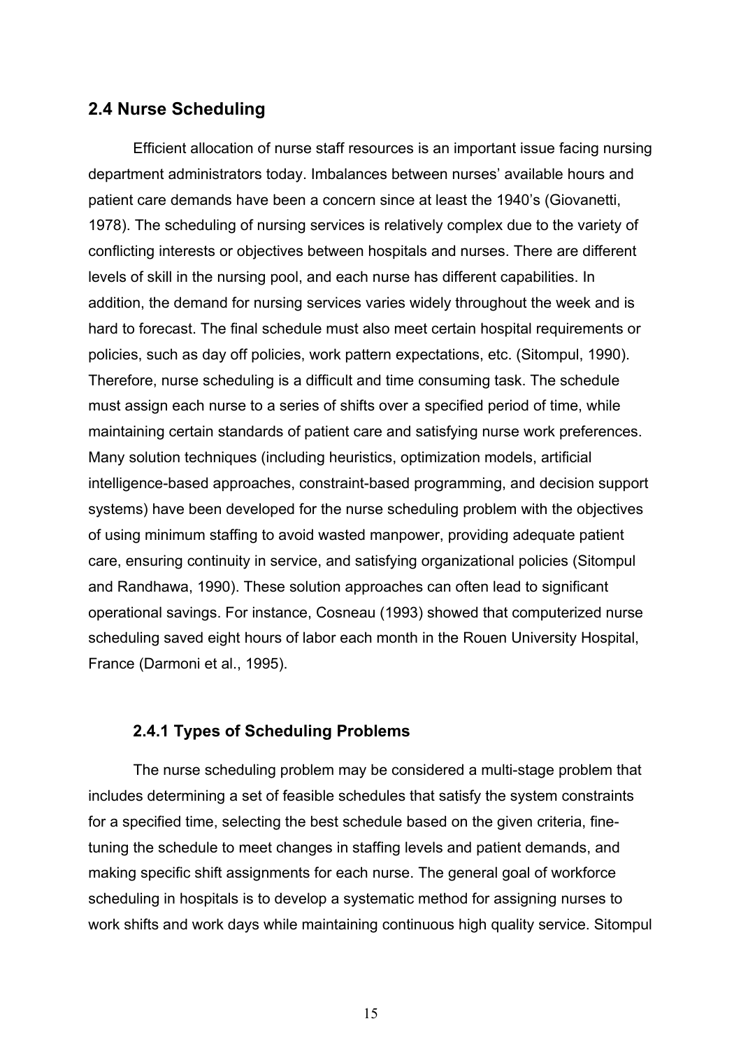## 2.4 Nurse Scheduling

Efficient allocation of nurse staff resources is an important issue facing nursing department administrators today. Imbalances between nurses' available hours and patient care demands have been a concern since at least the 1940's (Giovanetti, 1978). The scheduling of nursing services is relatively complex due to the variety of conflicting interests or objectives between hospitals and nurses. There are different levels of skill in the nursing pool, and each nurse has different capabilities. In addition, the demand for nursing services varies widely throughout the week and is hard to forecast. The final schedule must also meet certain hospital requirements or policies, such as day off policies, work pattern expectations, etc. (Sitompul, 1990). Therefore, nurse scheduling is a difficult and time consuming task. The schedule must assign each nurse to a series of shifts over a specified period of time, while maintaining certain standards of patient care and satisfying nurse work preferences. Many solution techniques (including heuristics, optimization models, artificial intelligence-based approaches, constraint-based programming, and decision support systems) have been developed for the nurse scheduling problem with the objectives of using minimum staffing to avoid wasted manpower, providing adequate patient care, ensuring continuity in service, and satisfying organizational policies (Sitompul and Randhawa, 1990). These solution approaches can often lead to significant operational savings. For instance, Cosneau (1993) showed that computerized nurse scheduling saved eight hours of labor each month in the Rouen University Hospital, France (Darmoni et al., 1995).

### 2.4.1 Types of Scheduling Problems

The nurse scheduling problem may be considered a multi-stage problem that includes determining a set of feasible schedules that satisfy the system constraints for a specified time, selecting the best schedule based on the given criteria, fine-tuning the schedule to meet changes in staffing levels and patient demands, and making specific shift assignments for each nurse. The general goal of workforce scheduling in hospitals is to develop a systematic method for assigning nurses to work shifts and work days while maintaining continuous high quality service. Sitompul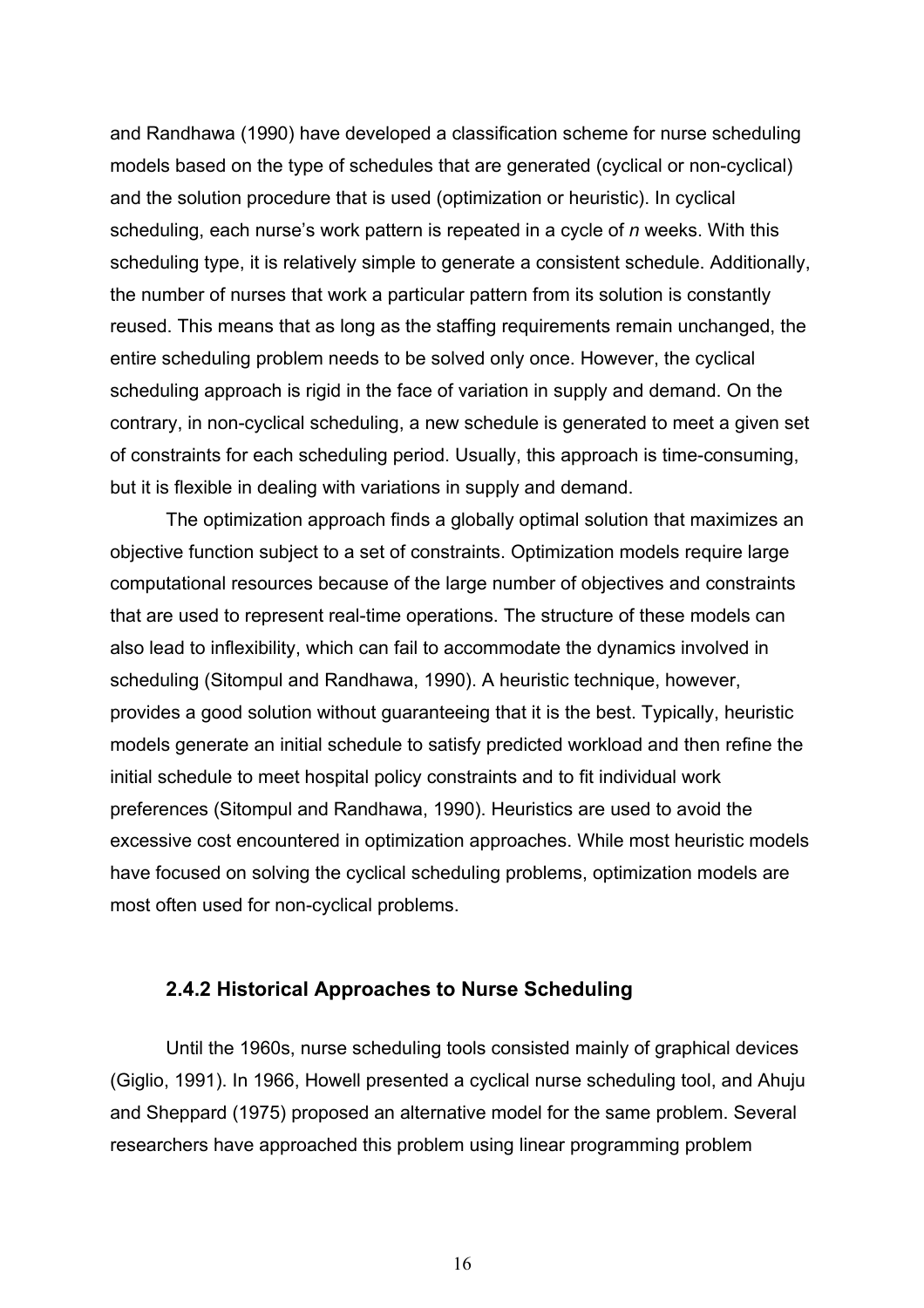and Randhawa (1990) have developed a classification scheme for nurse scheduling models based on the type of schedules that are generated (cyclical or non-cyclical) and the solution procedure that is used (optimization or heuristic). In cyclical scheduling, each nurse's work pattern is repeated in a cycle of *n* weeks. With this scheduling type, it is relatively simple to generate a consistent schedule. Additionally, the number of nurses that work a particular pattern from its solution is constantly reused. This means that as long as the staffing requirements remain unchanged, the entire scheduling problem needs to be solved only once. However, the cyclical scheduling approach is rigid in the face of variation in supply and demand. On the contrary, in non-cyclical scheduling, a new schedule is generated to meet a given set of constraints for each scheduling period. Usually, this approach is time-consuming, but it is flexible in dealing with variations in supply and demand.

The optimization approach finds a globally optimal solution that maximizes an objective function subject to a set of constraints. Optimization models require large computational resources because of the large number of objectives and constraints that are used to represent real-time operations. The structure of these models can also lead to inflexibility, which can fail to accommodate the dynamics involved in scheduling (Sitompul and Randhawa, 1990). A heuristic technique, however, provides a good solution without guaranteeing that it is the best. Typically, heuristic models generate an initial schedule to satisfy predicted workload and then refine the initial schedule to meet hospital policy constraints and to fit individual work preferences (Sitompul and Randhawa, 1990). Heuristics are used to avoid the excessive cost encountered in optimization approaches. While most heuristic models have focused on solving the cyclical scheduling problems, optimization models are most often used for non-cyclical problems.

### 2.4.2 Historical Approaches to Nurse Scheduling

Until the 1960s, nurse scheduling tools consisted mainly of graphical devices (Giglio, 1991). In 1966, Howell presented a cyclical nurse scheduling tool, and Ahuju and Sheppard (1975) proposed an alternative model for the same problem. Several researchers have approached this problem using linear programming problem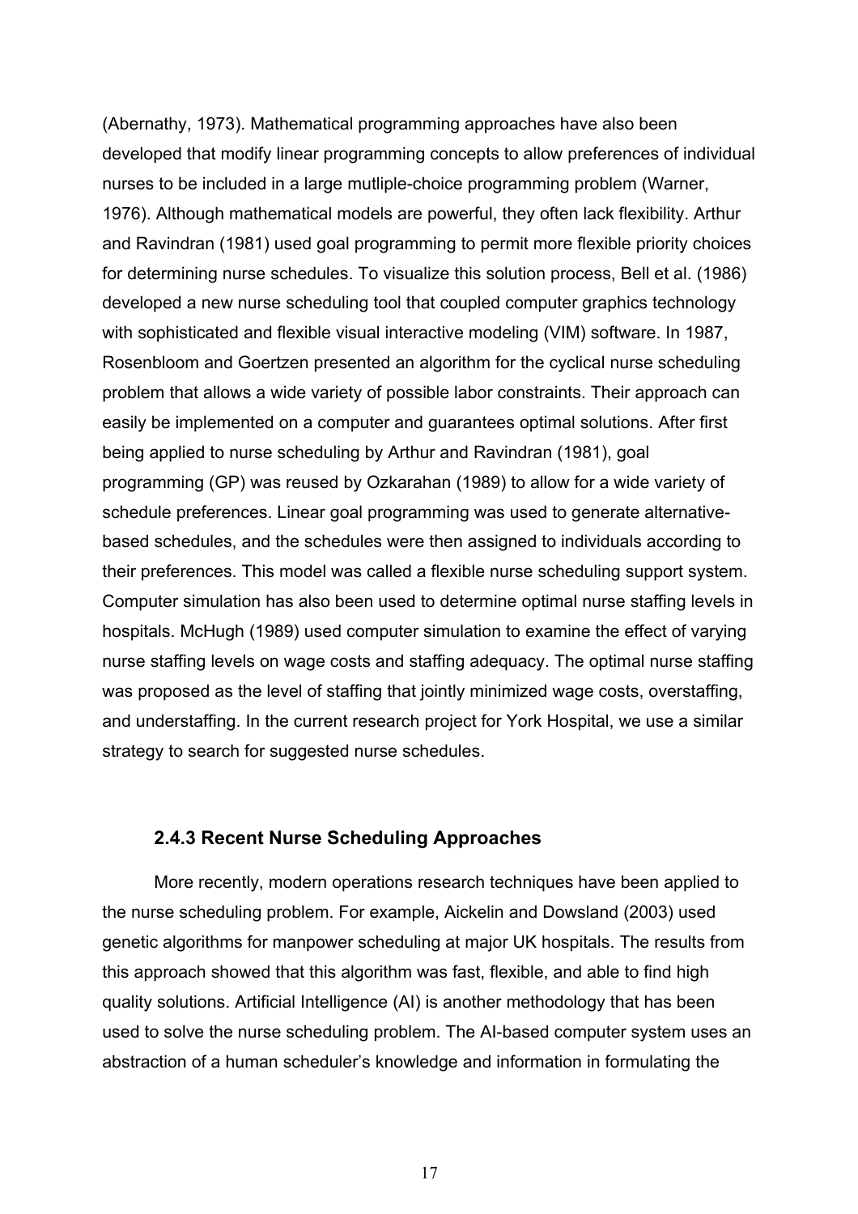(Abernathy, 1973). Mathematical programming approaches have also been developed that modify linear programming concepts to allow preferences of individual nurses to be included in a large mutliple-choice programming problem (Warner, 1976). Although mathematical models are powerful, they often lack flexibility. Arthur and Ravindran (1981) used goal programming to permit more flexible priority choices for determining nurse schedules. To visualize this solution process, Bell et al. (1986) developed a new nurse scheduling tool that coupled computer graphics technology with sophisticated and flexible visual interactive modeling (VIM) software. In 1987, Rosenbloom and Goertzen presented an algorithm for the cyclical nurse scheduling problem that allows a wide variety of possible labor constraints. Their approach can easily be implemented on a computer and guarantees optimal solutions. After first being applied to nurse scheduling by Arthur and Ravindran (1981), goal programming (GP) was reused by Ozkarahan (1989) to allow for a wide variety of schedule preferences. Linear goal programming was used to generate alternative-based schedules, and the schedules were then assigned to individuals according to their preferences. This model was called a flexible nurse scheduling support system. Computer simulation has also been used to determine optimal nurse staffing levels in hospitals. McHugh (1989) used computer simulation to examine the effect of varying nurse staffing levels on wage costs and staffing adequacy. The optimal nurse staffing was proposed as the level of staffing that jointly minimized wage costs, overstaffing, and understaffing. In the current research project for York Hospital, we use a similar strategy to search for suggested nurse schedules.

### 2.4.3 Recent Nurse Scheduling Approaches

More recently, modern operations research techniques have been applied to the nurse scheduling problem. For example, Aickelin and Dowsland (2003) used genetic algorithms for manpower scheduling at major UK hospitals. The results from this approach showed that this algorithm was fast, flexible, and able to find high quality solutions. Artificial Intelligence (AI) is another methodology that has been used to solve the nurse scheduling problem. The AI-based computer system uses an abstraction of a human scheduler's knowledge and information in formulating the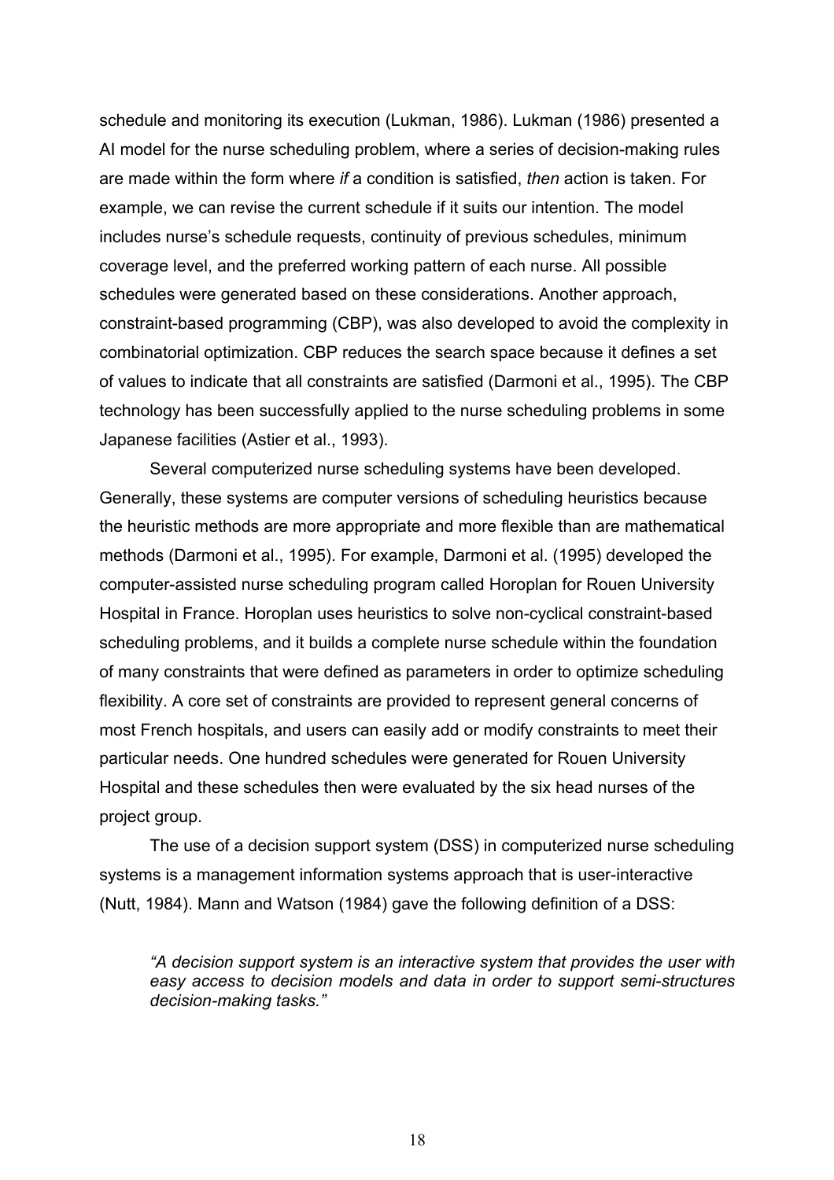schedule and monitoring its execution (Lukman, 1986). Lukman (1986) presented a AI model for the nurse scheduling problem, where a series of decision-making rules are made within the form where *if* a condition is satisfied, *then* action is taken. For example, we can revise the current schedule if it suits our intention. The model includes nurse's schedule requests, continuity of previous schedules, minimum coverage level, and the preferred working pattern of each nurse. All possible schedules were generated based on these considerations. Another approach, constraint-based programming (CBP), was also developed to avoid the complexity in combinatorial optimization. CBP reduces the search space because it defines a set of values to indicate that all constraints are satisfied (Darmoni et al., 1995). The CBP technology has been successfully applied to the nurse scheduling problems in some Japanese facilities (Astier et al., 1993).

Several computerized nurse scheduling systems have been developed. Generally, these systems are computer versions of scheduling heuristics because the heuristic methods are more appropriate and more flexible than are mathematical methods (Darmoni et al., 1995). For example, Darmoni et al. (1995) developed the computer-assisted nurse scheduling program called Horoplan for Rouen University Hospital in France. Horoplan uses heuristics to solve non-cyclical constraint-based scheduling problems, and it builds a complete nurse schedule within the foundation of many constraints that were defined as parameters in order to optimize scheduling flexibility. A core set of constraints are provided to represent general concerns of most French hospitals, and users can easily add or modify constraints to meet their particular needs. One hundred schedules were generated for Rouen University Hospital and these schedules then were evaluated by the six head nurses of the project group.

The use of a decision support system (DSS) in computerized nurse scheduling systems is a management information systems approach that is user-interactive (Nutt, 1984). Mann and Watson (1984) gave the following definition of a DSS:

> *"A decision support system is an interactive system that provides the user with easy access to decision models and data in order to support semi-structures decision-making tasks."*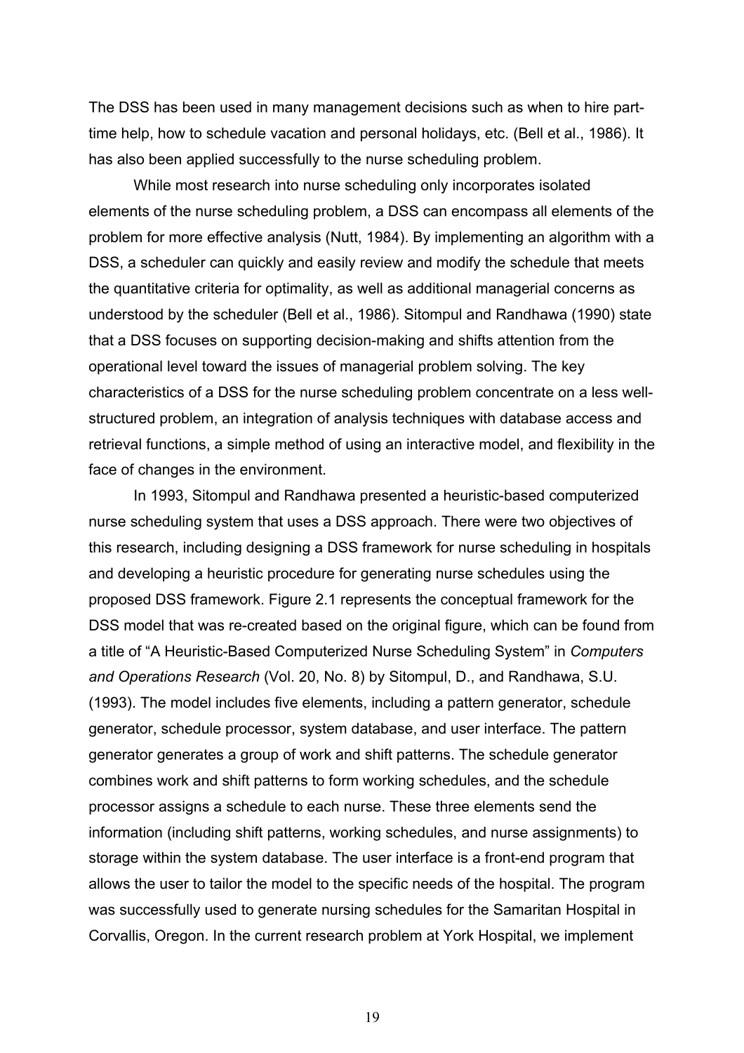The DSS has been used in many management decisions such as when to hire part-time help, how to schedule vacation and personal holidays, etc. (Bell et al., 1986). It has also been applied successfully to the nurse scheduling problem.

While most research into nurse scheduling only incorporates isolated elements of the nurse scheduling problem, a DSS can encompass all elements of the problem for more effective analysis (Nutt, 1984). By implementing an algorithm with a DSS, a scheduler can quickly and easily review and modify the schedule that meets the quantitative criteria for optimality, as well as additional managerial concerns as understood by the scheduler (Bell et al., 1986). Sitompul and Randhawa (1990) state that a DSS focuses on supporting decision-making and shifts attention from the operational level toward the issues of managerial problem solving. The key characteristics of a DSS for the nurse scheduling problem concentrate on a less well-structured problem, an integration of analysis techniques with database access and retrieval functions, a simple method of using an interactive model, and flexibility in the face of changes in the environment.

In 1993, Sitompul and Randhawa presented a heuristic-based computerized nurse scheduling system that uses a DSS approach. There were two objectives of this research, including designing a DSS framework for nurse scheduling in hospitals and developing a heuristic procedure for generating nurse schedules using the proposed DSS framework. Figure 2.1 represents the conceptual framework for the DSS model that was re-created based on the original figure, which can be found from a title of "A Heuristic-Based Computerized Nurse Scheduling System" in *Computers and Operations Research* (Vol. 20, No. 8) by Sitompul, D., and Randhawa, S.U. (1993). The model includes five elements, including a pattern generator, schedule generator, schedule processor, system database, and user interface. The pattern generator generates a group of work and shift patterns. The schedule generator combines work and shift patterns to form working schedules, and the schedule processor assigns a schedule to each nurse. These three elements send the information (including shift patterns, working schedules, and nurse assignments) to storage within the system database. The user interface is a front-end program that allows the user to tailor the model to the specific needs of the hospital. The program was successfully used to generate nursing schedules for the Samaritan Hospital in Corvallis, Oregon. In the current research problem at York Hospital, we implement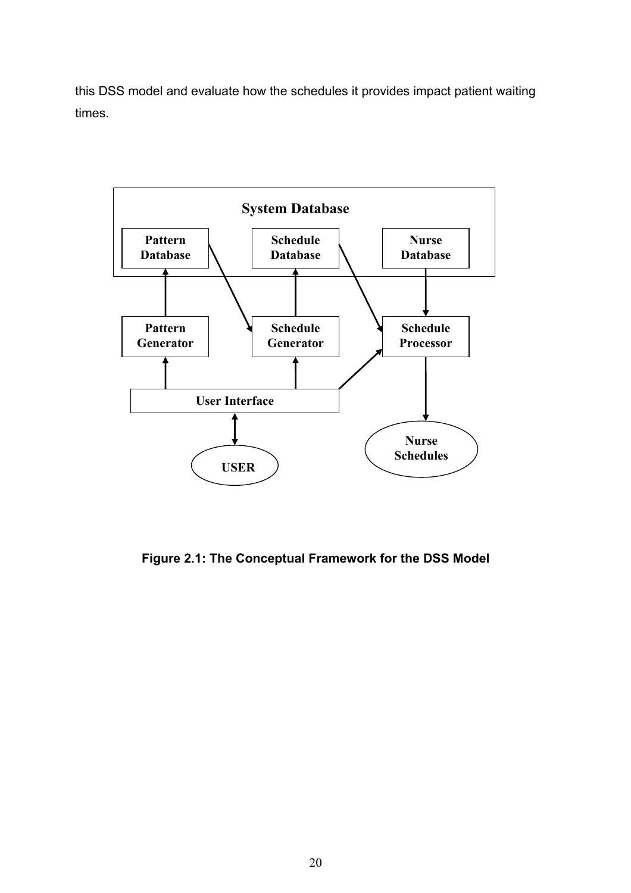this DSS model and evaluate how the schedules it provides impact patient waiting times.

**Figure 2.1: The Conceptual Framework for the DSS Model**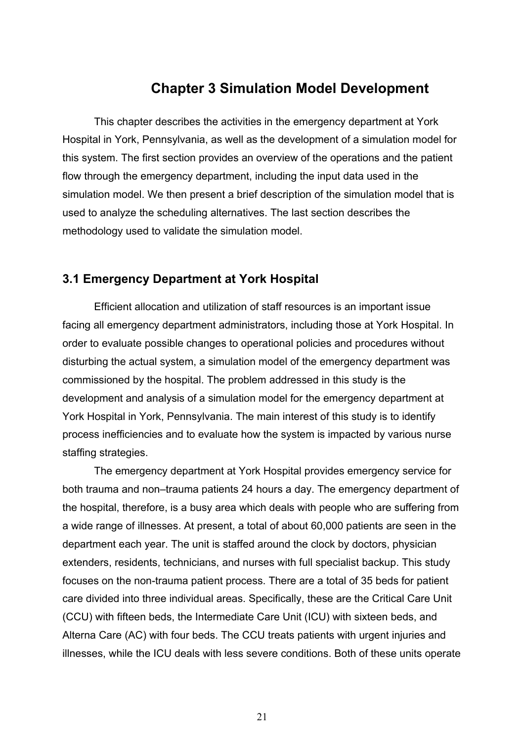# Chapter 3 Simulation Model Development

This chapter describes the activities in the emergency department at York Hospital in York, Pennsylvania, as well as the development of a simulation model for this system. The first section provides an overview of the operations and the patient flow through the emergency department, including the input data used in the simulation model. We then present a brief description of the simulation model that is used to analyze the scheduling alternatives. The last section describes the methodology used to validate the simulation model.

## 3.1 Emergency Department at York Hospital

Efficient allocation and utilization of staff resources is an important issue facing all emergency department administrators, including those at York Hospital. In order to evaluate possible changes to operational policies and procedures without disturbing the actual system, a simulation model of the emergency department was commissioned by the hospital. The problem addressed in this study is the development and analysis of a simulation model for the emergency department at York Hospital in York, Pennsylvania. The main interest of this study is to identify process inefficiencies and to evaluate how the system is impacted by various nurse staffing strategies.

The emergency department at York Hospital provides emergency service for both trauma and non–trauma patients 24 hours a day. The emergency department of the hospital, therefore, is a busy area which deals with people who are suffering from a wide range of illnesses. At present, a total of about 60,000 patients are seen in the department each year. The unit is staffed around the clock by doctors, physician extenders, residents, technicians, and nurses with full specialist backup. This study focuses on the non-trauma patient process. There are a total of 35 beds for patient care divided into three individual areas. Specifically, these are the Critical Care Unit (CCU) with fifteen beds, the Intermediate Care Unit (ICU) with sixteen beds, and Alterna Care (AC) with four beds. The CCU treats patients with urgent injuries and illnesses, while the ICU deals with less severe conditions. Both of these units operate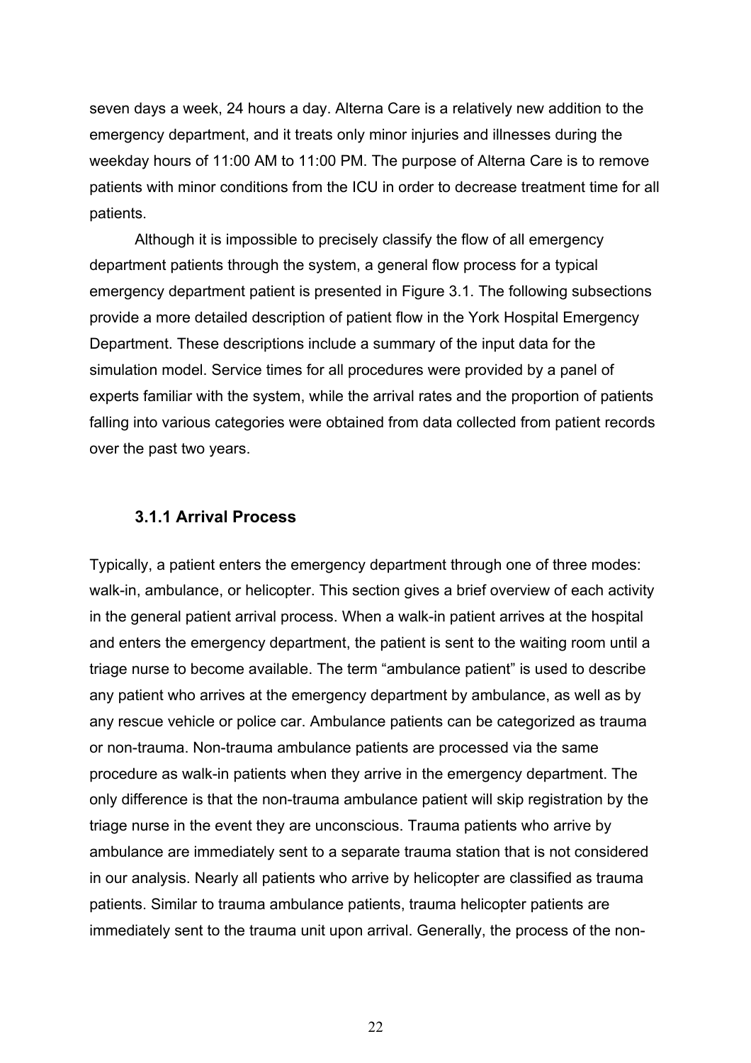seven days a week, 24 hours a day. Alterna Care is a relatively new addition to the emergency department, and it treats only minor injuries and illnesses during the weekday hours of 11:00 AM to 11:00 PM. The purpose of Alterna Care is to remove patients with minor conditions from the ICU in order to decrease treatment time for all patients.

Although it is impossible to precisely classify the flow of all emergency department patients through the system, a general flow process for a typical emergency department patient is presented in Figure 3.1. The following subsections provide a more detailed description of patient flow in the York Hospital Emergency Department. These descriptions include a summary of the input data for the simulation model. Service times for all procedures were provided by a panel of experts familiar with the system, while the arrival rates and the proportion of patients falling into various categories were obtained from data collected from patient records over the past two years.

### 3.1.1 Arrival Process

Typically, a patient enters the emergency department through one of three modes: walk-in, ambulance, or helicopter. This section gives a brief overview of each activity in the general patient arrival process. When a walk-in patient arrives at the hospital and enters the emergency department, the patient is sent to the waiting room until a triage nurse to become available. The term "ambulance patient" is used to describe any patient who arrives at the emergency department by ambulance, as well as by any rescue vehicle or police car. Ambulance patients can be categorized as trauma or non-trauma. Non-trauma ambulance patients are processed via the same procedure as walk-in patients when they arrive in the emergency department. The only difference is that the non-trauma ambulance patient will skip registration by the triage nurse in the event they are unconscious. Trauma patients who arrive by ambulance are immediately sent to a separate trauma station that is not considered in our analysis. Nearly all patients who arrive by helicopter are classified as trauma patients. Similar to trauma ambulance patients, trauma helicopter patients are immediately sent to the trauma unit upon arrival. Generally, the process of the non-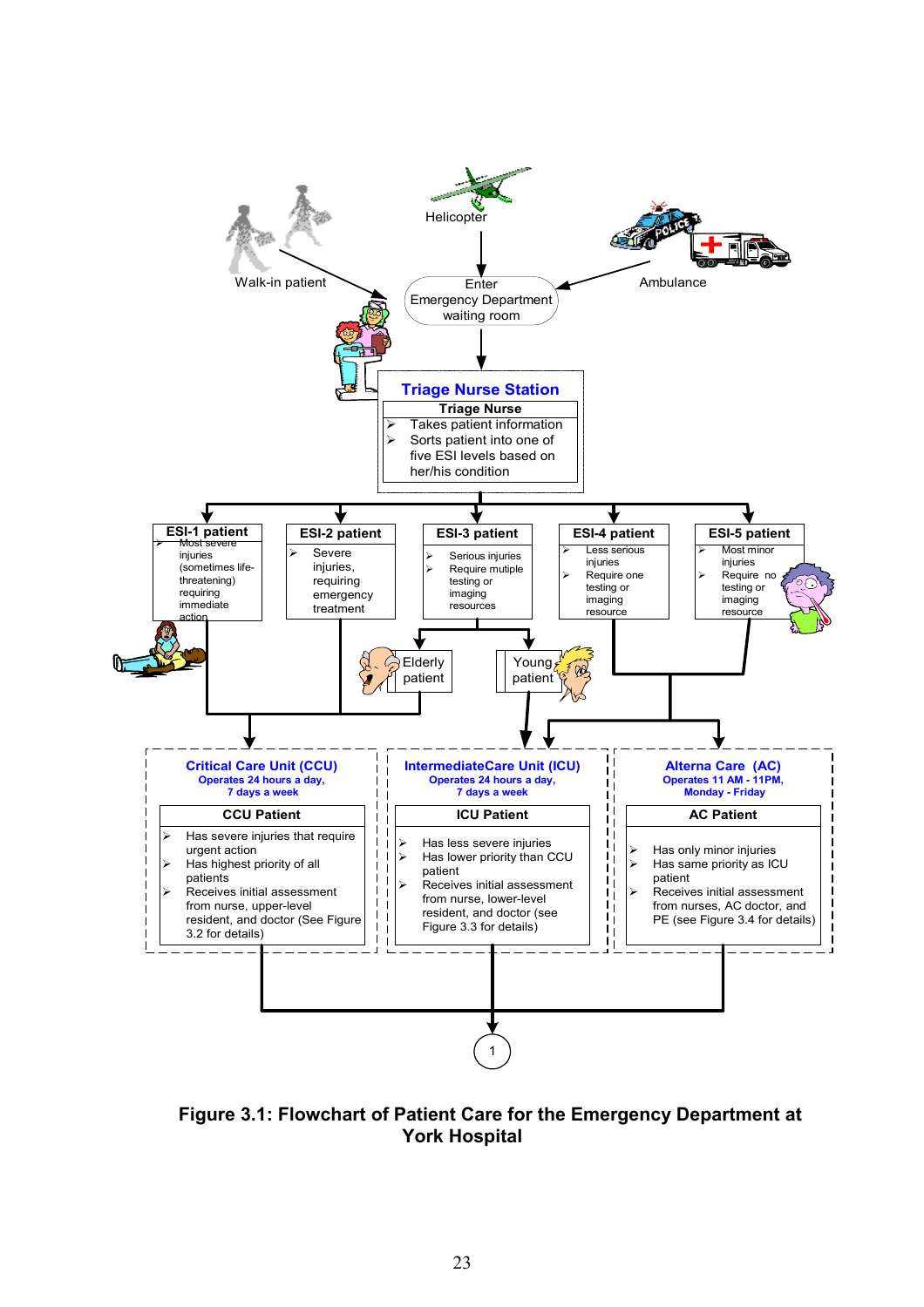Helicopter

Walk-in patient

Ambulance

Enter Emergency Department waiting room

**Triage Nurse Station**

**Triage Nurse**

- Takes patient information
- Sorts patient into one of five ESI levels based on her/his condition

**ESI-1 patient**

- Most severe injuries (sometimes life-threatening) requiring immediate action

**ESI-2 patient**

- Severe injuries, requiring emergency treatment

**ESI-3 patient**

- Serious injuries
- Require mutiple testing or imaging resources

**ESI-4 patient**

- Less serious injuries
- Require one testing or imaging resource

**ESI-5 patient**

- Most minor injuries
- Require no testing or imaging resource

Elderly patient

Young patient

**Critical Care Unit (CCU)**
**Operates 24 hours a day, 7 days a week**

**CCU Patient**

- Has severe injuries that require urgent action
- Has highest priority of all patients
- Receives initial assessment from nurse, upper-level resident, and doctor (See Figure 3.2 for details)

**IntermediateCare Unit (ICU)**
**Operates 24 hours a day, 7 days a week**

**ICU Patient**

- Has less severe injuries
- Has lower priority than CCU patient
- Receives initial assessment from nurse, lower-level resident, and doctor (see Figure 3.3 for details)

**Alterna Care (AC)**
**Operates 11 AM - 11PM, Monday - Friday**

**AC Patient**

- Has only minor injuries
- Has same priority as ICU patient
- Receives initial assessment from nurses, AC doctor, and PE (see Figure 3.4 for details)

1

**Figure 3.1: Flowchart of Patient Care for the Emergency Department at York Hospital**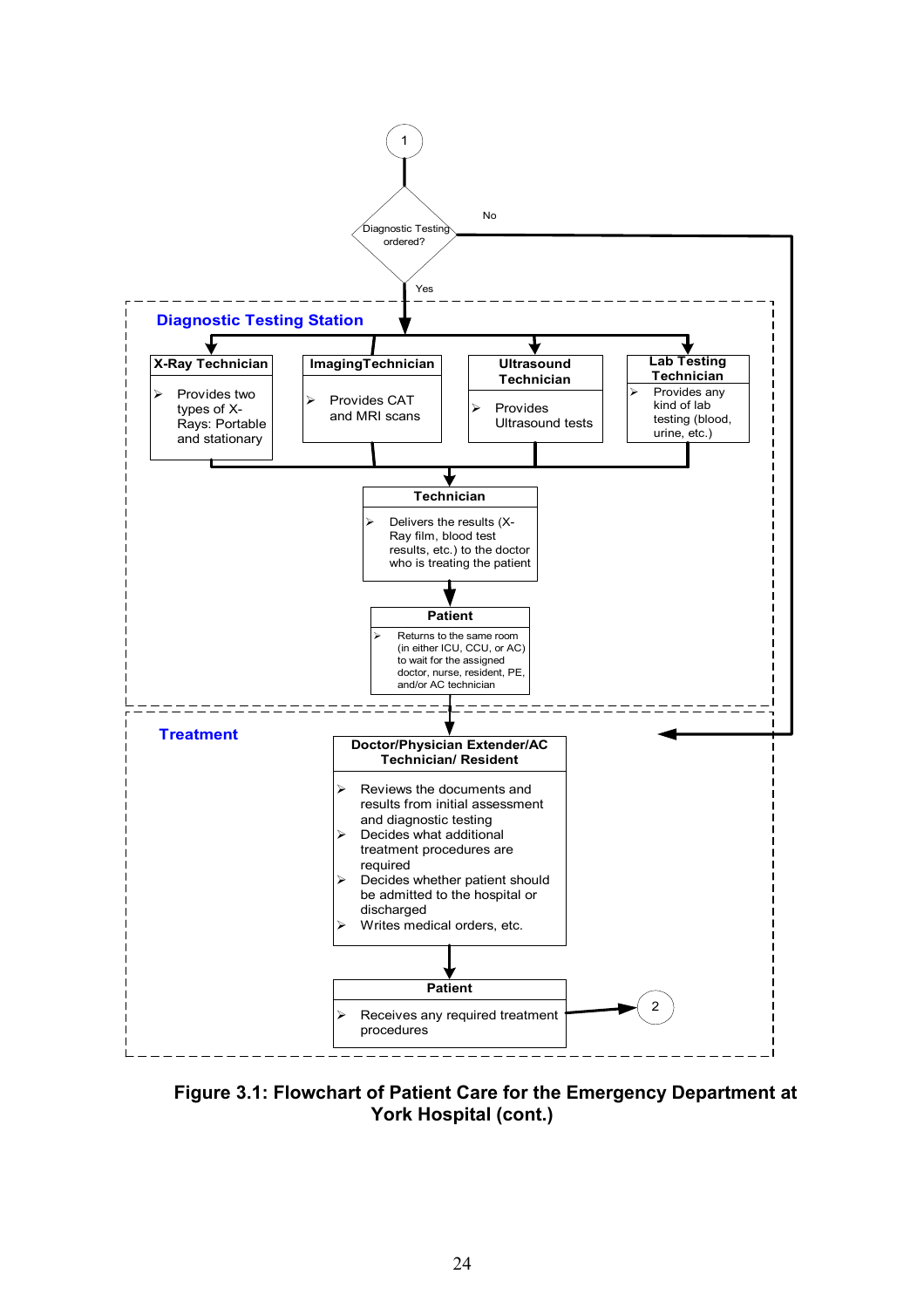1

Diagnostic Testing ordered?

No

Yes

**Diagnostic Testing Station**

**X-Ray Technician**

- Provides two types of X-Rays: Portable and stationary

**ImagingTechnician**

- Provides CAT and MRI scans

**Ultrasound Technician**

- Provides Ultrasound tests

**Lab Testing Technician**

- Provides any kind of lab testing (blood, urine, etc.)

**Technician**

- Delivers the results (X-Ray film, blood test results, etc.) to the doctor who is treating the patient

**Patient**

- Returns to the same room (in either ICU, CCU, or AC) to wait for the assigned doctor, nurse, resident, PE, and/or AC technician

**Treatment**

**Doctor/Physician Extender/AC Technician/ Resident**

- Reviews the documents and results from initial assessment and diagnostic testing
- Decides what additional treatment procedures are required
- Decides whether patient should be admitted to the hospital or discharged
- Writes medical orders, etc.

**Patient**

- Receives any required treatment procedures

2

**Figure 3.1: Flowchart of Patient Care for the Emergency Department at York Hospital (cont.)**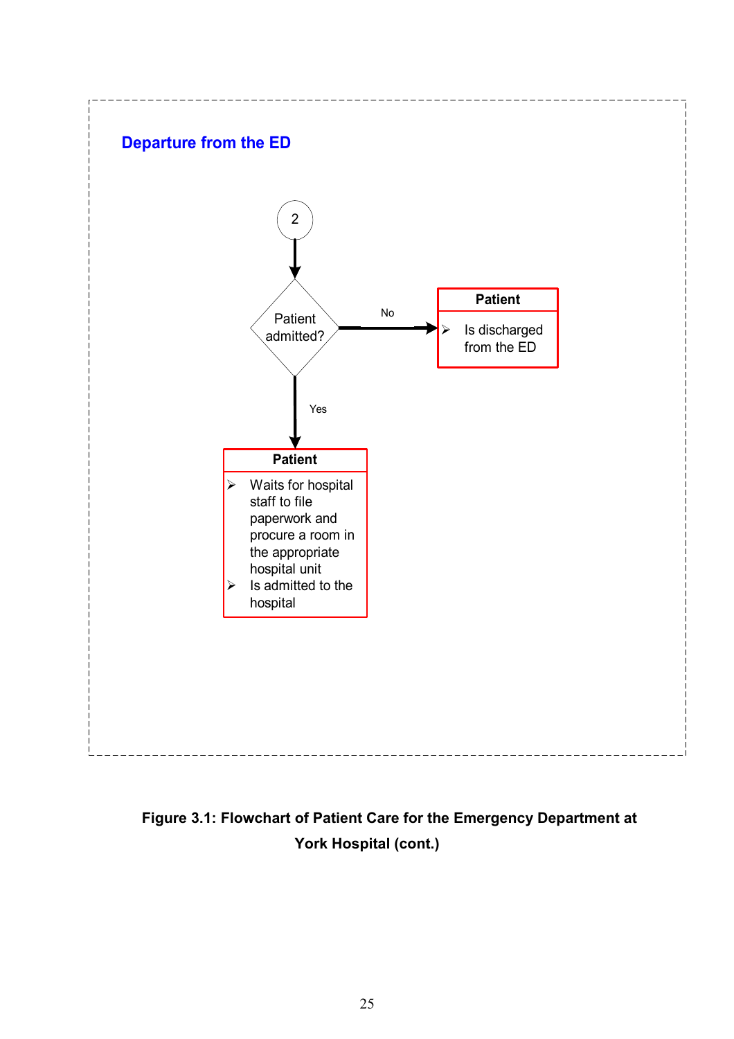## Departure from the ED

2

Patient admitted?

No →

**Patient**

- Is discharged from the ED

Yes ↓

**Patient**

- Waits for hospital staff to file paperwork and procure a room in the appropriate hospital unit
- Is admitted to the hospital

**Figure 3.1: Flowchart of Patient Care for the Emergency Department at York Hospital (cont.)**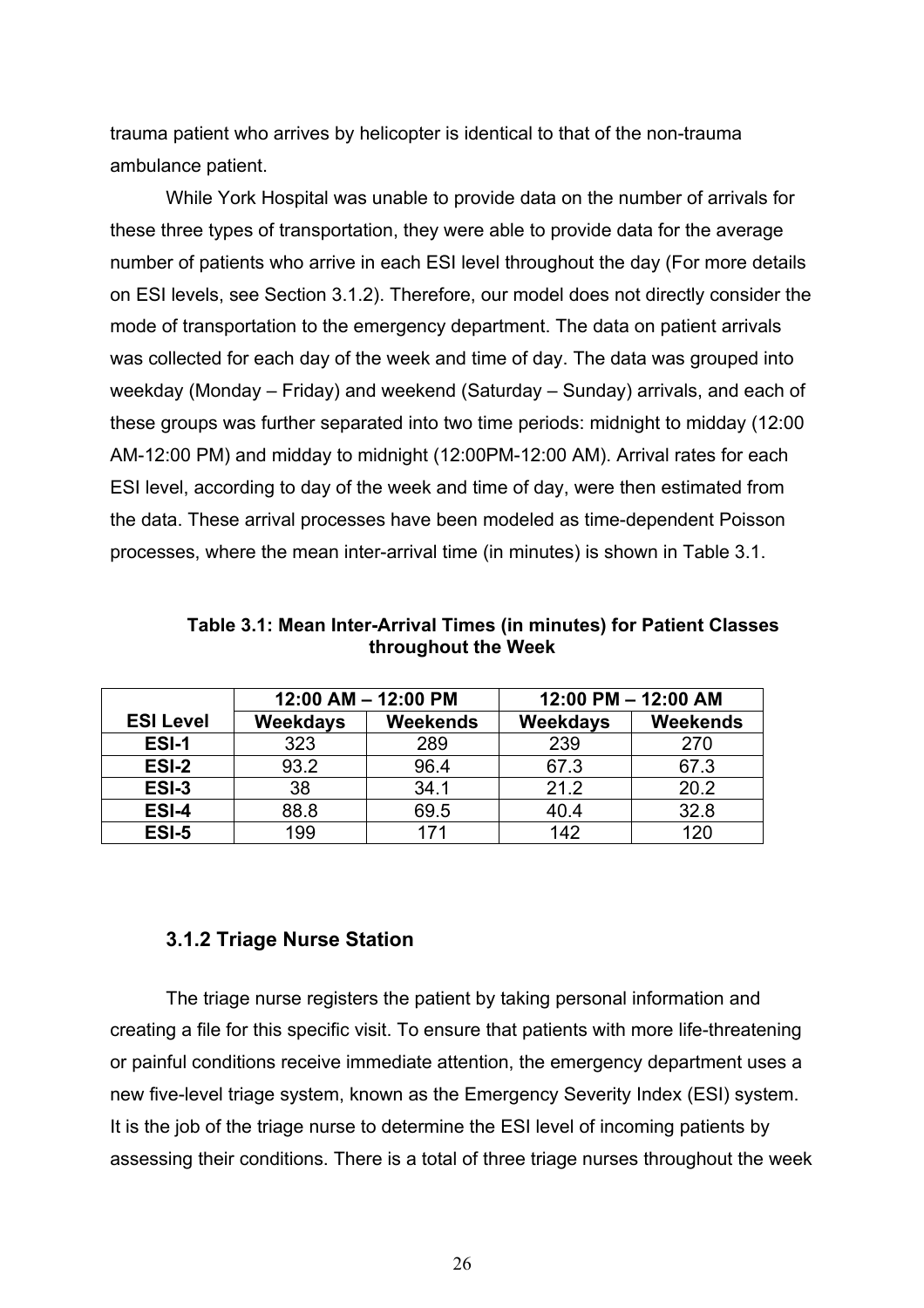trauma patient who arrives by helicopter is identical to that of the non-trauma ambulance patient.

While York Hospital was unable to provide data on the number of arrivals for these three types of transportation, they were able to provide data for the average number of patients who arrive in each ESI level throughout the day (For more details on ESI levels, see Section 3.1.2). Therefore, our model does not directly consider the mode of transportation to the emergency department. The data on patient arrivals was collected for each day of the week and time of day. The data was grouped into weekday (Monday – Friday) and weekend (Saturday – Sunday) arrivals, and each of these groups was further separated into two time periods: midnight to midday (12:00 AM-12:00 PM) and midday to midnight (12:00PM-12:00 AM). Arrival rates for each ESI level, according to day of the week and time of day, were then estimated from the data. These arrival processes have been modeled as time-dependent Poisson processes, where the mean inter-arrival time (in minutes) is shown in Table 3.1.

**Table 3.1: Mean Inter-Arrival Times (in minutes) for Patient Classes throughout the Week**

| | 12:00 AM – 12:00 PM | | 12:00 PM – 12:00 AM | |
|---|---|---|---|---|
| **ESI Level** | **Weekdays** | **Weekends** | **Weekdays** | **Weekends** |
| **ESI-1** | 323 | 289 | 239 | 270 |
| **ESI-2** | 93.2 | 96.4 | 67.3 | 67.3 |
| **ESI-3** | 38 | 34.1 | 21.2 | 20.2 |
| **ESI-4** | 88.8 | 69.5 | 40.4 | 32.8 |
| **ESI-5** | 199 | 171 | 142 | 120 |

### 3.1.2 Triage Nurse Station

The triage nurse registers the patient by taking personal information and creating a file for this specific visit. To ensure that patients with more life-threatening or painful conditions receive immediate attention, the emergency department uses a new five-level triage system, known as the Emergency Severity Index (ESI) system. It is the job of the triage nurse to determine the ESI level of incoming patients by assessing their conditions. There is a total of three triage nurses throughout the week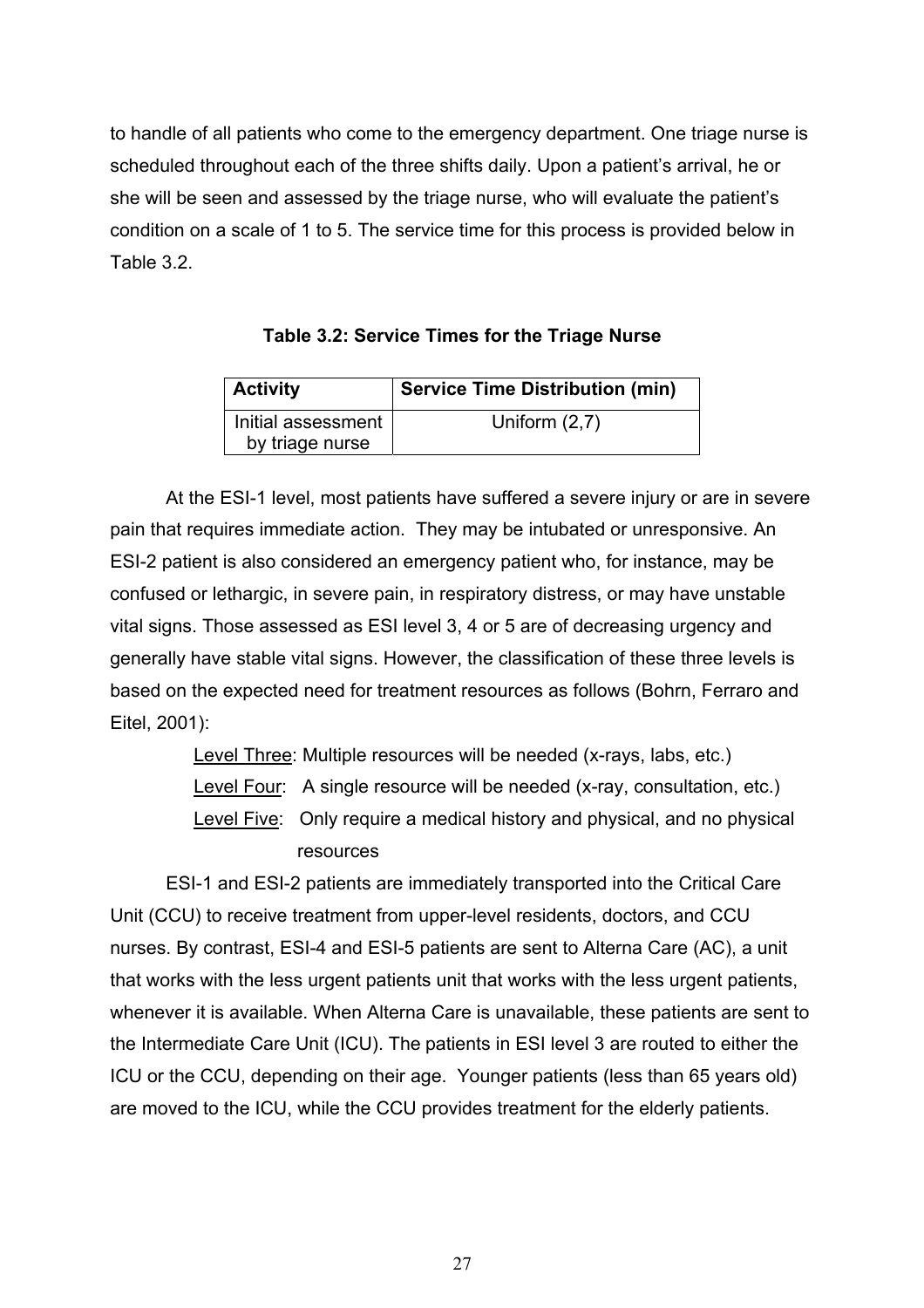to handle of all patients who come to the emergency department. One triage nurse is scheduled throughout each of the three shifts daily. Upon a patient's arrival, he or she will be seen and assessed by the triage nurse, who will evaluate the patient's condition on a scale of 1 to 5. The service time for this process is provided below in Table 3.2.

**Table 3.2: Service Times for the Triage Nurse**

| Activity | Service Time Distribution (min) |
|---|---|
| Initial assessment by triage nurse | Uniform (2,7) |

At the ESI-1 level, most patients have suffered a severe injury or are in severe pain that requires immediate action. They may be intubated or unresponsive. An ESI-2 patient is also considered an emergency patient who, for instance, may be confused or lethargic, in severe pain, in respiratory distress, or may have unstable vital signs. Those assessed as ESI level 3, 4 or 5 are of decreasing urgency and generally have stable vital signs. However, the classification of these three levels is based on the expected need for treatment resources as follows (Bohrn, Ferraro and Eitel, 2001):

Level Three: Multiple resources will be needed (x-rays, labs, etc.)
Level Four: A single resource will be needed (x-ray, consultation, etc.)
Level Five: Only require a medical history and physical, and no physical resources

ESI-1 and ESI-2 patients are immediately transported into the Critical Care Unit (CCU) to receive treatment from upper-level residents, doctors, and CCU nurses. By contrast, ESI-4 and ESI-5 patients are sent to Alterna Care (AC), a unit that works with the less urgent patients unit that works with the less urgent patients, whenever it is available. When Alterna Care is unavailable, these patients are sent to the Intermediate Care Unit (ICU). The patients in ESI level 3 are routed to either the ICU or the CCU, depending on their age. Younger patients (less than 65 years old) are moved to the ICU, while the CCU provides treatment for the elderly patients.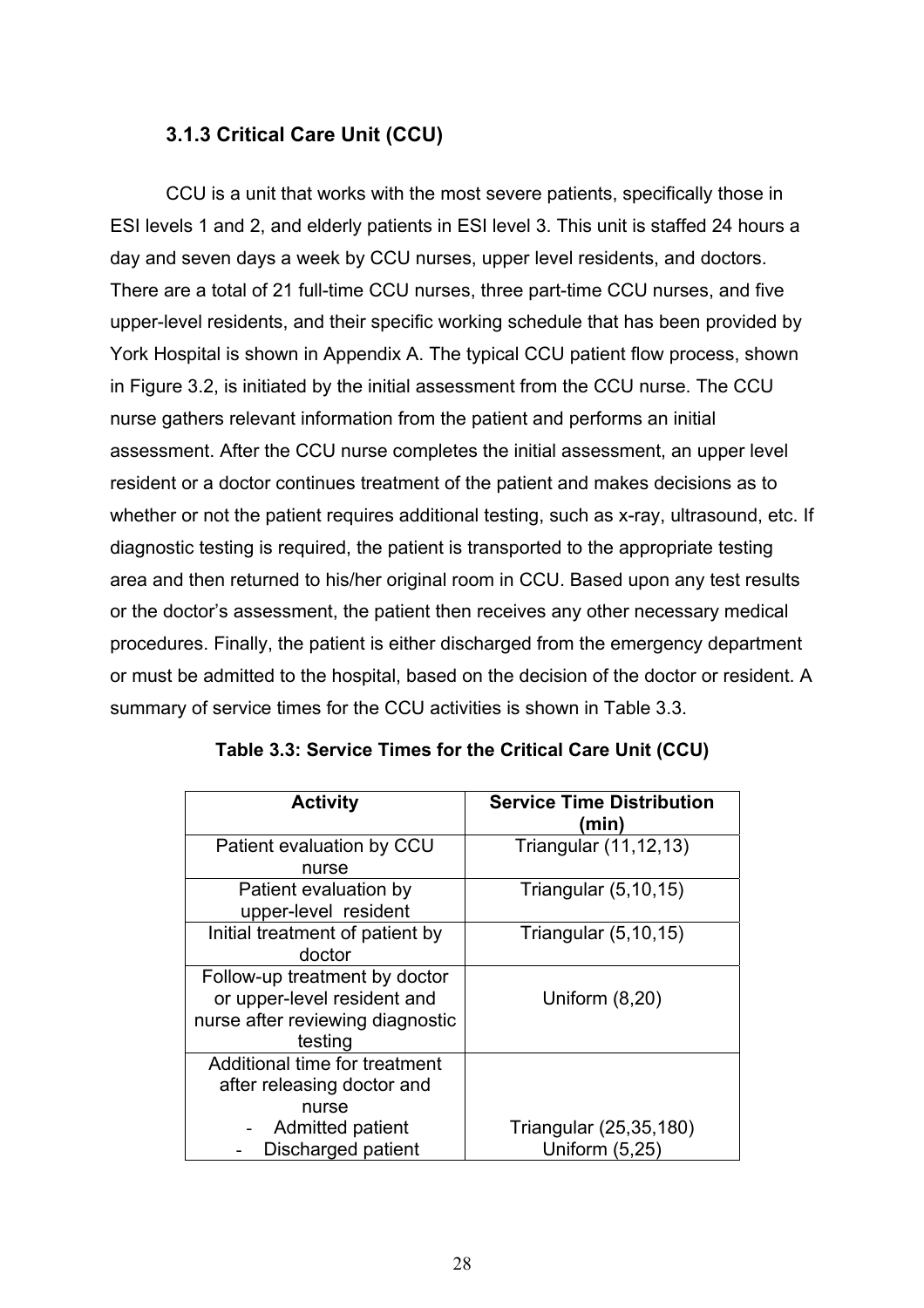### 3.1.3 Critical Care Unit (CCU)

CCU is a unit that works with the most severe patients, specifically those in ESI levels 1 and 2, and elderly patients in ESI level 3. This unit is staffed 24 hours a day and seven days a week by CCU nurses, upper level residents, and doctors. There are a total of 21 full-time CCU nurses, three part-time CCU nurses, and five upper-level residents, and their specific working schedule that has been provided by York Hospital is shown in Appendix A. The typical CCU patient flow process, shown in Figure 3.2, is initiated by the initial assessment from the CCU nurse. The CCU nurse gathers relevant information from the patient and performs an initial assessment. After the CCU nurse completes the initial assessment, an upper level resident or a doctor continues treatment of the patient and makes decisions as to whether or not the patient requires additional testing, such as x-ray, ultrasound, etc. If diagnostic testing is required, the patient is transported to the appropriate testing area and then returned to his/her original room in CCU. Based upon any test results or the doctor's assessment, the patient then receives any other necessary medical procedures. Finally, the patient is either discharged from the emergency department or must be admitted to the hospital, based on the decision of the doctor or resident. A summary of service times for the CCU activities is shown in Table 3.3.

**Table 3.3: Service Times for the Critical Care Unit (CCU)**

| Activity | Service Time Distribution (min) |
|---|---|
| Patient evaluation by CCU nurse | Triangular (11,12,13) |
| Patient evaluation by upper-level resident | Triangular (5,10,15) |
| Initial treatment of patient by doctor | Triangular (5,10,15) |
| Follow-up treatment by doctor or upper-level resident and nurse after reviewing diagnostic testing | Uniform (8,20) |
| Additional time for treatment after releasing doctor and nurse | |
| - Admitted patient | Triangular (25,35,180) |
| - Discharged patient | Uniform (5,25) |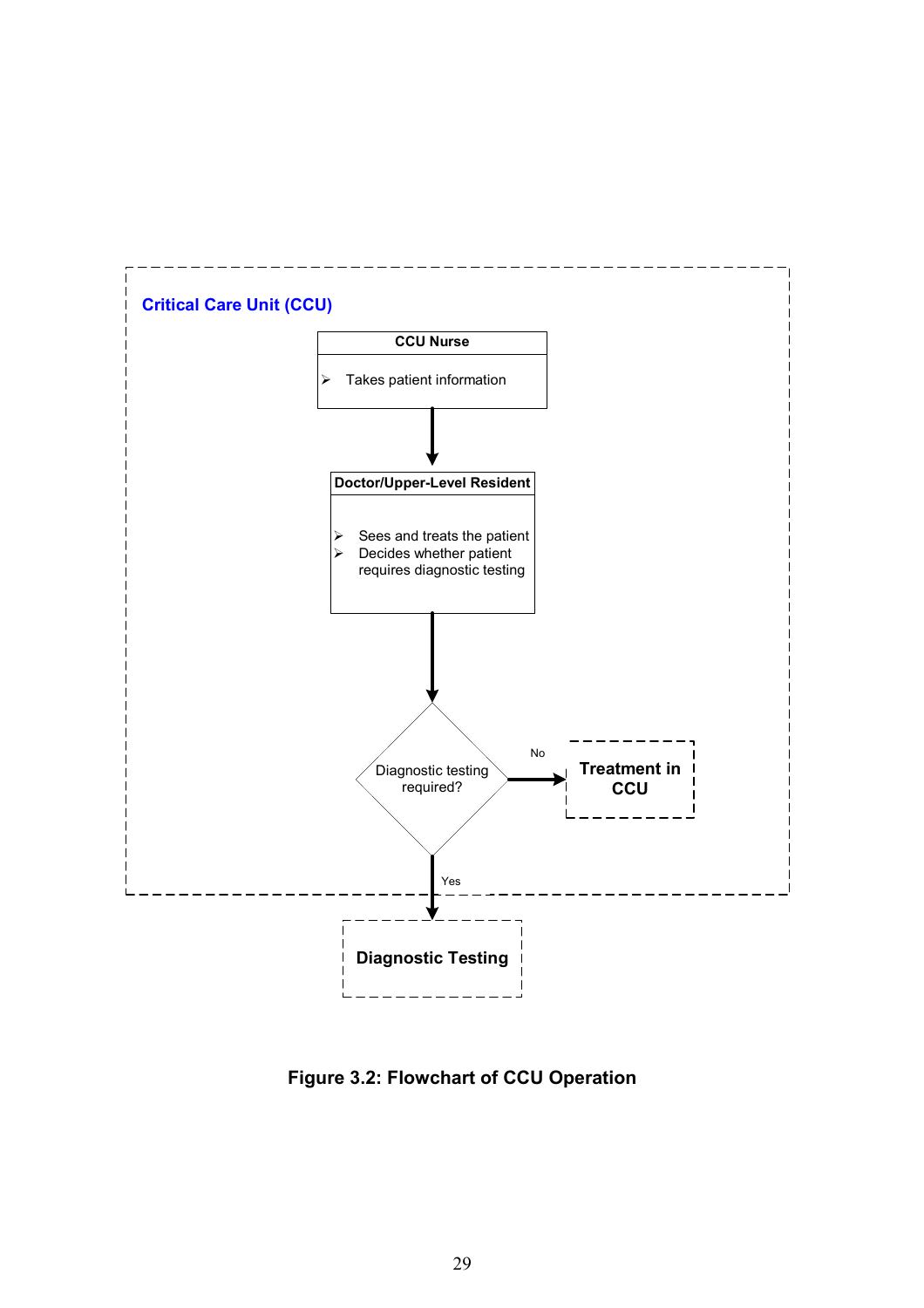Critical Care Unit (CCU)

**CCU Nurse**

- Takes patient information

**Doctor/Upper-Level Resident**

- Sees and treats the patient
- Decides whether patient requires diagnostic testing

Diagnostic testing required?

No → **Treatment in CCU**

Yes → **Diagnostic Testing**

**Figure 3.2: Flowchart of CCU Operation**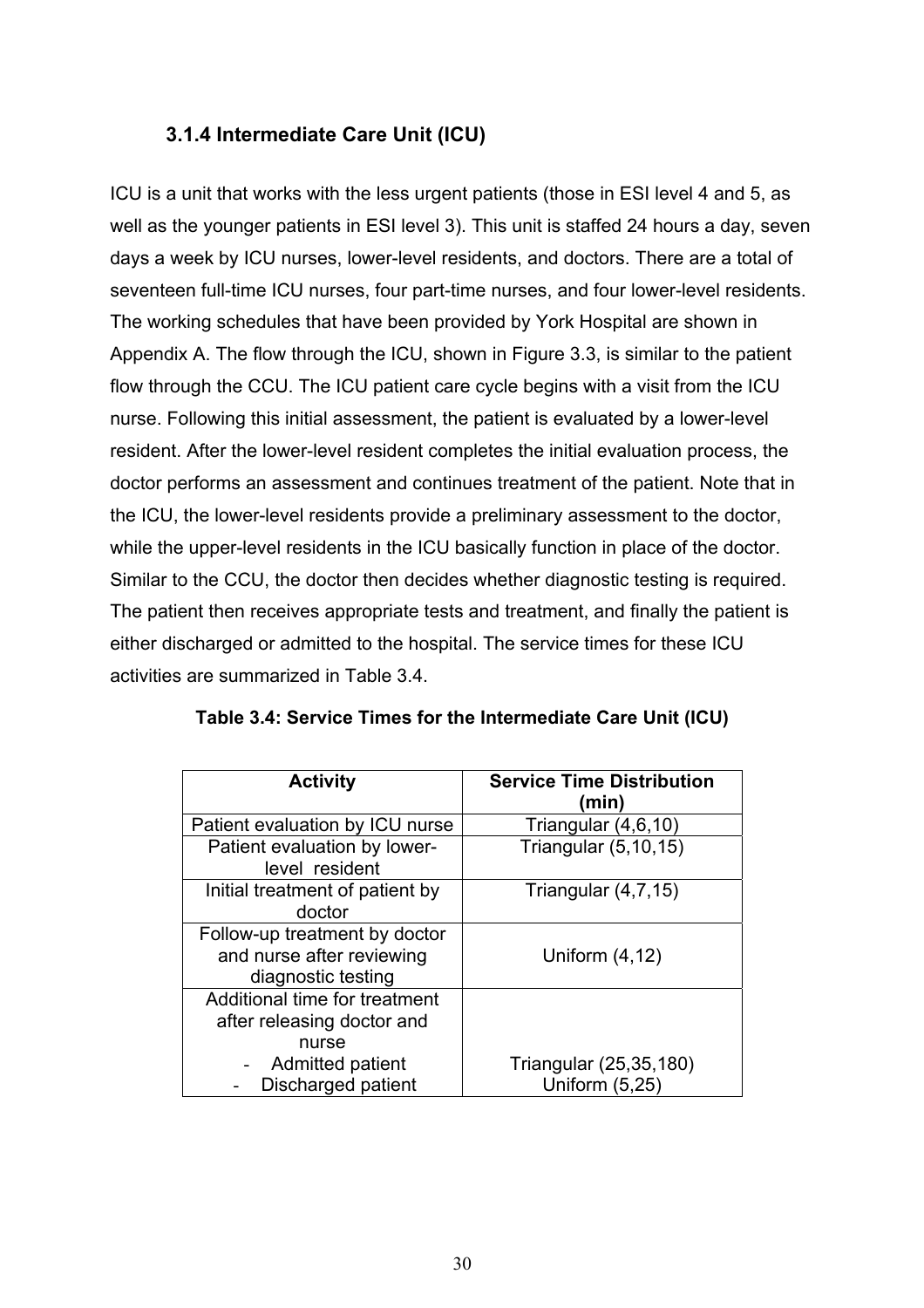### 3.1.4 Intermediate Care Unit (ICU)

ICU is a unit that works with the less urgent patients (those in ESI level 4 and 5, as well as the younger patients in ESI level 3). This unit is staffed 24 hours a day, seven days a week by ICU nurses, lower-level residents, and doctors. There are a total of seventeen full-time ICU nurses, four part-time nurses, and four lower-level residents. The working schedules that have been provided by York Hospital are shown in Appendix A. The flow through the ICU, shown in Figure 3.3, is similar to the patient flow through the CCU. The ICU patient care cycle begins with a visit from the ICU nurse. Following this initial assessment, the patient is evaluated by a lower-level resident. After the lower-level resident completes the initial evaluation process, the doctor performs an assessment and continues treatment of the patient. Note that in the ICU, the lower-level residents provide a preliminary assessment to the doctor, while the upper-level residents in the ICU basically function in place of the doctor. Similar to the CCU, the doctor then decides whether diagnostic testing is required. The patient then receives appropriate tests and treatment, and finally the patient is either discharged or admitted to the hospital. The service times for these ICU activities are summarized in Table 3.4.

**Table 3.4: Service Times for the Intermediate Care Unit (ICU)**

| Activity | Service Time Distribution (min) |
|---|---|
| Patient evaluation by ICU nurse | Triangular (4,6,10) |
| Patient evaluation by lower-level resident | Triangular (5,10,15) |
| Initial treatment of patient by doctor | Triangular (4,7,15) |
| Follow-up treatment by doctor and nurse after reviewing diagnostic testing | Uniform (4,12) |
| Additional time for treatment after releasing doctor and nurse | |
| - Admitted patient | Triangular (25,35,180) |
| - Discharged patient | Uniform (5,25) |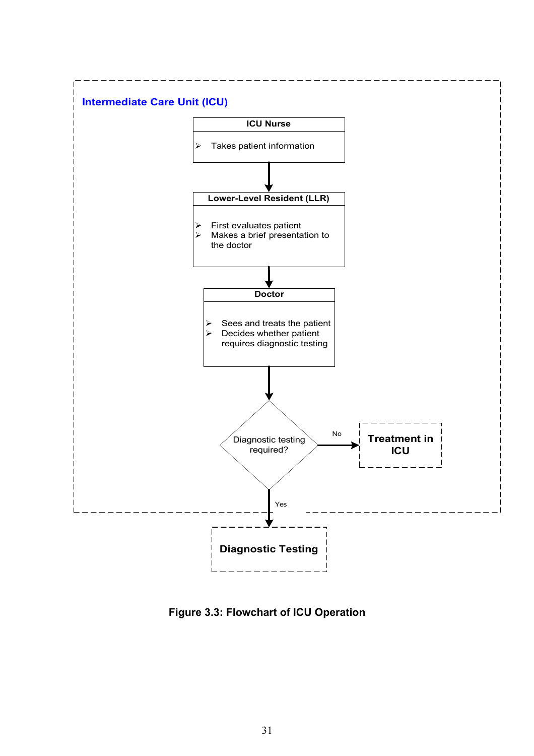**Intermediate Care Unit (ICU)**

**ICU Nurse**

- Takes patient information

**Lower-Level Resident (LLR)**

- First evaluates patient
- Makes a brief presentation to the doctor

**Doctor**

- Sees and treats the patient
- Decides whether patient requires diagnostic testing

Diagnostic testing required?

No → **Treatment in ICU**

Yes → **Diagnostic Testing**

**Figure 3.3: Flowchart of ICU Operation**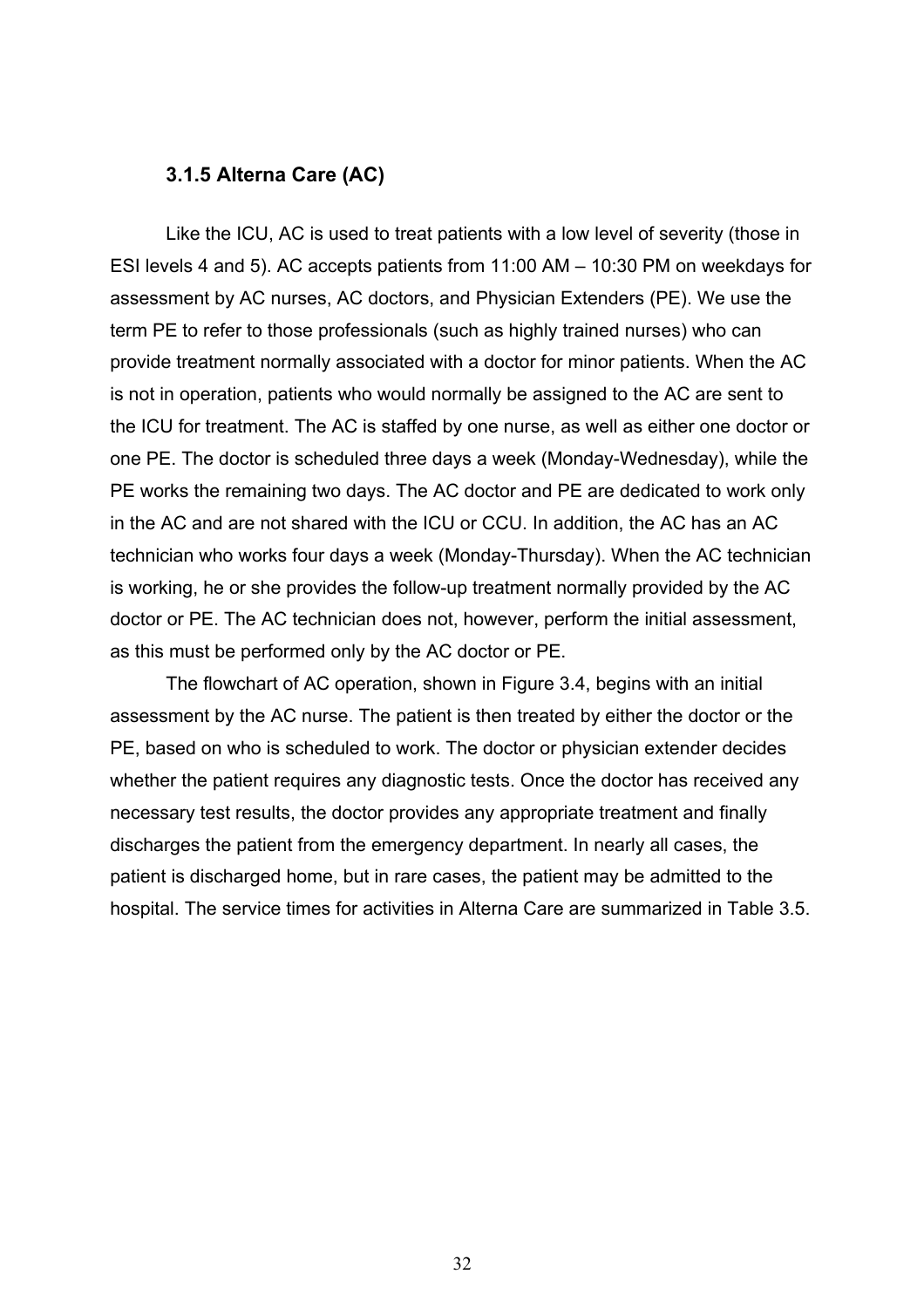### 3.1.5 Alterna Care (AC)

Like the ICU, AC is used to treat patients with a low level of severity (those in ESI levels 4 and 5). AC accepts patients from 11:00 AM – 10:30 PM on weekdays for assessment by AC nurses, AC doctors, and Physician Extenders (PE). We use the term PE to refer to those professionals (such as highly trained nurses) who can provide treatment normally associated with a doctor for minor patients. When the AC is not in operation, patients who would normally be assigned to the AC are sent to the ICU for treatment. The AC is staffed by one nurse, as well as either one doctor or one PE. The doctor is scheduled three days a week (Monday-Wednesday), while the PE works the remaining two days. The AC doctor and PE are dedicated to work only in the AC and are not shared with the ICU or CCU. In addition, the AC has an AC technician who works four days a week (Monday-Thursday). When the AC technician is working, he or she provides the follow-up treatment normally provided by the AC doctor or PE. The AC technician does not, however, perform the initial assessment, as this must be performed only by the AC doctor or PE.

The flowchart of AC operation, shown in Figure 3.4, begins with an initial assessment by the AC nurse. The patient is then treated by either the doctor or the PE, based on who is scheduled to work. The doctor or physician extender decides whether the patient requires any diagnostic tests. Once the doctor has received any necessary test results, the doctor provides any appropriate treatment and finally discharges the patient from the emergency department. In nearly all cases, the patient is discharged home, but in rare cases, the patient may be admitted to the hospital. The service times for activities in Alterna Care are summarized in Table 3.5.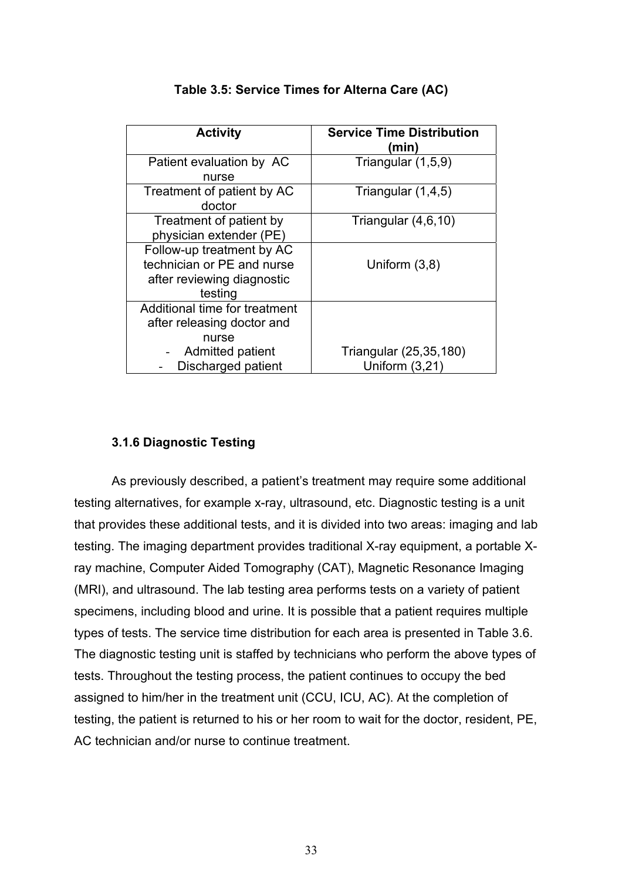**Table 3.5: Service Times for Alterna Care (AC)**

| Activity | Service Time Distribution (min) |
|---|---|
| Patient evaluation by AC nurse | Triangular (1,5,9) |
| Treatment of patient by AC doctor | Triangular (1,4,5) |
| Treatment of patient by physician extender (PE) | Triangular (4,6,10) |
| Follow-up treatment by AC technician or PE and nurse after reviewing diagnostic testing | Uniform (3,8) |
| Additional time for treatment after releasing doctor and nurse<br>- Admitted patient<br>- Discharged patient | <br><br>Triangular (25,35,180)<br>Uniform (3,21) |

### 3.1.6 Diagnostic Testing

As previously described, a patient's treatment may require some additional testing alternatives, for example x-ray, ultrasound, etc. Diagnostic testing is a unit that provides these additional tests, and it is divided into two areas: imaging and lab testing. The imaging department provides traditional X-ray equipment, a portable X-ray machine, Computer Aided Tomography (CAT), Magnetic Resonance Imaging (MRI), and ultrasound. The lab testing area performs tests on a variety of patient specimens, including blood and urine. It is possible that a patient requires multiple types of tests. The service time distribution for each area is presented in Table 3.6. The diagnostic testing unit is staffed by technicians who perform the above types of tests. Throughout the testing process, the patient continues to occupy the bed assigned to him/her in the treatment unit (CCU, ICU, AC). At the completion of testing, the patient is returned to his or her room to wait for the doctor, resident, PE, AC technician and/or nurse to continue treatment.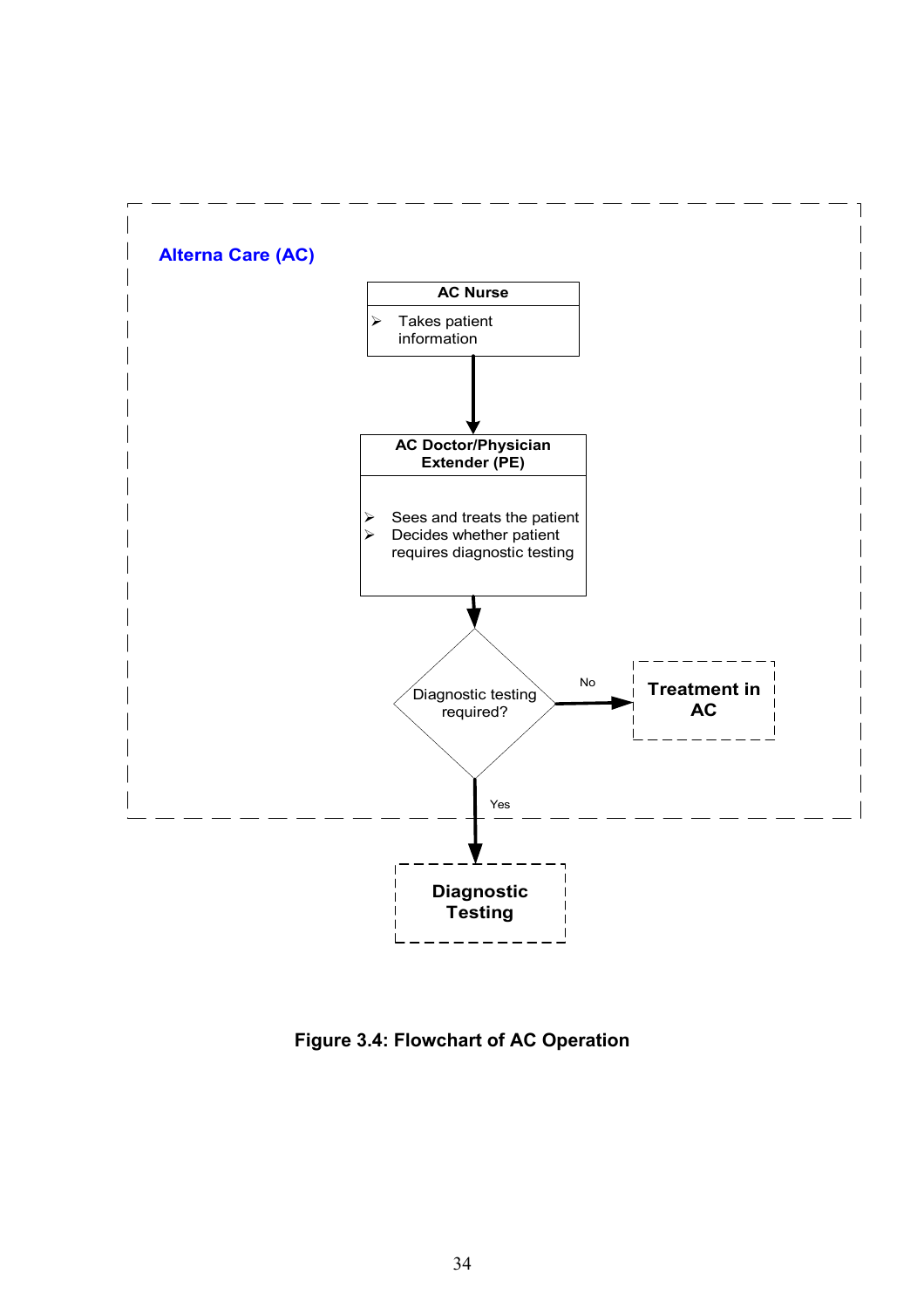**Alterna Care (AC)**

**AC Nurse**

- Takes patient information

↓

**AC Doctor/Physician Extender (PE)**

- Sees and treats the patient
- Decides whether patient requires diagnostic testing

↓

Diagnostic testing required?

- No → **Treatment in AC**
- Yes → **Diagnostic Testing**

**Figure 3.4: Flowchart of AC Operation**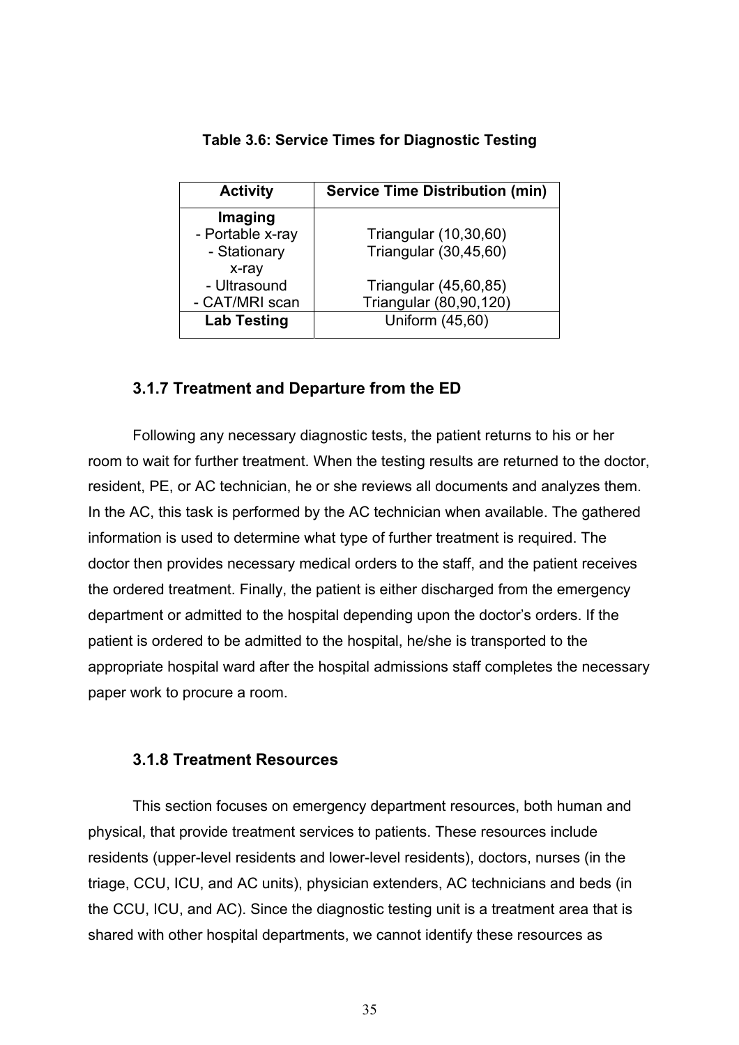**Table 3.6: Service Times for Diagnostic Testing**

| Activity | Service Time Distribution (min) |
| --- | --- |
| **Imaging** | |
| - Portable x-ray | Triangular (10,30,60) |
| - Stationary x-ray | Triangular (30,45,60) |
| - Ultrasound | Triangular (45,60,85) |
| - CAT/MRI scan | Triangular (80,90,120) |
| **Lab Testing** | Uniform (45,60) |

### 3.1.7 Treatment and Departure from the ED

Following any necessary diagnostic tests, the patient returns to his or her room to wait for further treatment. When the testing results are returned to the doctor, resident, PE, or AC technician, he or she reviews all documents and analyzes them. In the AC, this task is performed by the AC technician when available. The gathered information is used to determine what type of further treatment is required. The doctor then provides necessary medical orders to the staff, and the patient receives the ordered treatment. Finally, the patient is either discharged from the emergency department or admitted to the hospital depending upon the doctor's orders. If the patient is ordered to be admitted to the hospital, he/she is transported to the appropriate hospital ward after the hospital admissions staff completes the necessary paper work to procure a room.

### 3.1.8 Treatment Resources

This section focuses on emergency department resources, both human and physical, that provide treatment services to patients. These resources include residents (upper-level residents and lower-level residents), doctors, nurses (in the triage, CCU, ICU, and AC units), physician extenders, AC technicians and beds (in the CCU, ICU, and AC). Since the diagnostic testing unit is a treatment area that is shared with other hospital departments, we cannot identify these resources as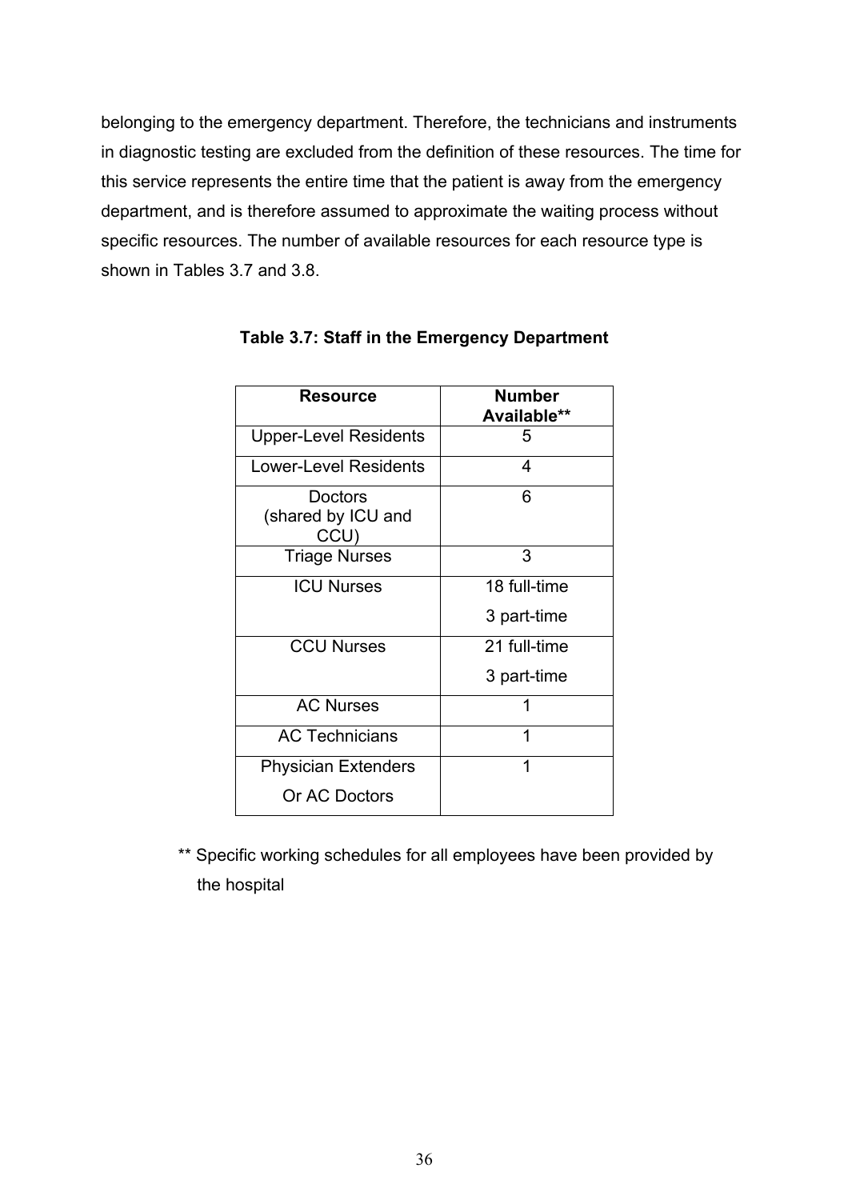belonging to the emergency department. Therefore, the technicians and instruments in diagnostic testing are excluded from the definition of these resources. The time for this service represents the entire time that the patient is away from the emergency department, and is therefore assumed to approximate the waiting process without specific resources. The number of available resources for each resource type is shown in Tables 3.7 and 3.8.

**Table 3.7: Staff in the Emergency Department**

| Resource | Number Available** |
|---|---|
| Upper-Level Residents | 5 |
| Lower-Level Residents | 4 |
| Doctors (shared by ICU and CCU) | 6 |
| Triage Nurses | 3 |
| ICU Nurses | 18 full-time<br>3 part-time |
| CCU Nurses | 21 full-time<br>3 part-time |
| AC Nurses | 1 |
| AC Technicians | 1 |
| Physician Extenders Or AC Doctors | 1 |

** Specific working schedules for all employees have been provided by the hospital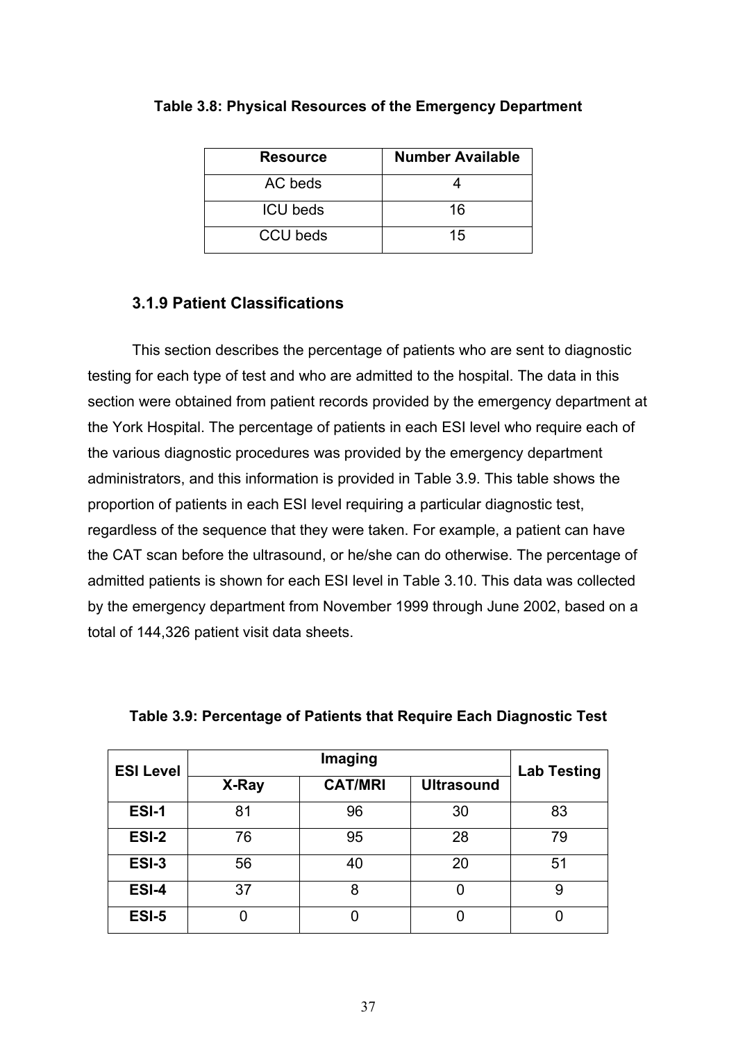**Table 3.8: Physical Resources of the Emergency Department**

| Resource | Number Available |
| --- | --- |
| AC beds | 4 |
| ICU beds | 16 |
| CCU beds | 15 |

### 3.1.9 Patient Classifications

This section describes the percentage of patients who are sent to diagnostic testing for each type of test and who are admitted to the hospital. The data in this section were obtained from patient records provided by the emergency department at the York Hospital. The percentage of patients in each ESI level who require each of the various diagnostic procedures was provided by the emergency department administrators, and this information is provided in Table 3.9. This table shows the proportion of patients in each ESI level requiring a particular diagnostic test, regardless of the sequence that they were taken. For example, a patient can have the CAT scan before the ultrasound, or he/she can do otherwise. The percentage of admitted patients is shown for each ESI level in Table 3.10. This data was collected by the emergency department from November 1999 through June 2002, based on a total of 144,326 patient visit data sheets.

**Table 3.9: Percentage of Patients that Require Each Diagnostic Test**

| ESI Level | Imaging | | | Lab Testing |
| --- | --- | --- | --- | --- |
| | X-Ray | CAT/MRI | Ultrasound | |
| **ESI-1** | 81 | 96 | 30 | 83 |
| **ESI-2** | 76 | 95 | 28 | 79 |
| **ESI-3** | 56 | 40 | 20 | 51 |
| **ESI-4** | 37 | 8 | 0 | 9 |
| **ESI-5** | 0 | 0 | 0 | 0 |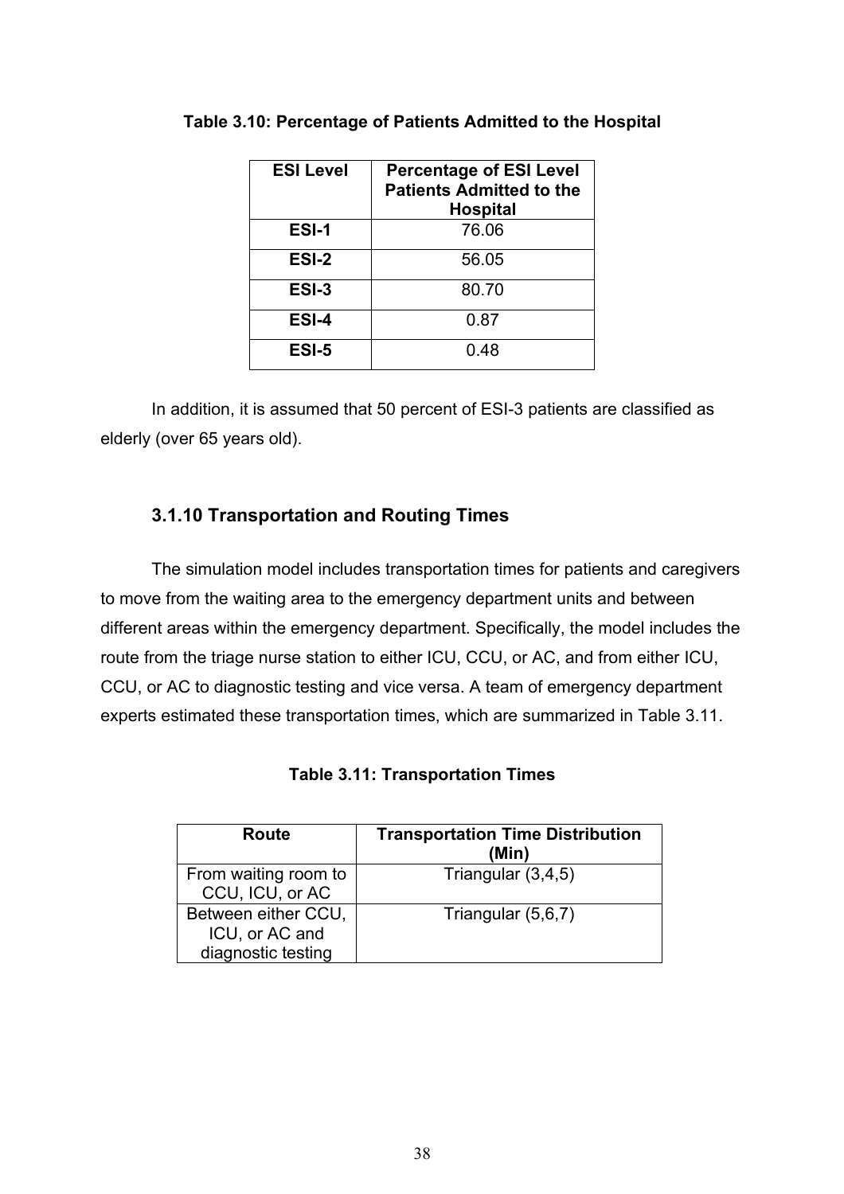**Table 3.10: Percentage of Patients Admitted to the Hospital**

| ESI Level | Percentage of ESI Level Patients Admitted to the Hospital |
|---|---|
| ESI-1 | 76.06 |
| ESI-2 | 56.05 |
| ESI-3 | 80.70 |
| ESI-4 | 0.87 |
| ESI-5 | 0.48 |

In addition, it is assumed that 50 percent of ESI-3 patients are classified as elderly (over 65 years old).

### 3.1.10 Transportation and Routing Times

The simulation model includes transportation times for patients and caregivers to move from the waiting area to the emergency department units and between different areas within the emergency department. Specifically, the model includes the route from the triage nurse station to either ICU, CCU, or AC, and from either ICU, CCU, or AC to diagnostic testing and vice versa. A team of emergency department experts estimated these transportation times, which are summarized in Table 3.11.

**Table 3.11: Transportation Times**

| Route | Transportation Time Distribution (Min) |
|---|---|
| From waiting room to CCU, ICU, or AC | Triangular (3,4,5) |
| Between either CCU, ICU, or AC and diagnostic testing | Triangular (5,6,7) |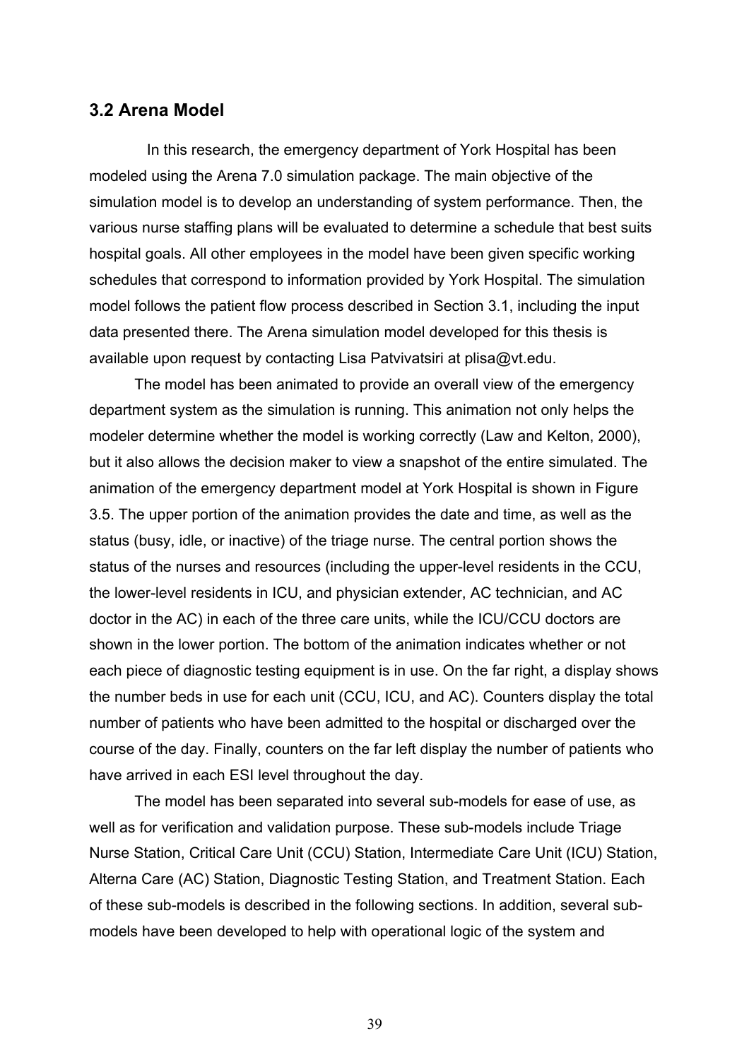## 3.2 Arena Model

In this research, the emergency department of York Hospital has been modeled using the Arena 7.0 simulation package. The main objective of the simulation model is to develop an understanding of system performance. Then, the various nurse staffing plans will be evaluated to determine a schedule that best suits hospital goals. All other employees in the model have been given specific working schedules that correspond to information provided by York Hospital. The simulation model follows the patient flow process described in Section 3.1, including the input data presented there. The Arena simulation model developed for this thesis is available upon request by contacting Lisa Patvivatsiri at plisa@vt.edu.

The model has been animated to provide an overall view of the emergency department system as the simulation is running. This animation not only helps the modeler determine whether the model is working correctly (Law and Kelton, 2000), but it also allows the decision maker to view a snapshot of the entire simulated. The animation of the emergency department model at York Hospital is shown in Figure 3.5. The upper portion of the animation provides the date and time, as well as the status (busy, idle, or inactive) of the triage nurse. The central portion shows the status of the nurses and resources (including the upper-level residents in the CCU, the lower-level residents in ICU, and physician extender, AC technician, and AC doctor in the AC) in each of the three care units, while the ICU/CCU doctors are shown in the lower portion. The bottom of the animation indicates whether or not each piece of diagnostic testing equipment is in use. On the far right, a display shows the number beds in use for each unit (CCU, ICU, and AC). Counters display the total number of patients who have been admitted to the hospital or discharged over the course of the day. Finally, counters on the far left display the number of patients who have arrived in each ESI level throughout the day.

The model has been separated into several sub-models for ease of use, as well as for verification and validation purpose. These sub-models include Triage Nurse Station, Critical Care Unit (CCU) Station, Intermediate Care Unit (ICU) Station, Alterna Care (AC) Station, Diagnostic Testing Station, and Treatment Station. Each of these sub-models is described in the following sections. In addition, several sub-models have been developed to help with operational logic of the system and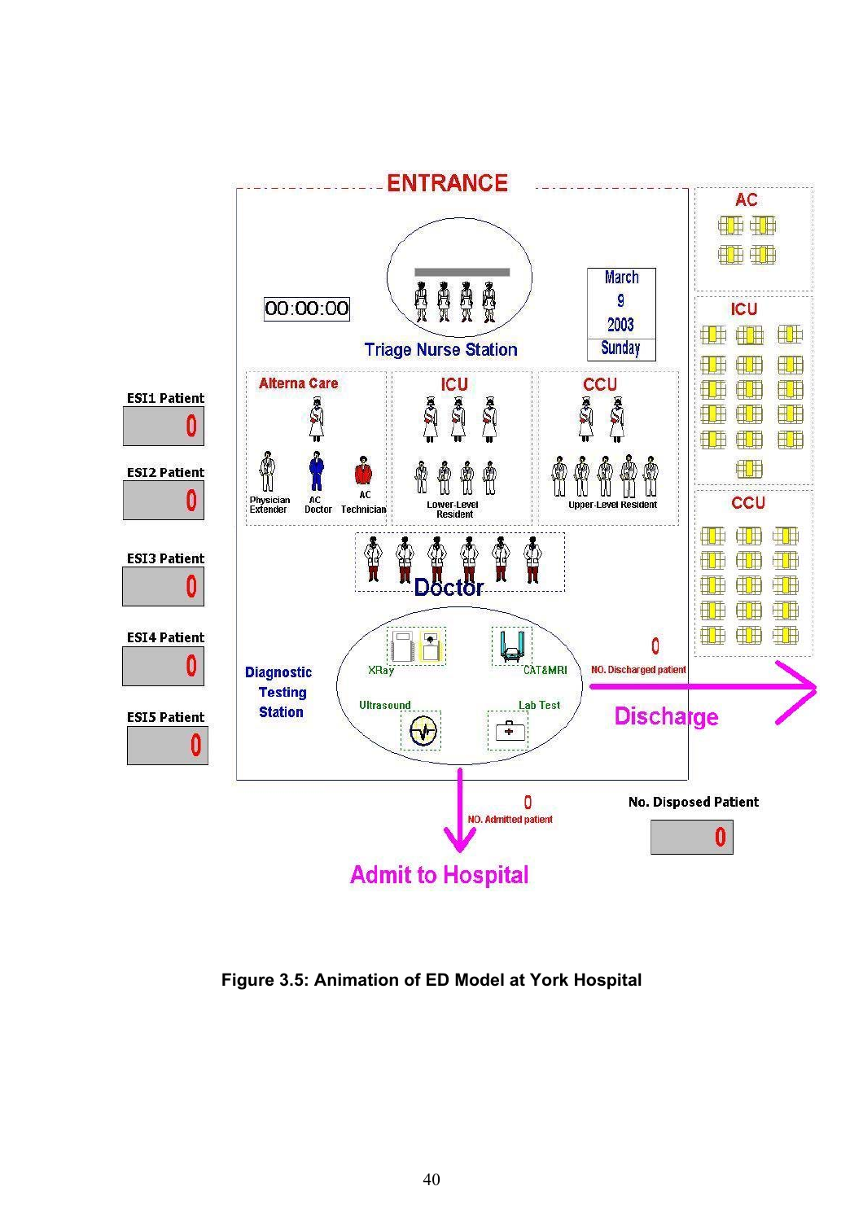Figure 3.5: Animation of ED Model at York Hospital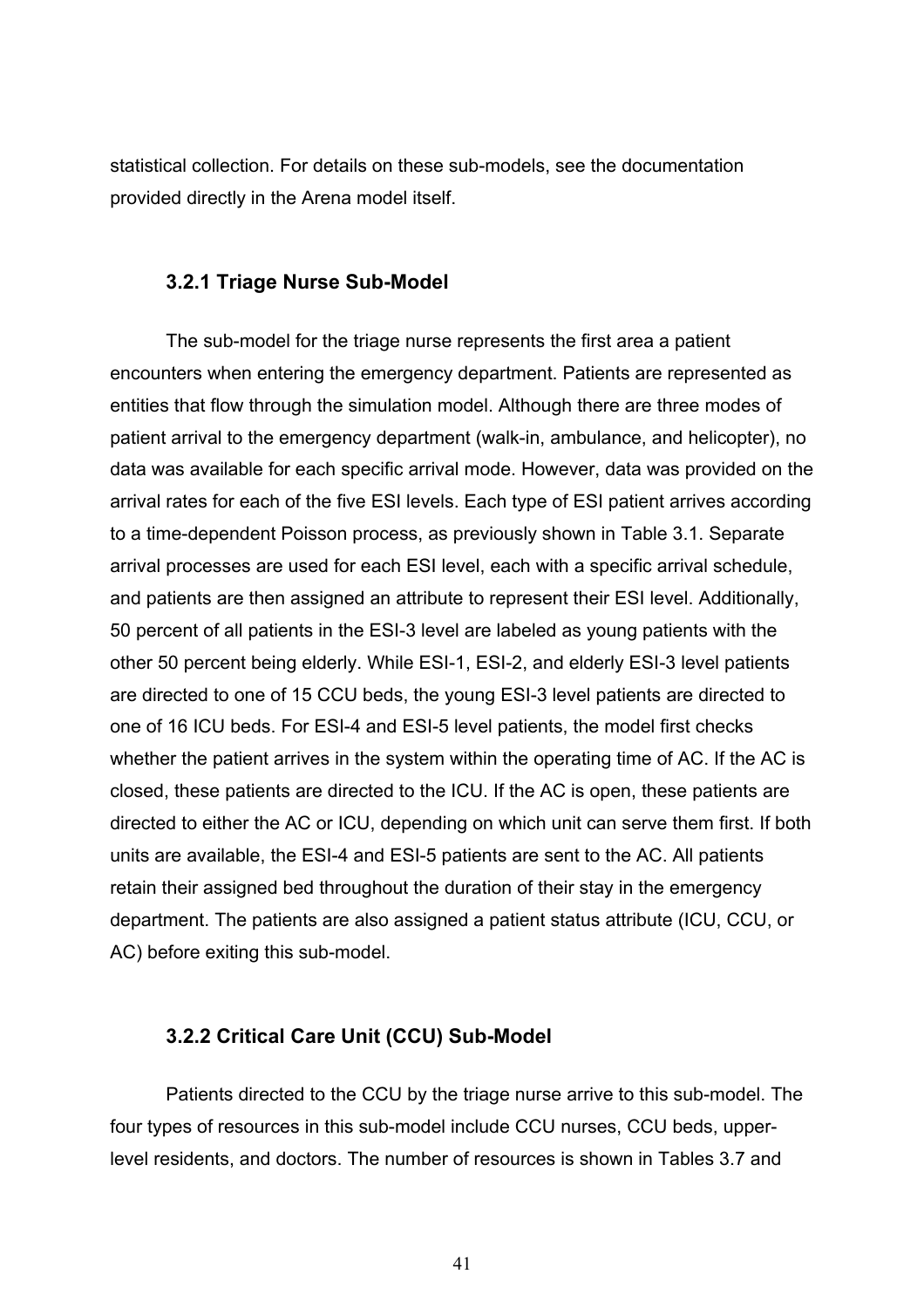statistical collection. For details on these sub-models, see the documentation provided directly in the Arena model itself.

### 3.2.1 Triage Nurse Sub-Model

The sub-model for the triage nurse represents the first area a patient encounters when entering the emergency department. Patients are represented as entities that flow through the simulation model. Although there are three modes of patient arrival to the emergency department (walk-in, ambulance, and helicopter), no data was available for each specific arrival mode. However, data was provided on the arrival rates for each of the five ESI levels. Each type of ESI patient arrives according to a time-dependent Poisson process, as previously shown in Table 3.1. Separate arrival processes are used for each ESI level, each with a specific arrival schedule, and patients are then assigned an attribute to represent their ESI level. Additionally, 50 percent of all patients in the ESI-3 level are labeled as young patients with the other 50 percent being elderly. While ESI-1, ESI-2, and elderly ESI-3 level patients are directed to one of 15 CCU beds, the young ESI-3 level patients are directed to one of 16 ICU beds. For ESI-4 and ESI-5 level patients, the model first checks whether the patient arrives in the system within the operating time of AC. If the AC is closed, these patients are directed to the ICU. If the AC is open, these patients are directed to either the AC or ICU, depending on which unit can serve them first. If both units are available, the ESI-4 and ESI-5 patients are sent to the AC. All patients retain their assigned bed throughout the duration of their stay in the emergency department. The patients are also assigned a patient status attribute (ICU, CCU, or AC) before exiting this sub-model.

### 3.2.2 Critical Care Unit (CCU) Sub-Model

Patients directed to the CCU by the triage nurse arrive to this sub-model. The four types of resources in this sub-model include CCU nurses, CCU beds, upper-level residents, and doctors. The number of resources is shown in Tables 3.7 and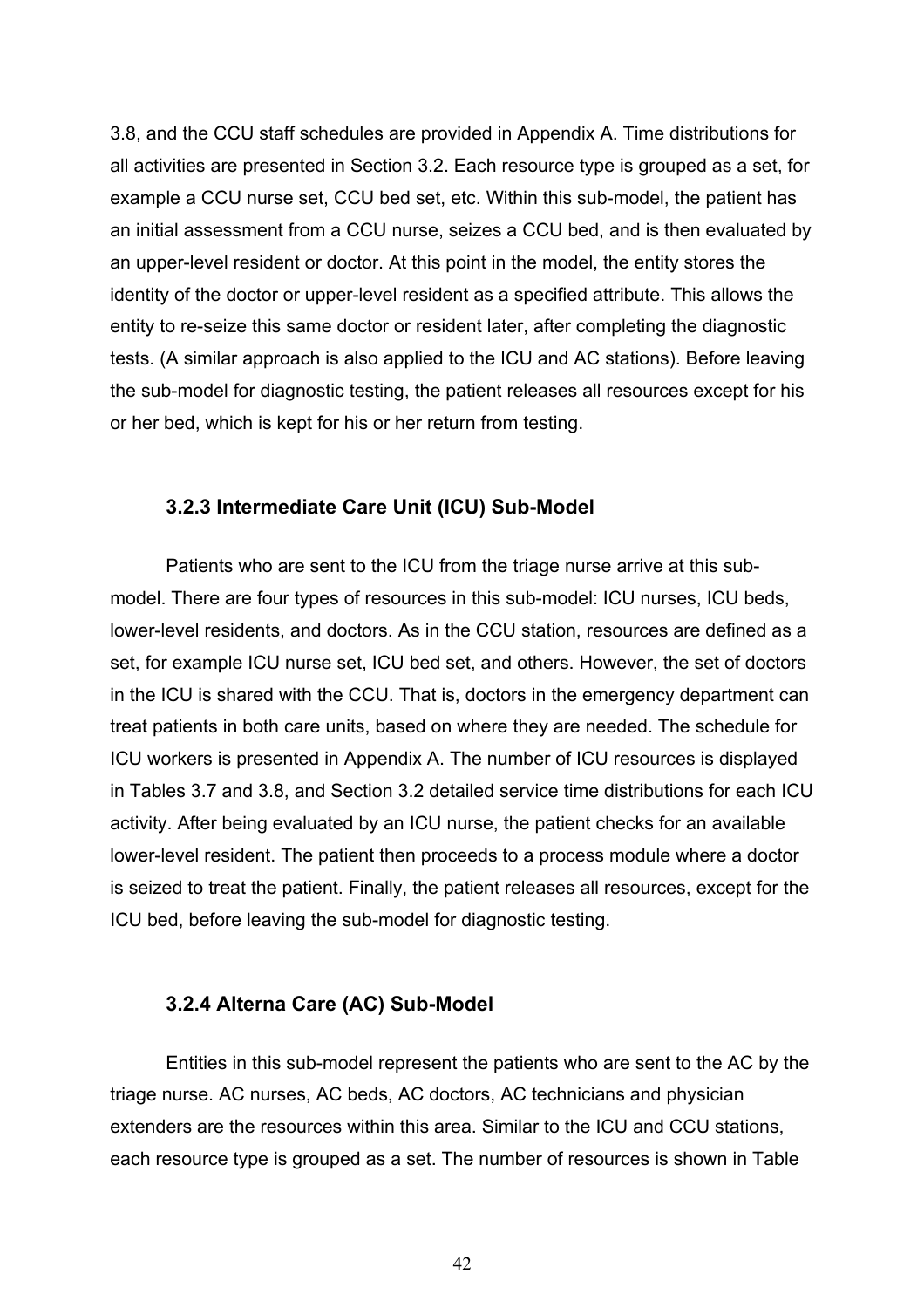3.8, and the CCU staff schedules are provided in Appendix A. Time distributions for all activities are presented in Section 3.2. Each resource type is grouped as a set, for example a CCU nurse set, CCU bed set, etc. Within this sub-model, the patient has an initial assessment from a CCU nurse, seizes a CCU bed, and is then evaluated by an upper-level resident or doctor. At this point in the model, the entity stores the identity of the doctor or upper-level resident as a specified attribute. This allows the entity to re-seize this same doctor or resident later, after completing the diagnostic tests. (A similar approach is also applied to the ICU and AC stations). Before leaving the sub-model for diagnostic testing, the patient releases all resources except for his or her bed, which is kept for his or her return from testing.

### 3.2.3 Intermediate Care Unit (ICU) Sub-Model

Patients who are sent to the ICU from the triage nurse arrive at this sub-model. There are four types of resources in this sub-model: ICU nurses, ICU beds, lower-level residents, and doctors. As in the CCU station, resources are defined as a set, for example ICU nurse set, ICU bed set, and others. However, the set of doctors in the ICU is shared with the CCU. That is, doctors in the emergency department can treat patients in both care units, based on where they are needed. The schedule for ICU workers is presented in Appendix A. The number of ICU resources is displayed in Tables 3.7 and 3.8, and Section 3.2 detailed service time distributions for each ICU activity. After being evaluated by an ICU nurse, the patient checks for an available lower-level resident. The patient then proceeds to a process module where a doctor is seized to treat the patient. Finally, the patient releases all resources, except for the ICU bed, before leaving the sub-model for diagnostic testing.

### 3.2.4 Alterna Care (AC) Sub-Model

Entities in this sub-model represent the patients who are sent to the AC by the triage nurse. AC nurses, AC beds, AC doctors, AC technicians and physician extenders are the resources within this area. Similar to the ICU and CCU stations, each resource type is grouped as a set. The number of resources is shown in Table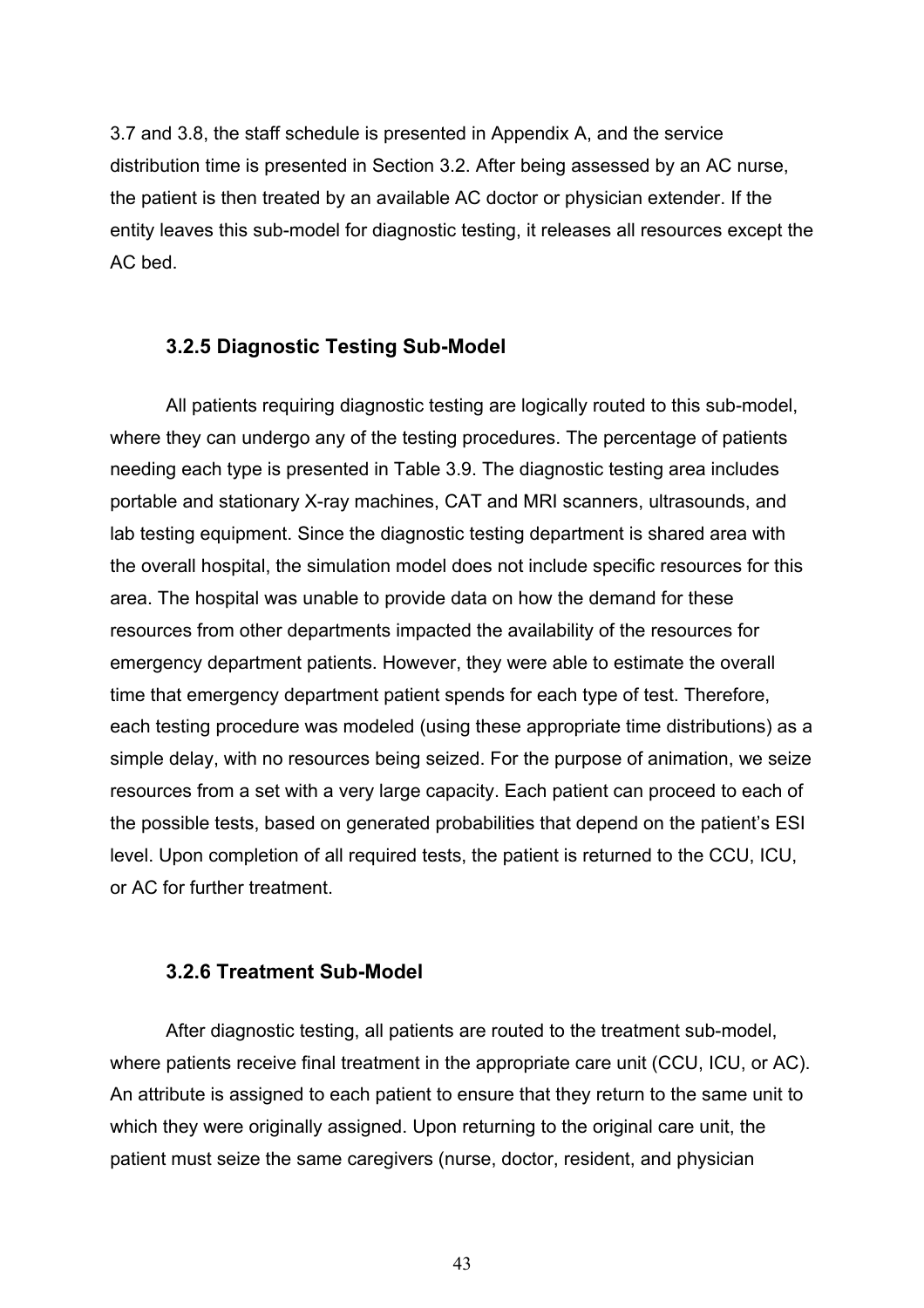3.7 and 3.8, the staff schedule is presented in Appendix A, and the service distribution time is presented in Section 3.2. After being assessed by an AC nurse, the patient is then treated by an available AC doctor or physician extender. If the entity leaves this sub-model for diagnostic testing, it releases all resources except the AC bed.

### 3.2.5 Diagnostic Testing Sub-Model

All patients requiring diagnostic testing are logically routed to this sub-model, where they can undergo any of the testing procedures. The percentage of patients needing each type is presented in Table 3.9. The diagnostic testing area includes portable and stationary X-ray machines, CAT and MRI scanners, ultrasounds, and lab testing equipment. Since the diagnostic testing department is shared area with the overall hospital, the simulation model does not include specific resources for this area. The hospital was unable to provide data on how the demand for these resources from other departments impacted the availability of the resources for emergency department patients. However, they were able to estimate the overall time that emergency department patient spends for each type of test. Therefore, each testing procedure was modeled (using these appropriate time distributions) as a simple delay, with no resources being seized. For the purpose of animation, we seize resources from a set with a very large capacity. Each patient can proceed to each of the possible tests, based on generated probabilities that depend on the patient's ESI level. Upon completion of all required tests, the patient is returned to the CCU, ICU, or AC for further treatment.

### 3.2.6 Treatment Sub-Model

After diagnostic testing, all patients are routed to the treatment sub-model, where patients receive final treatment in the appropriate care unit (CCU, ICU, or AC). An attribute is assigned to each patient to ensure that they return to the same unit to which they were originally assigned. Upon returning to the original care unit, the patient must seize the same caregivers (nurse, doctor, resident, and physician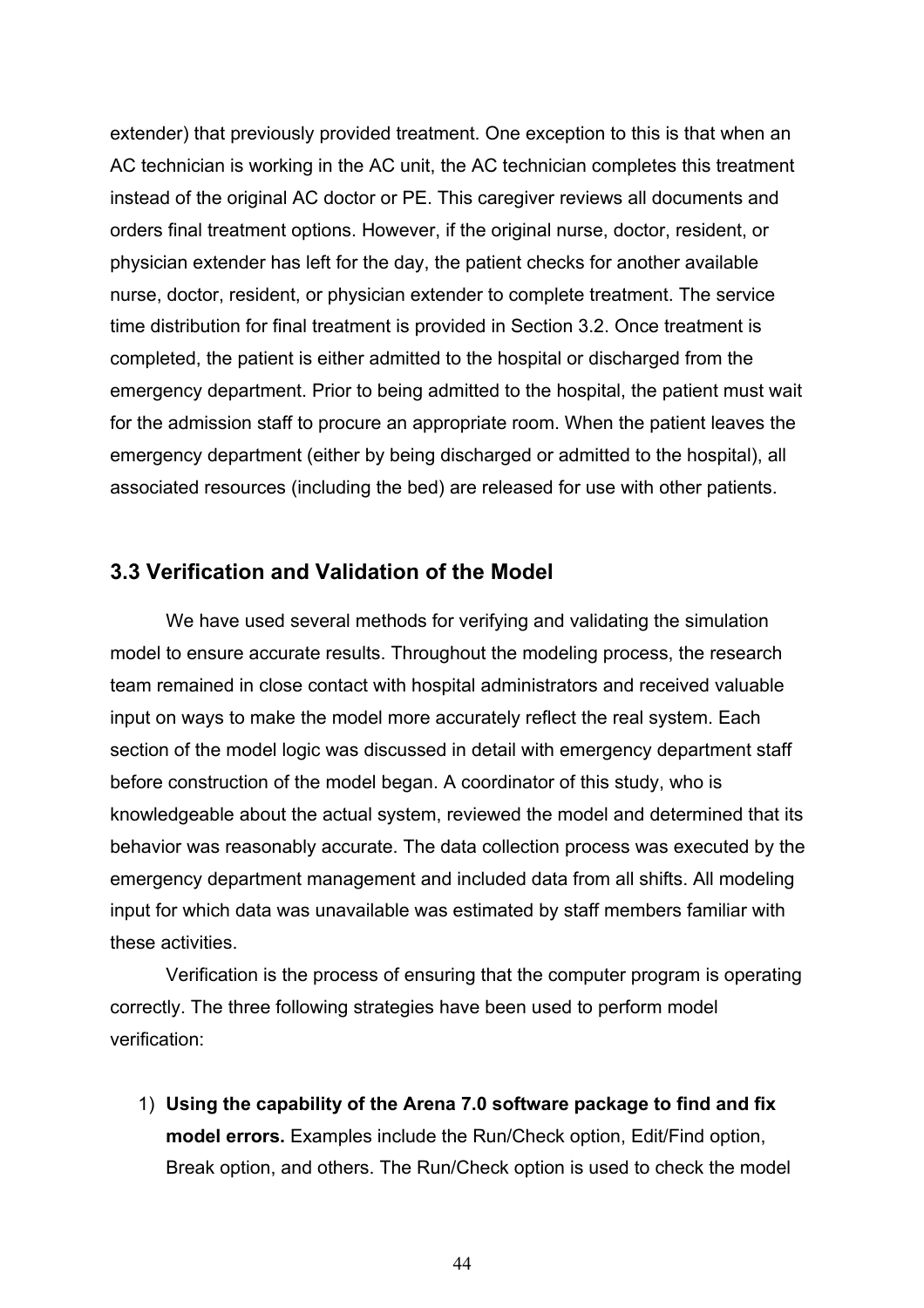extender) that previously provided treatment. One exception to this is that when an AC technician is working in the AC unit, the AC technician completes this treatment instead of the original AC doctor or PE. This caregiver reviews all documents and orders final treatment options. However, if the original nurse, doctor, resident, or physician extender has left for the day, the patient checks for another available nurse, doctor, resident, or physician extender to complete treatment. The service time distribution for final treatment is provided in Section 3.2. Once treatment is completed, the patient is either admitted to the hospital or discharged from the emergency department. Prior to being admitted to the hospital, the patient must wait for the admission staff to procure an appropriate room. When the patient leaves the emergency department (either by being discharged or admitted to the hospital), all associated resources (including the bed) are released for use with other patients.

## 3.3 Verification and Validation of the Model

We have used several methods for verifying and validating the simulation model to ensure accurate results. Throughout the modeling process, the research team remained in close contact with hospital administrators and received valuable input on ways to make the model more accurately reflect the real system. Each section of the model logic was discussed in detail with emergency department staff before construction of the model began. A coordinator of this study, who is knowledgeable about the actual system, reviewed the model and determined that its behavior was reasonably accurate. The data collection process was executed by the emergency department management and included data from all shifts. All modeling input for which data was unavailable was estimated by staff members familiar with these activities.

Verification is the process of ensuring that the computer program is operating correctly. The three following strategies have been used to perform model verification:

1) **Using the capability of the Arena 7.0 software package to find and fix model errors.** Examples include the Run/Check option, Edit/Find option, Break option, and others. The Run/Check option is used to check the model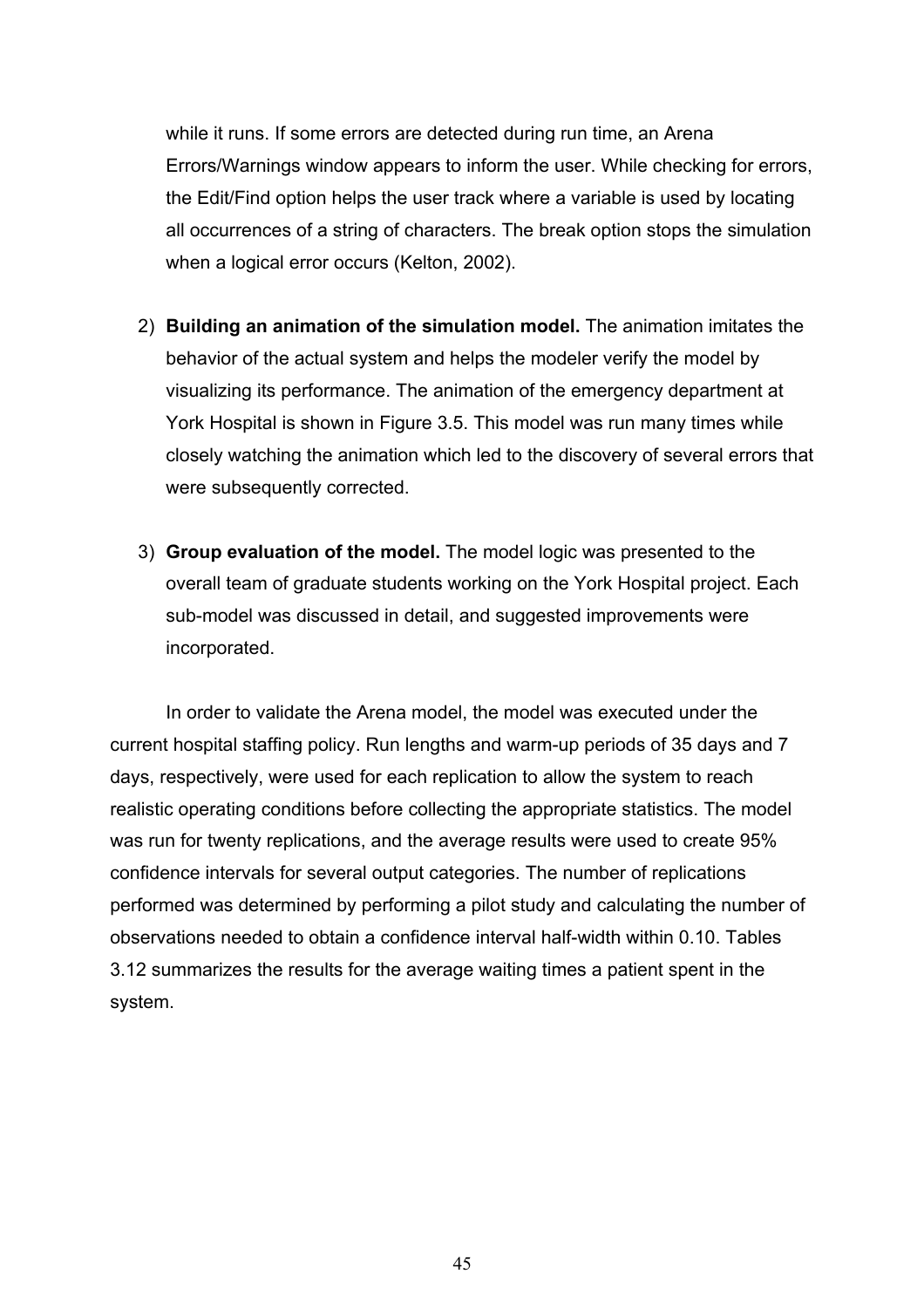while it runs. If some errors are detected during run time, an Arena Errors/Warnings window appears to inform the user. While checking for errors, the Edit/Find option helps the user track where a variable is used by locating all occurrences of a string of characters. The break option stops the simulation when a logical error occurs (Kelton, 2002).

2) **Building an animation of the simulation model.** The animation imitates the behavior of the actual system and helps the modeler verify the model by visualizing its performance. The animation of the emergency department at York Hospital is shown in Figure 3.5. This model was run many times while closely watching the animation which led to the discovery of several errors that were subsequently corrected.

3) **Group evaluation of the model.** The model logic was presented to the overall team of graduate students working on the York Hospital project. Each sub-model was discussed in detail, and suggested improvements were incorporated.

In order to validate the Arena model, the model was executed under the current hospital staffing policy. Run lengths and warm-up periods of 35 days and 7 days, respectively, were used for each replication to allow the system to reach realistic operating conditions before collecting the appropriate statistics. The model was run for twenty replications, and the average results were used to create 95% confidence intervals for several output categories. The number of replications performed was determined by performing a pilot study and calculating the number of observations needed to obtain a confidence interval half-width within 0.10. Tables 3.12 summarizes the results for the average waiting times a patient spent in the system.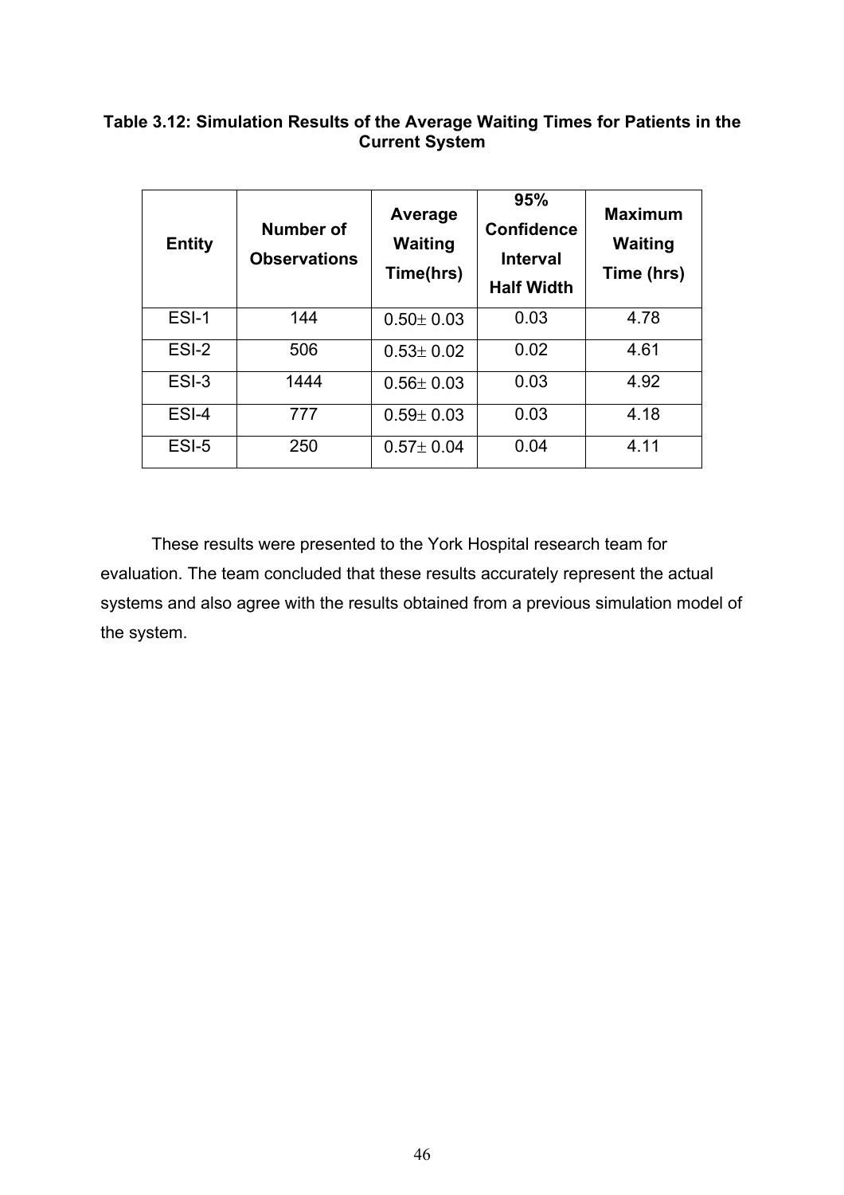**Table 3.12: Simulation Results of the Average Waiting Times for Patients in the Current System**

| Entity | Number of Observations | Average Waiting Time(hrs) | 95% Confidence Interval Half Width | Maximum Waiting Time (hrs) |
|---|---|---|---|---|
| ESI-1 | 144 | $0.50 \pm 0.03$ | 0.03 | 4.78 |
| ESI-2 | 506 | $0.53 \pm 0.02$ | 0.02 | 4.61 |
| ESI-3 | 1444 | $0.56 \pm 0.03$ | 0.03 | 4.92 |
| ESI-4 | 777 | $0.59 \pm 0.03$ | 0.03 | 4.18 |
| ESI-5 | 250 | $0.57 \pm 0.04$ | 0.04 | 4.11 |

These results were presented to the York Hospital research team for evaluation. The team concluded that these results accurately represent the actual systems and also agree with the results obtained from a previous simulation model of the system.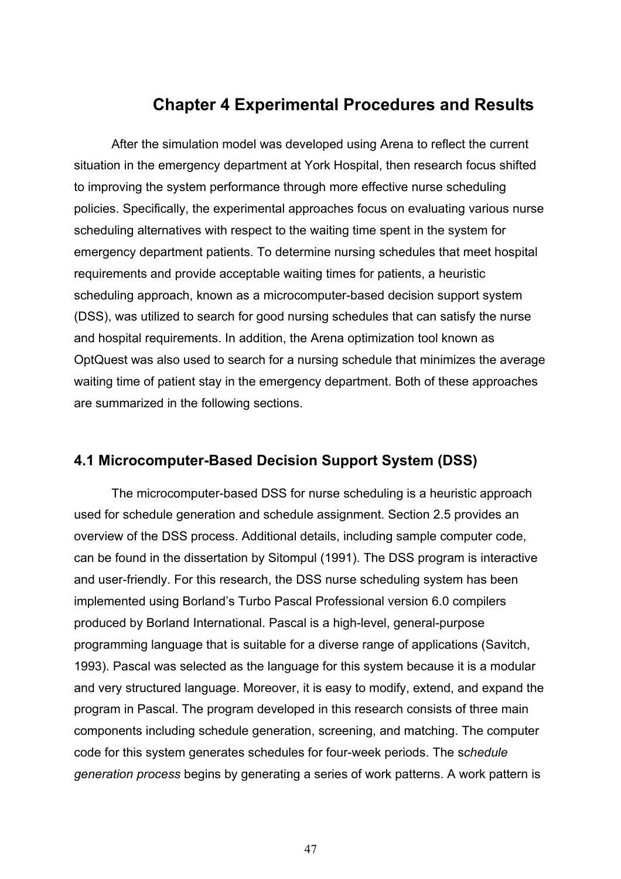# Chapter 4 Experimental Procedures and Results

After the simulation model was developed using Arena to reflect the current situation in the emergency department at York Hospital, then research focus shifted to improving the system performance through more effective nurse scheduling policies. Specifically, the experimental approaches focus on evaluating various nurse scheduling alternatives with respect to the waiting time spent in the system for emergency department patients. To determine nursing schedules that meet hospital requirements and provide acceptable waiting times for patients, a heuristic scheduling approach, known as a microcomputer-based decision support system (DSS), was utilized to search for good nursing schedules that can satisfy the nurse and hospital requirements. In addition, the Arena optimization tool known as OptQuest was also used to search for a nursing schedule that minimizes the average waiting time of patient stay in the emergency department. Both of these approaches are summarized in the following sections.

## 4.1 Microcomputer-Based Decision Support System (DSS)

The microcomputer-based DSS for nurse scheduling is a heuristic approach used for schedule generation and schedule assignment. Section 2.5 provides an overview of the DSS process. Additional details, including sample computer code, can be found in the dissertation by Sitompul (1991). The DSS program is interactive and user-friendly. For this research, the DSS nurse scheduling system has been implemented using Borland's Turbo Pascal Professional version 6.0 compilers produced by Borland International. Pascal is a high-level, general-purpose programming language that is suitable for a diverse range of applications (Savitch, 1993). Pascal was selected as the language for this system because it is a modular and very structured language. Moreover, it is easy to modify, extend, and expand the program in Pascal. The program developed in this research consists of three main components including schedule generation, screening, and matching. The computer code for this system generates schedules for four-week periods. The s*chedule generation process* begins by generating a series of work patterns. A work pattern is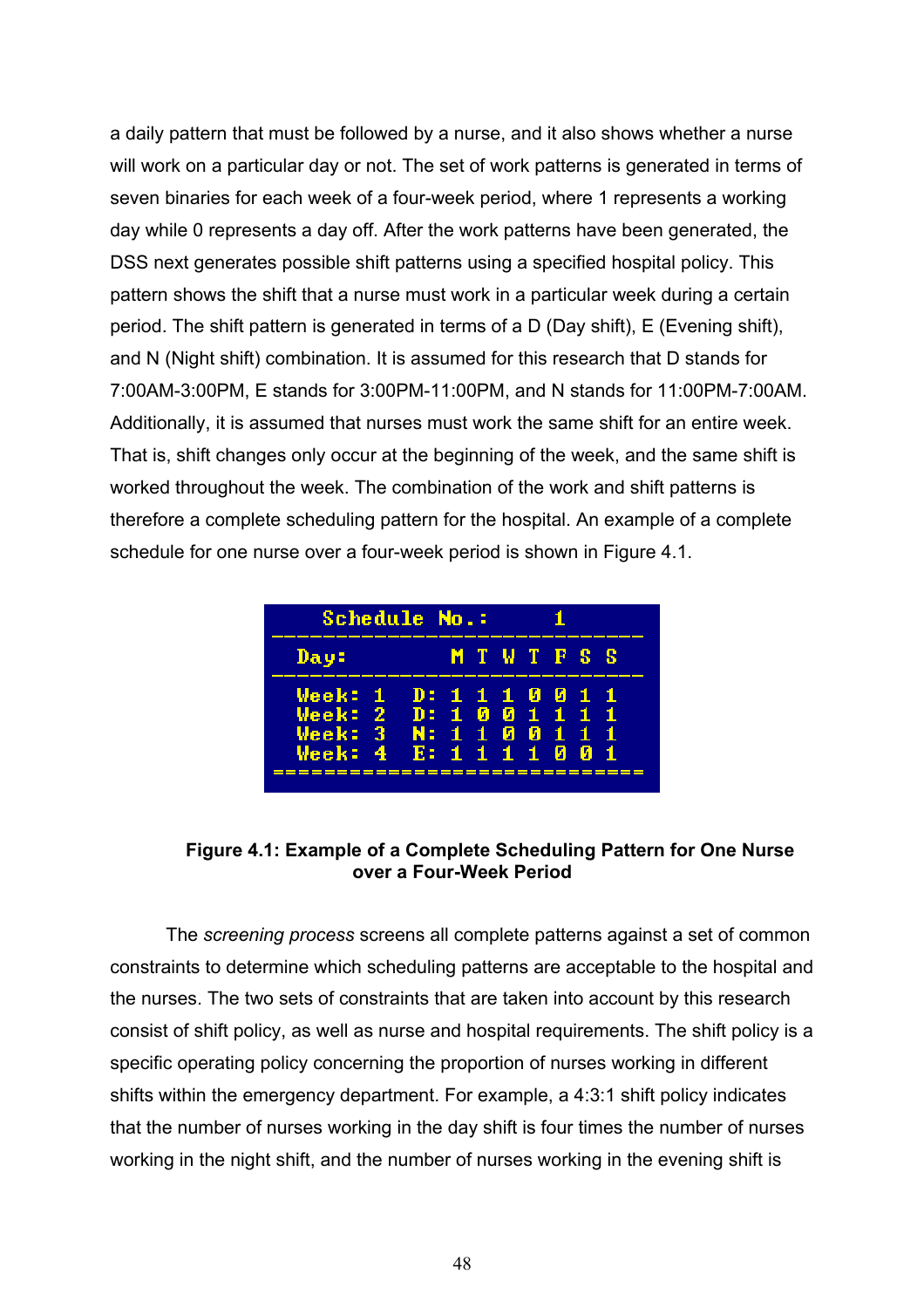a daily pattern that must be followed by a nurse, and it also shows whether a nurse will work on a particular day or not. The set of work patterns is generated in terms of seven binaries for each week of a four-week period, where 1 represents a working day while 0 represents a day off. After the work patterns have been generated, the DSS next generates possible shift patterns using a specified hospital policy. This pattern shows the shift that a nurse must work in a particular week during a certain period. The shift pattern is generated in terms of a D (Day shift), E (Evening shift), and N (Night shift) combination. It is assumed for this research that D stands for 7:00AM-3:00PM, E stands for 3:00PM-11:00PM, and N stands for 11:00PM-7:00AM. Additionally, it is assumed that nurses must work the same shift for an entire week. That is, shift changes only occur at the beginning of the week, and the same shift is worked throughout the week. The combination of the work and shift patterns is therefore a complete scheduling pattern for the hospital. An example of a complete schedule for one nurse over a four-week period is shown in Figure 4.1.

```
  Schedule No.:      1
------------------------------
 Day:          M T W T F S S
------------------------------
 Week: 1   D:  1 1 1 0 0 1 1
 Week: 2   D:  1 0 0 1 1 1 1
 Week: 3   N:  1 1 0 0 1 1 1
 Week: 4   E:  1 1 1 1 0 0 1
==============================
```

**Figure 4.1: Example of a Complete Scheduling Pattern for One Nurse over a Four-Week Period**

The *screening process* screens all complete patterns against a set of common constraints to determine which scheduling patterns are acceptable to the hospital and the nurses. The two sets of constraints that are taken into account by this research consist of shift policy, as well as nurse and hospital requirements. The shift policy is a specific operating policy concerning the proportion of nurses working in different shifts within the emergency department. For example, a 4:3:1 shift policy indicates that the number of nurses working in the day shift is four times the number of nurses working in the night shift, and the number of nurses working in the evening shift is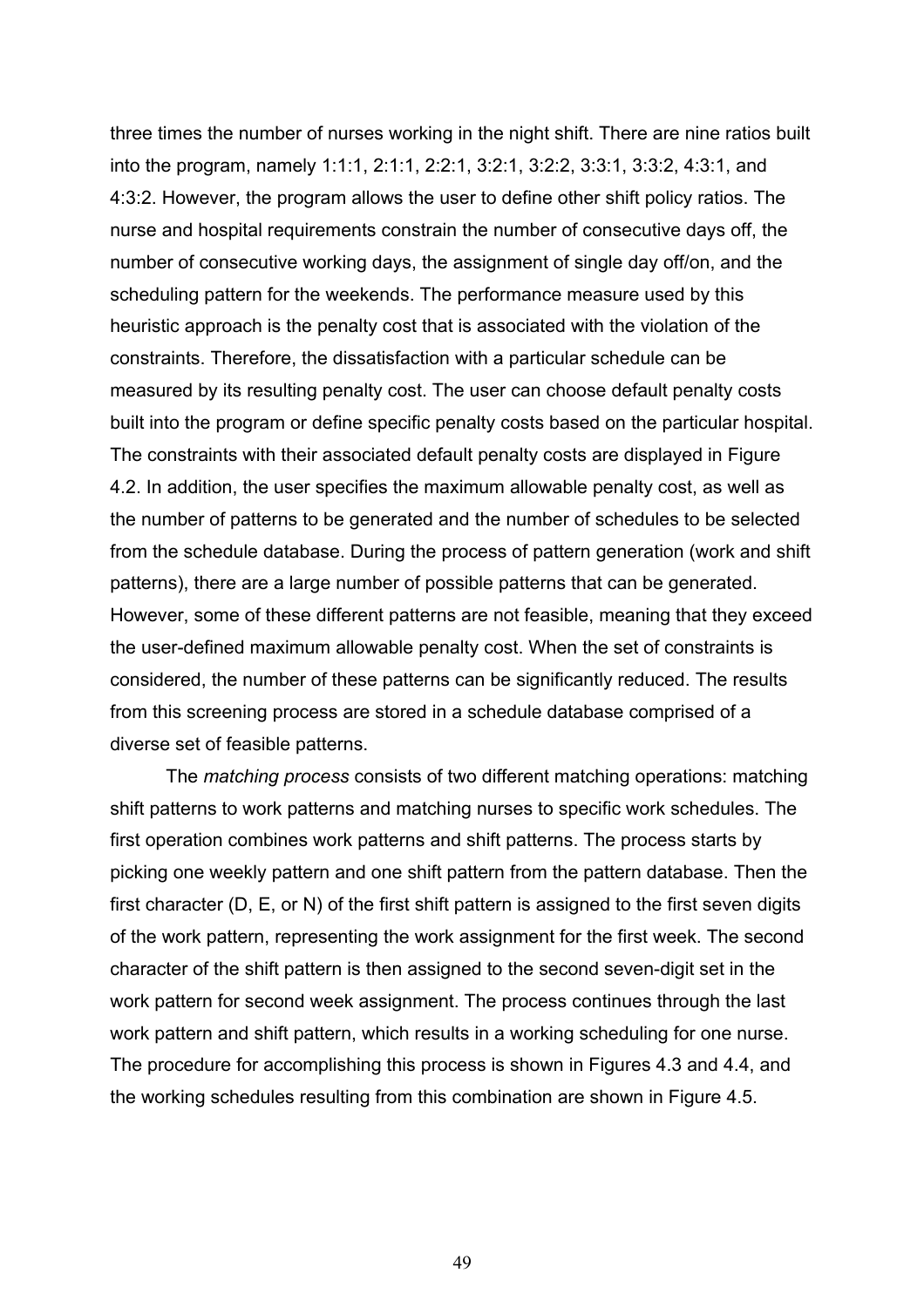three times the number of nurses working in the night shift. There are nine ratios built into the program, namely 1:1:1, 2:1:1, 2:2:1, 3:2:1, 3:2:2, 3:3:1, 3:3:2, 4:3:1, and 4:3:2. However, the program allows the user to define other shift policy ratios. The nurse and hospital requirements constrain the number of consecutive days off, the number of consecutive working days, the assignment of single day off/on, and the scheduling pattern for the weekends. The performance measure used by this heuristic approach is the penalty cost that is associated with the violation of the constraints. Therefore, the dissatisfaction with a particular schedule can be measured by its resulting penalty cost. The user can choose default penalty costs built into the program or define specific penalty costs based on the particular hospital. The constraints with their associated default penalty costs are displayed in Figure 4.2. In addition, the user specifies the maximum allowable penalty cost, as well as the number of patterns to be generated and the number of schedules to be selected from the schedule database. During the process of pattern generation (work and shift patterns), there are a large number of possible patterns that can be generated. However, some of these different patterns are not feasible, meaning that they exceed the user-defined maximum allowable penalty cost. When the set of constraints is considered, the number of these patterns can be significantly reduced. The results from this screening process are stored in a schedule database comprised of a diverse set of feasible patterns.

The *matching process* consists of two different matching operations: matching shift patterns to work patterns and matching nurses to specific work schedules. The first operation combines work patterns and shift patterns. The process starts by picking one weekly pattern and one shift pattern from the pattern database. Then the first character (D, E, or N) of the first shift pattern is assigned to the first seven digits of the work pattern, representing the work assignment for the first week. The second character of the shift pattern is then assigned to the second seven-digit set in the work pattern for second week assignment. The process continues through the last work pattern and shift pattern, which results in a working scheduling for one nurse. The procedure for accomplishing this process is shown in Figures 4.3 and 4.4, and the working schedules resulting from this combination are shown in Figure 4.5.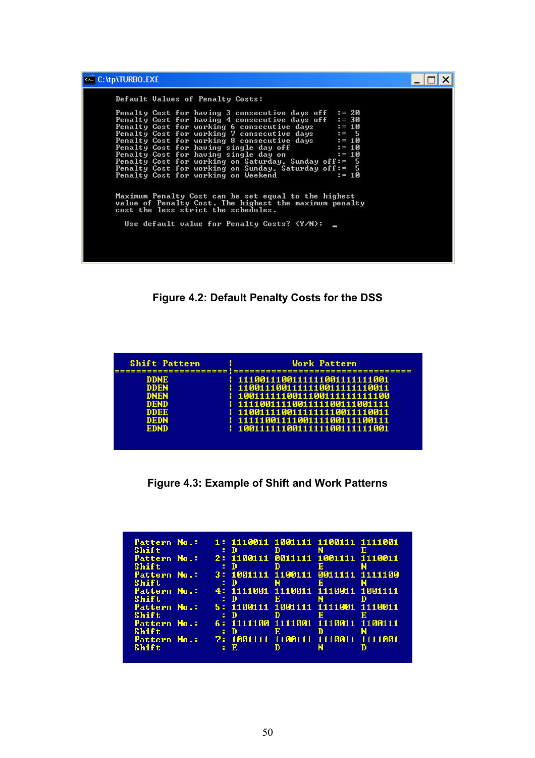```
C:\tp\TURBO.EXE

Default Values of Penalty Costs:

Penalty Cost for having 3 consecutive days off     := 20
Penalty Cost for having 4 consecutive days off     := 30
Penalty Cost for working 6 consecutive days        := 10
Penalty Cost for working 7 consecutive days        :=  5
Penalty Cost for working 8 consecutive days        := 10
Penalty Cost for having single day off             := 10
Penalty Cost for having single day on              := 10
Penalty Cost for working on Saturday, Sunday off:=  5
Penalty Cost for working on Sunday, Saturday off:=  5
Penalty Cost for working on Weekend                := 10


Maximum Penalty Cost can be set equal to the highest
value of Penalty Cost. The highest the maximum penalty
cost the less strict the schedules.

  Use default value for Penalty Costs? (Y/N):  _
```

**Figure 4.2: Default Penalty Costs for the DSS**

```
 Shift Pattern        | Work Pattern
======================|==================================
      DDNE            | 1110011100111111001111111001
      DDEN            | 1100111001111110011111110011
      DNEN            | 1001111110011100111111111100
      DEND            | 1111001111001111100111001111
      DDEE            | 1100111100111111110011110011
      DEDN            | 1111100111100111100111100111
      EDND            | 1001111111001111110011111001
```

**Figure 4.3: Example of Shift and Work Patterns**

```
Pattern No.:   1: 1110011 1001111 1100111 1111001
Shift         : D       D       N       E
Pattern No.:   2: 1100111 0011111 1001111 1110011
Shift         : D       D       E       N
Pattern No.:   3: 1001111 1100111 0011111 1111100
Shift         : D       N       E       N
Pattern No.:   4: 1111001 1110011 1110011 1001111
Shift         : D       E       N       D
Pattern No.:   5: 1100111 1001111 1111001 1110011
Shift         : D       D       E       E
Pattern No.:   6: 1111100 1111001 1110011 1100111
Shift         : D       E       D       N
Pattern No.:   7: 1001111 1100111 1110011 1111001
Shift         : E       D       N       D
```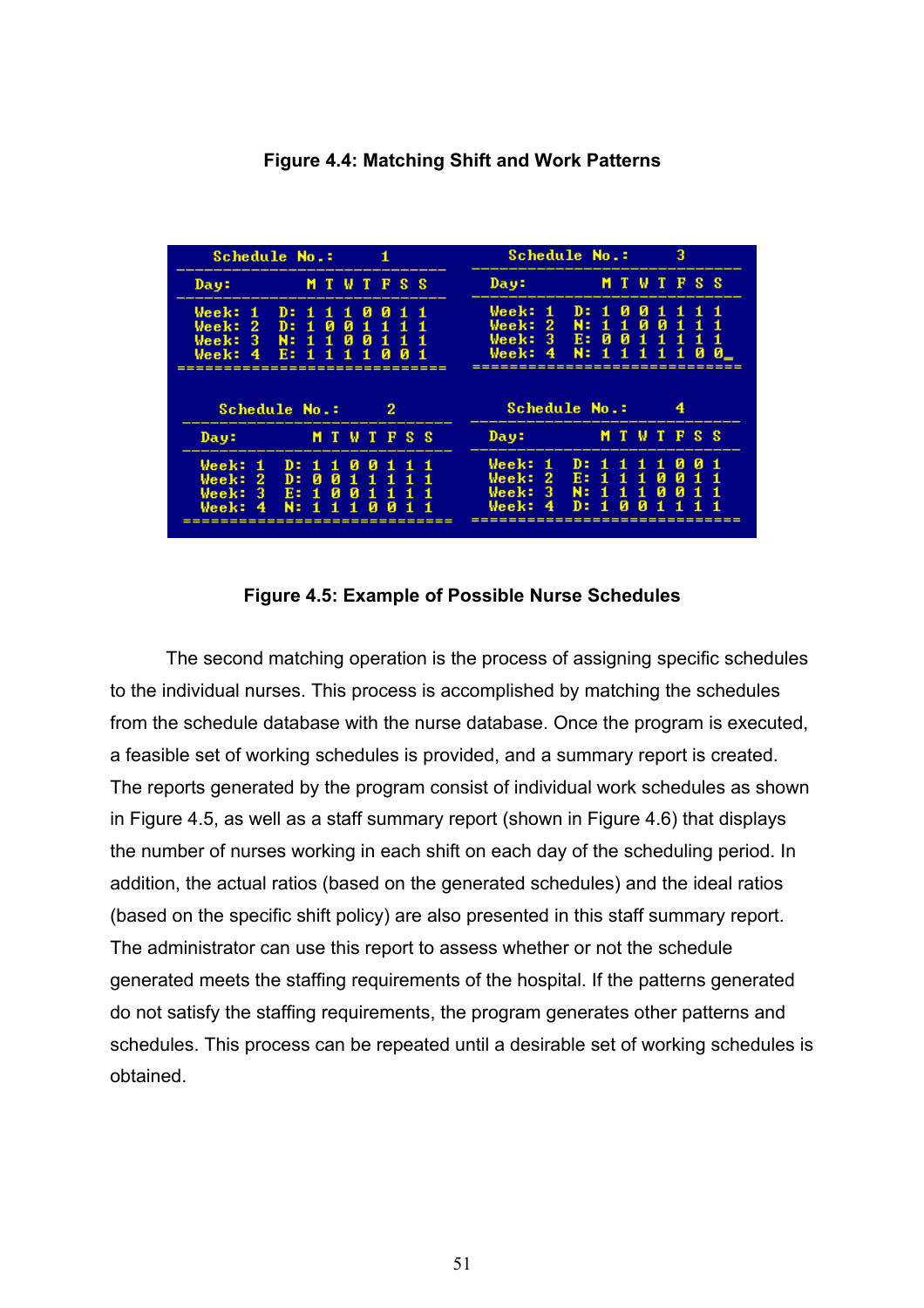**Figure 4.4: Matching Shift and Work Patterns**

```
Schedule No.:       1
-----------------------------
Day:           M T W T F S S
-----------------------------
Week: 1   D: 1 1 1 0 0 1 1
Week: 2   D: 1 0 0 1 1 1 1
Week: 3   N: 1 1 0 0 1 1 1
Week: 4   E: 1 1 1 1 0 0 1
=============================
```

```
Schedule No.:       3
-----------------------------
Day:           M T W T F S S
-----------------------------
Week: 1   D: 1 0 0 1 1 1 1
Week: 2   N: 1 1 0 0 1 1 1
Week: 3   E: 0 0 1 1 1 1 1
Week: 4   N: 1 1 1 1 1 0 0
=============================
```

```
Schedule No.:       2
-----------------------------
Day:           M T W T F S S
-----------------------------
Week: 1   D: 1 1 0 0 1 1 1
Week: 2   D: 0 0 1 1 1 1 1
Week: 3   E: 1 0 0 1 1 1 1
Week: 4   N: 1 1 1 0 0 1 1
=============================
```

```
Schedule No.:       4
-----------------------------
Day:           M T W T F S S
-----------------------------
Week: 1   D: 1 1 1 1 0 0 1
Week: 2   E: 1 1 1 0 0 1 1
Week: 3   N: 1 1 1 0 0 1 1
Week: 4   D: 1 0 0 1 1 1 1
=============================
```

**Figure 4.5: Example of Possible Nurse Schedules**

The second matching operation is the process of assigning specific schedules to the individual nurses. This process is accomplished by matching the schedules from the schedule database with the nurse database. Once the program is executed, a feasible set of working schedules is provided, and a summary report is created. The reports generated by the program consist of individual work schedules as shown in Figure 4.5, as well as a staff summary report (shown in Figure 4.6) that displays the number of nurses working in each shift on each day of the scheduling period. In addition, the actual ratios (based on the generated schedules) and the ideal ratios (based on the specific shift policy) are also presented in this staff summary report. The administrator can use this report to assess whether or not the schedule generated meets the staffing requirements of the hospital. If the patterns generated do not satisfy the staffing requirements, the program generates other patterns and schedules. This process can be repeated until a desirable set of working schedules is obtained.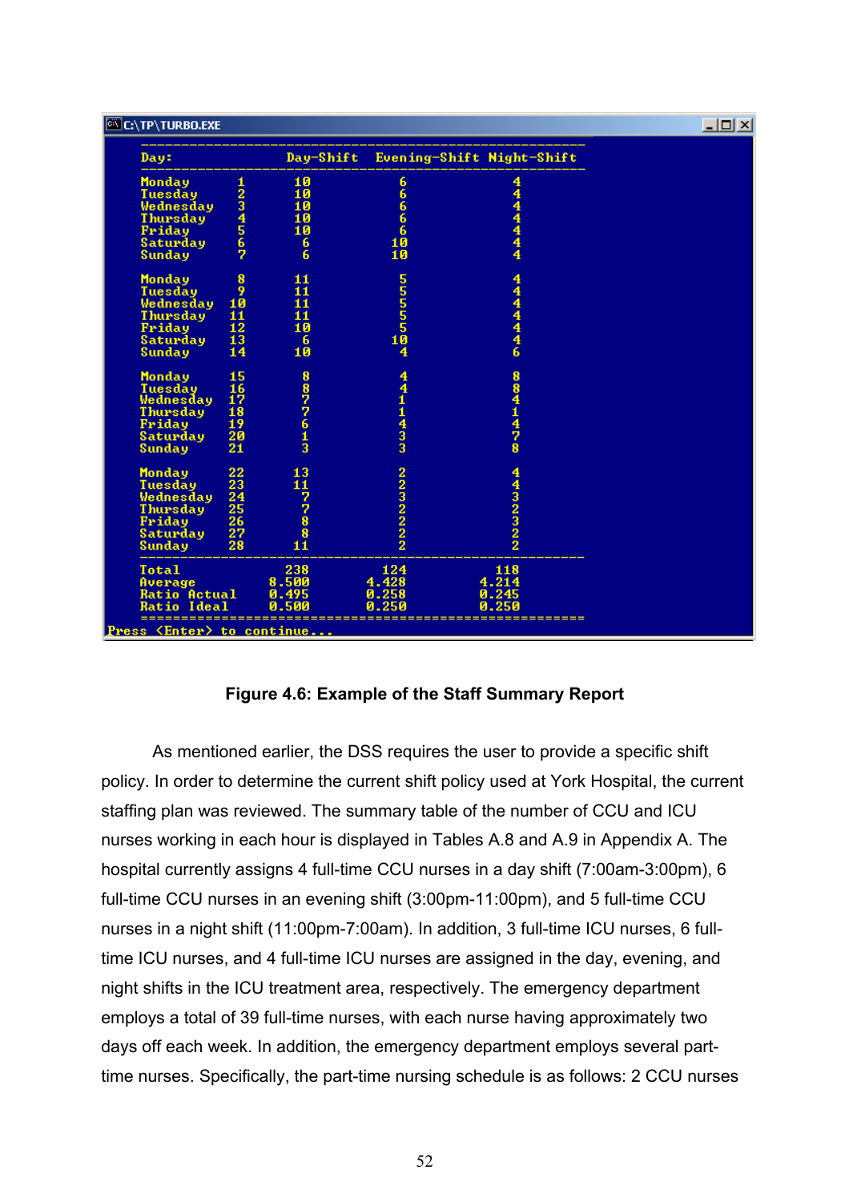```
C:\TP\TURBO.EXE
------------------------------------------------------------
Day:                 Day-Shift  Evening-Shift Night-Shift
------------------------------------------------------------
Monday       1         10           6            4
Tuesday      2         10           6            4
Wednesday    3         10           6            4
Thursday     4         10           6            4
Friday       5         10           6            4
Saturday     6          6          10            4
Sunday       7          6          10            4

Monday       8         11           5            4
Tuesday      9         11           5            4
Wednesday   10         11           5            4
Thursday    11         11           5            4
Friday      12         10           5            4
Saturday    13          6          10            4
Sunday      14         10           4            6

Monday      15          8           4            8
Tuesday     16          8           4            8
Wednesday   17          7           1            4
Thursday    18          7           1            1
Friday      19          6           4            4
Saturday    20          1           3            7
Sunday      21          3           3            8

Monday      22         13           2            4
Tuesday     23         11           2            4
Wednesday   24          7           3            3
Thursday    25          7           2            2
Friday      26          8           2            3
Saturday    27          8           2            2
Sunday      28         11           2            2
------------------------------------------------------------
Total                 238         124          118
Average             8.500       4.428        4.214
Ratio Actual        0.495       0.258        0.245
Ratio Ideal         0.500       0.250        0.250
============================================================
Press <Enter> to continue...
```

**Figure 4.6: Example of the Staff Summary Report**

As mentioned earlier, the DSS requires the user to provide a specific shift policy. In order to determine the current shift policy used at York Hospital, the current staffing plan was reviewed. The summary table of the number of CCU and ICU nurses working in each hour is displayed in Tables A.8 and A.9 in Appendix A. The hospital currently assigns 4 full-time CCU nurses in a day shift (7:00am-3:00pm), 6 full-time CCU nurses in an evening shift (3:00pm-11:00pm), and 5 full-time CCU nurses in a night shift (11:00pm-7:00am). In addition, 3 full-time ICU nurses, 6 full-time ICU nurses, and 4 full-time ICU nurses are assigned in the day, evening, and night shifts in the ICU treatment area, respectively. The emergency department employs a total of 39 full-time nurses, with each nurse having approximately two days off each week. In addition, the emergency department employs several part-time nurses. Specifically, the part-time nursing schedule is as follows: 2 CCU nurses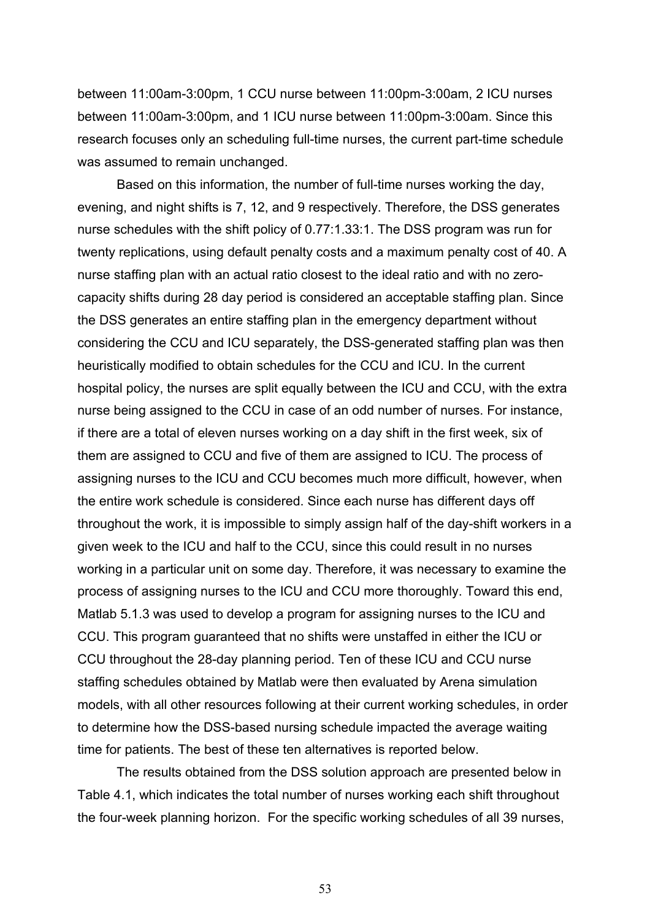between 11:00am-3:00pm, 1 CCU nurse between 11:00pm-3:00am, 2 ICU nurses between 11:00am-3:00pm, and 1 ICU nurse between 11:00pm-3:00am. Since this research focuses only an scheduling full-time nurses, the current part-time schedule was assumed to remain unchanged.

Based on this information, the number of full-time nurses working the day, evening, and night shifts is 7, 12, and 9 respectively. Therefore, the DSS generates nurse schedules with the shift policy of 0.77:1.33:1. The DSS program was run for twenty replications, using default penalty costs and a maximum penalty cost of 40. A nurse staffing plan with an actual ratio closest to the ideal ratio and with no zero-capacity shifts during 28 day period is considered an acceptable staffing plan. Since the DSS generates an entire staffing plan in the emergency department without considering the CCU and ICU separately, the DSS-generated staffing plan was then heuristically modified to obtain schedules for the CCU and ICU. In the current hospital policy, the nurses are split equally between the ICU and CCU, with the extra nurse being assigned to the CCU in case of an odd number of nurses. For instance, if there are a total of eleven nurses working on a day shift in the first week, six of them are assigned to CCU and five of them are assigned to ICU. The process of assigning nurses to the ICU and CCU becomes much more difficult, however, when the entire work schedule is considered. Since each nurse has different days off throughout the work, it is impossible to simply assign half of the day-shift workers in a given week to the ICU and half to the CCU, since this could result in no nurses working in a particular unit on some day. Therefore, it was necessary to examine the process of assigning nurses to the ICU and CCU more thoroughly. Toward this end, Matlab 5.1.3 was used to develop a program for assigning nurses to the ICU and CCU. This program guaranteed that no shifts were unstaffed in either the ICU or CCU throughout the 28-day planning period. Ten of these ICU and CCU nurse staffing schedules obtained by Matlab were then evaluated by Arena simulation models, with all other resources following at their current working schedules, in order to determine how the DSS-based nursing schedule impacted the average waiting time for patients. The best of these ten alternatives is reported below.

The results obtained from the DSS solution approach are presented below in Table 4.1, which indicates the total number of nurses working each shift throughout the four-week planning horizon. For the specific working schedules of all 39 nurses,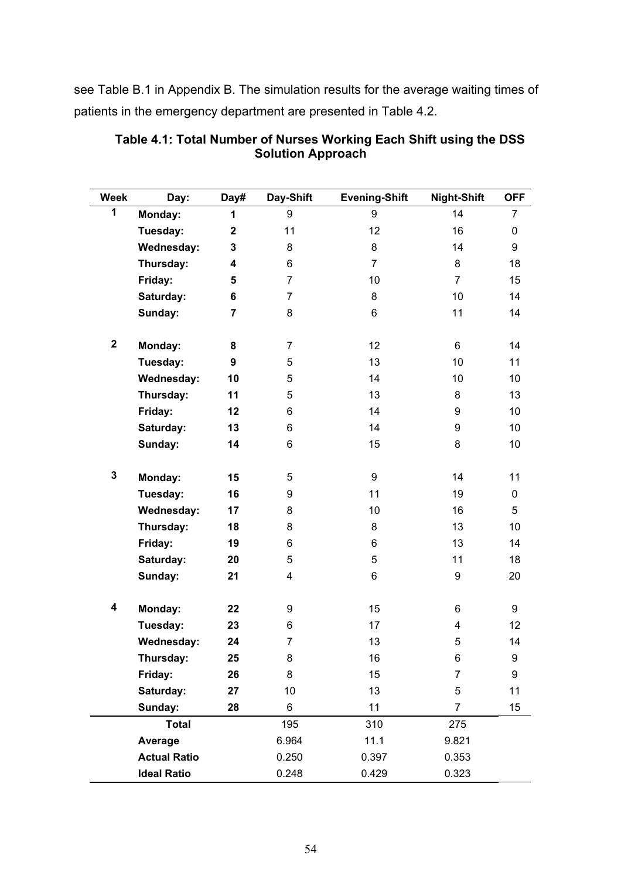see Table B.1 in Appendix B. The simulation results for the average waiting times of patients in the emergency department are presented in Table 4.2.

**Table 4.1: Total Number of Nurses Working Each Shift using the DSS Solution Approach**

| Week | Day: | Day# | Day-Shift | Evening-Shift | Night-Shift | OFF |
|---|---|---|---|---|---|---|
| **1** | **Monday:** | **1** | 9 | 9 | 14 | 7 |
| | **Tuesday:** | **2** | 11 | 12 | 16 | 0 |
| | **Wednesday:** | **3** | 8 | 8 | 14 | 9 |
| | **Thursday:** | **4** | 6 | 7 | 8 | 18 |
| | **Friday:** | **5** | 7 | 10 | 7 | 15 |
| | **Saturday:** | **6** | 7 | 8 | 10 | 14 |
| | **Sunday:** | **7** | 8 | 6 | 11 | 14 |
| **2** | **Monday:** | **8** | 7 | 12 | 6 | 14 |
| | **Tuesday:** | **9** | 5 | 13 | 10 | 11 |
| | **Wednesday:** | **10** | 5 | 14 | 10 | 10 |
| | **Thursday:** | **11** | 5 | 13 | 8 | 13 |
| | **Friday:** | **12** | 6 | 14 | 9 | 10 |
| | **Saturday:** | **13** | 6 | 14 | 9 | 10 |
| | **Sunday:** | **14** | 6 | 15 | 8 | 10 |
| **3** | **Monday:** | **15** | 5 | 9 | 14 | 11 |
| | **Tuesday:** | **16** | 9 | 11 | 19 | 0 |
| | **Wednesday:** | **17** | 8 | 10 | 16 | 5 |
| | **Thursday:** | **18** | 8 | 8 | 13 | 10 |
| | **Friday:** | **19** | 6 | 6 | 13 | 14 |
| | **Saturday:** | **20** | 5 | 5 | 11 | 18 |
| | **Sunday:** | **21** | 4 | 6 | 9 | 20 |
| **4** | **Monday:** | **22** | 9 | 15 | 6 | 9 |
| | **Tuesday:** | **23** | 6 | 17 | 4 | 12 |
| | **Wednesday:** | **24** | 7 | 13 | 5 | 14 |
| | **Thursday:** | **25** | 8 | 16 | 6 | 9 |
| | **Friday:** | **26** | 8 | 15 | 7 | 9 |
| | **Saturday:** | **27** | 10 | 13 | 5 | 11 |
| | **Sunday:** | **28** | 6 | 11 | 7 | 15 |
| | **Total** | | 195 | 310 | 275 | |
| | **Average** | | 6.964 | 11.1 | 9.821 | |
| | **Actual Ratio** | | 0.250 | 0.397 | 0.353 | |
| | **Ideal Ratio** | | 0.248 | 0.429 | 0.323 | |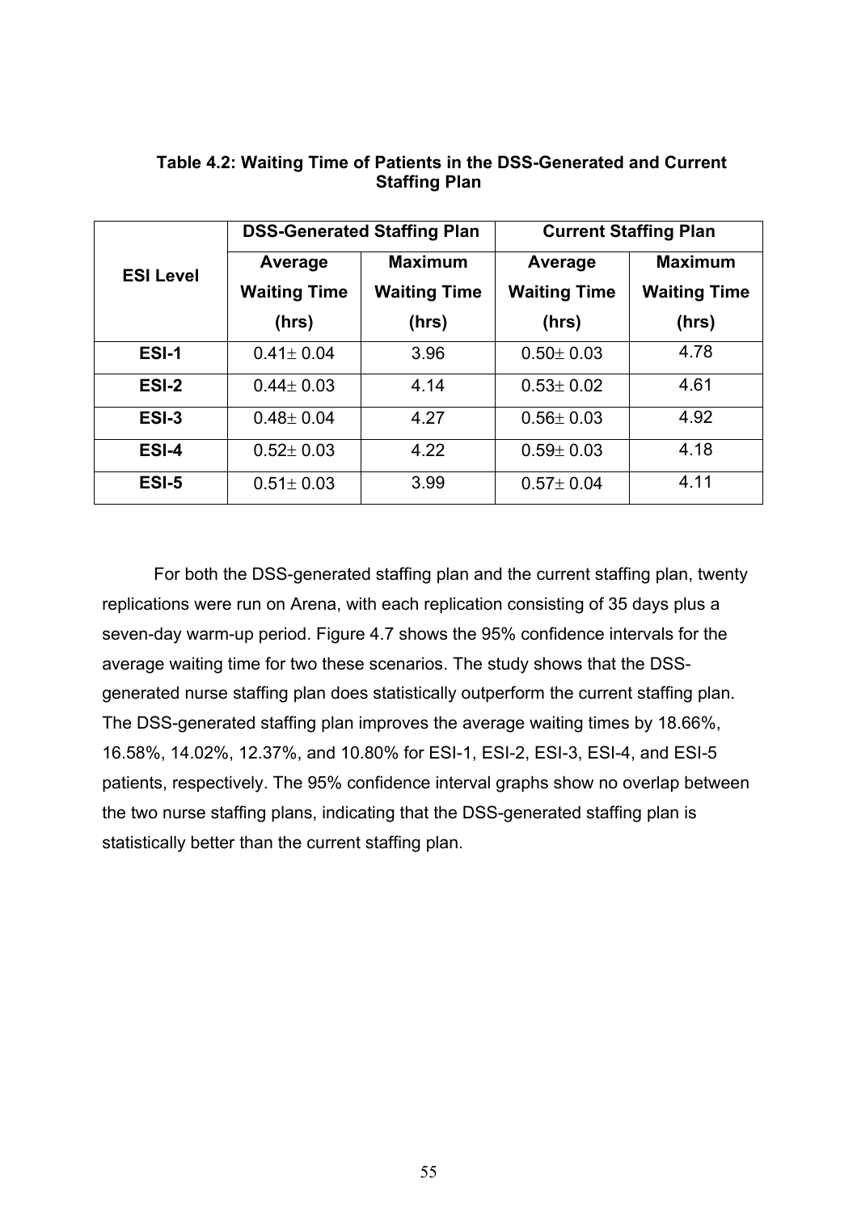**Table 4.2: Waiting Time of Patients in the DSS-Generated and Current Staffing Plan**

| ESI Level | DSS-Generated Staffing Plan | | Current Staffing Plan | |
|---|---|---|---|---|
| | Average Waiting Time (hrs) | Maximum Waiting Time (hrs) | Average Waiting Time (hrs) | Maximum Waiting Time (hrs) |
| **ESI-1** | $0.41 \pm 0.04$ | 3.96 | $0.50 \pm 0.03$ | 4.78 |
| **ESI-2** | $0.44 \pm 0.03$ | 4.14 | $0.53 \pm 0.02$ | 4.61 |
| **ESI-3** | $0.48 \pm 0.04$ | 4.27 | $0.56 \pm 0.03$ | 4.92 |
| **ESI-4** | $0.52 \pm 0.03$ | 4.22 | $0.59 \pm 0.03$ | 4.18 |
| **ESI-5** | $0.51 \pm 0.03$ | 3.99 | $0.57 \pm 0.04$ | 4.11 |

For both the DSS-generated staffing plan and the current staffing plan, twenty replications were run on Arena, with each replication consisting of 35 days plus a seven-day warm-up period. Figure 4.7 shows the 95% confidence intervals for the average waiting time for two these scenarios. The study shows that the DSS-generated nurse staffing plan does statistically outperform the current staffing plan. The DSS-generated staffing plan improves the average waiting times by 18.66%, 16.58%, 14.02%, 12.37%, and 10.80% for ESI-1, ESI-2, ESI-3, ESI-4, and ESI-5 patients, respectively. The 95% confidence interval graphs show no overlap between the two nurse staffing plans, indicating that the DSS-generated staffing plan is statistically better than the current staffing plan.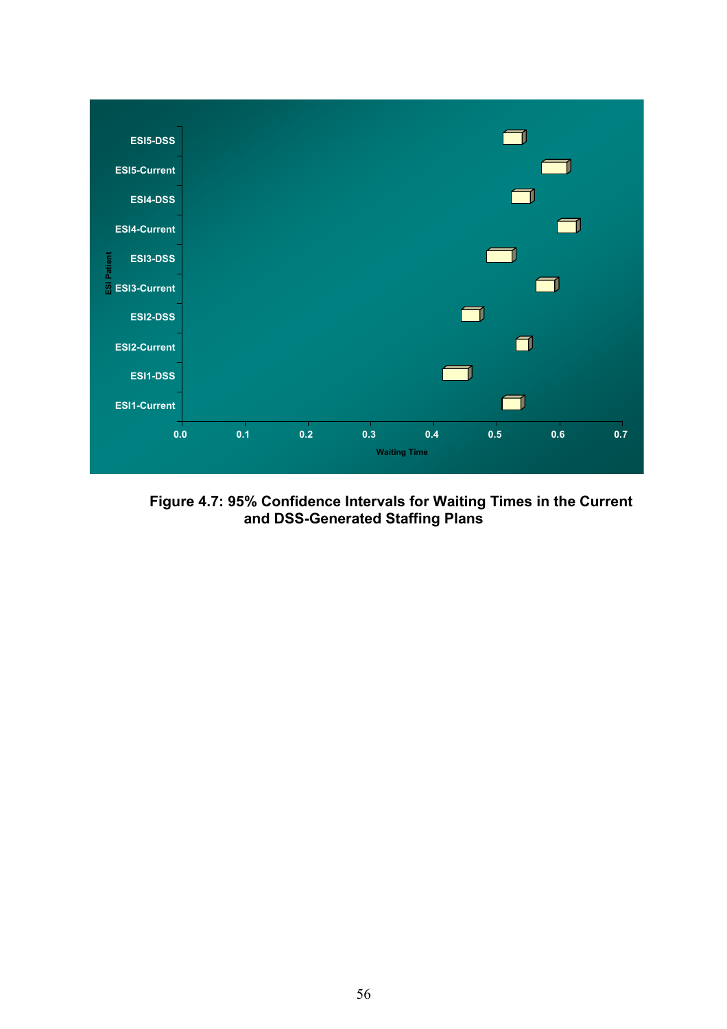Figure 4.7: 95% Confidence Intervals for Waiting Times in the Current and DSS-Generated Staffing Plans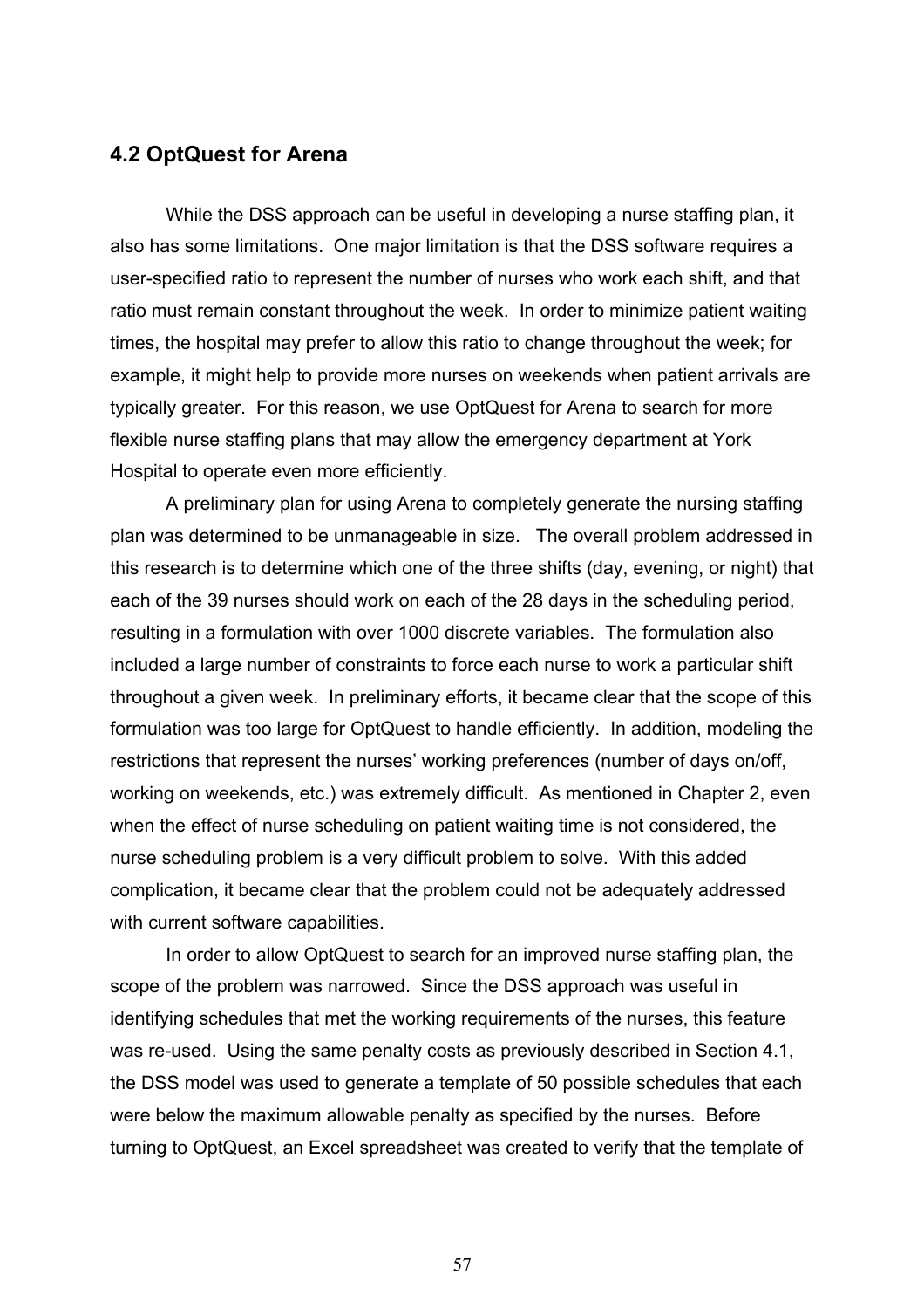## 4.2 OptQuest for Arena

While the DSS approach can be useful in developing a nurse staffing plan, it also has some limitations. One major limitation is that the DSS software requires a user-specified ratio to represent the number of nurses who work each shift, and that ratio must remain constant throughout the week. In order to minimize patient waiting times, the hospital may prefer to allow this ratio to change throughout the week; for example, it might help to provide more nurses on weekends when patient arrivals are typically greater. For this reason, we use OptQuest for Arena to search for more flexible nurse staffing plans that may allow the emergency department at York Hospital to operate even more efficiently.

A preliminary plan for using Arena to completely generate the nursing staffing plan was determined to be unmanageable in size. The overall problem addressed in this research is to determine which one of the three shifts (day, evening, or night) that each of the 39 nurses should work on each of the 28 days in the scheduling period, resulting in a formulation with over 1000 discrete variables. The formulation also included a large number of constraints to force each nurse to work a particular shift throughout a given week. In preliminary efforts, it became clear that the scope of this formulation was too large for OptQuest to handle efficiently. In addition, modeling the restrictions that represent the nurses' working preferences (number of days on/off, working on weekends, etc.) was extremely difficult. As mentioned in Chapter 2, even when the effect of nurse scheduling on patient waiting time is not considered, the nurse scheduling problem is a very difficult problem to solve. With this added complication, it became clear that the problem could not be adequately addressed with current software capabilities.

In order to allow OptQuest to search for an improved nurse staffing plan, the scope of the problem was narrowed. Since the DSS approach was useful in identifying schedules that met the working requirements of the nurses, this feature was re-used. Using the same penalty costs as previously described in Section 4.1, the DSS model was used to generate a template of 50 possible schedules that each were below the maximum allowable penalty as specified by the nurses. Before turning to OptQuest, an Excel spreadsheet was created to verify that the template of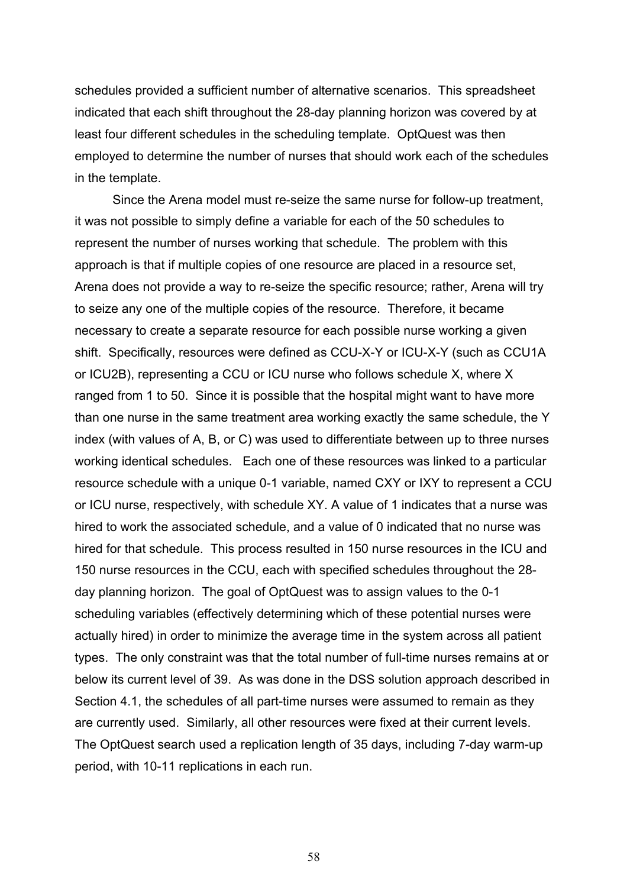schedules provided a sufficient number of alternative scenarios. This spreadsheet indicated that each shift throughout the 28-day planning horizon was covered by at least four different schedules in the scheduling template. OptQuest was then employed to determine the number of nurses that should work each of the schedules in the template.

Since the Arena model must re-seize the same nurse for follow-up treatment, it was not possible to simply define a variable for each of the 50 schedules to represent the number of nurses working that schedule. The problem with this approach is that if multiple copies of one resource are placed in a resource set, Arena does not provide a way to re-seize the specific resource; rather, Arena will try to seize any one of the multiple copies of the resource. Therefore, it became necessary to create a separate resource for each possible nurse working a given shift. Specifically, resources were defined as CCU-X-Y or ICU-X-Y (such as CCU1A or ICU2B), representing a CCU or ICU nurse who follows schedule X, where X ranged from 1 to 50. Since it is possible that the hospital might want to have more than one nurse in the same treatment area working exactly the same schedule, the Y index (with values of A, B, or C) was used to differentiate between up to three nurses working identical schedules. Each one of these resources was linked to a particular resource schedule with a unique 0-1 variable, named CXY or IXY to represent a CCU or ICU nurse, respectively, with schedule XY. A value of 1 indicates that a nurse was hired to work the associated schedule, and a value of 0 indicated that no nurse was hired for that schedule. This process resulted in 150 nurse resources in the ICU and 150 nurse resources in the CCU, each with specified schedules throughout the 28-day planning horizon. The goal of OptQuest was to assign values to the 0-1 scheduling variables (effectively determining which of these potential nurses were actually hired) in order to minimize the average time in the system across all patient types. The only constraint was that the total number of full-time nurses remains at or below its current level of 39. As was done in the DSS solution approach described in Section 4.1, the schedules of all part-time nurses were assumed to remain as they are currently used. Similarly, all other resources were fixed at their current levels. The OptQuest search used a replication length of 35 days, including 7-day warm-up period, with 10-11 replications in each run.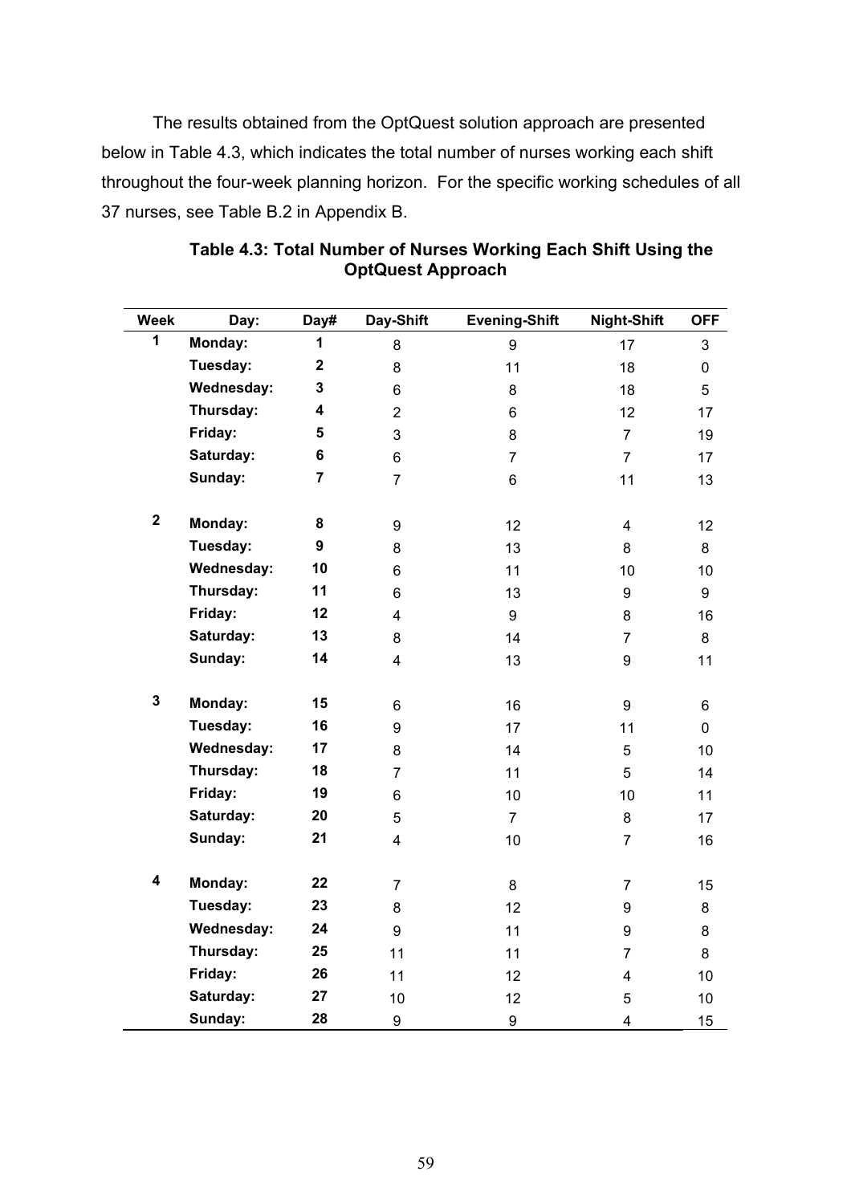The results obtained from the OptQuest solution approach are presented below in Table 4.3, which indicates the total number of nurses working each shift throughout the four-week planning horizon. For the specific working schedules of all 37 nurses, see Table B.2 in Appendix B.

**Table 4.3: Total Number of Nurses Working Each Shift Using the OptQuest Approach**

| Week | Day: | Day# | Day-Shift | Evening-Shift | Night-Shift | OFF |
|---|---|---|---|---|---|---|
| **1** | **Monday:** | **1** | 8 | 9 | 17 | 3 |
| | **Tuesday:** | **2** | 8 | 11 | 18 | 0 |
| | **Wednesday:** | **3** | 6 | 8 | 18 | 5 |
| | **Thursday:** | **4** | 2 | 6 | 12 | 17 |
| | **Friday:** | **5** | 3 | 8 | 7 | 19 |
| | **Saturday:** | **6** | 6 | 7 | 7 | 17 |
| | **Sunday:** | **7** | 7 | 6 | 11 | 13 |
| **2** | **Monday:** | **8** | 9 | 12 | 4 | 12 |
| | **Tuesday:** | **9** | 8 | 13 | 8 | 8 |
| | **Wednesday:** | **10** | 6 | 11 | 10 | 10 |
| | **Thursday:** | **11** | 6 | 13 | 9 | 9 |
| | **Friday:** | **12** | 4 | 9 | 8 | 16 |
| | **Saturday:** | **13** | 8 | 14 | 7 | 8 |
| | **Sunday:** | **14** | 4 | 13 | 9 | 11 |
| **3** | **Monday:** | **15** | 6 | 16 | 9 | 6 |
| | **Tuesday:** | **16** | 9 | 17 | 11 | 0 |
| | **Wednesday:** | **17** | 8 | 14 | 5 | 10 |
| | **Thursday:** | **18** | 7 | 11 | 5 | 14 |
| | **Friday:** | **19** | 6 | 10 | 10 | 11 |
| | **Saturday:** | **20** | 5 | 7 | 8 | 17 |
| | **Sunday:** | **21** | 4 | 10 | 7 | 16 |
| **4** | **Monday:** | **22** | 7 | 8 | 7 | 15 |
| | **Tuesday:** | **23** | 8 | 12 | 9 | 8 |
| | **Wednesday:** | **24** | 9 | 11 | 9 | 8 |
| | **Thursday:** | **25** | 11 | 11 | 7 | 8 |
| | **Friday:** | **26** | 11 | 12 | 4 | 10 |
| | **Saturday:** | **27** | 10 | 12 | 5 | 10 |
| | **Sunday:** | **28** | 9 | 9 | 4 | 15 |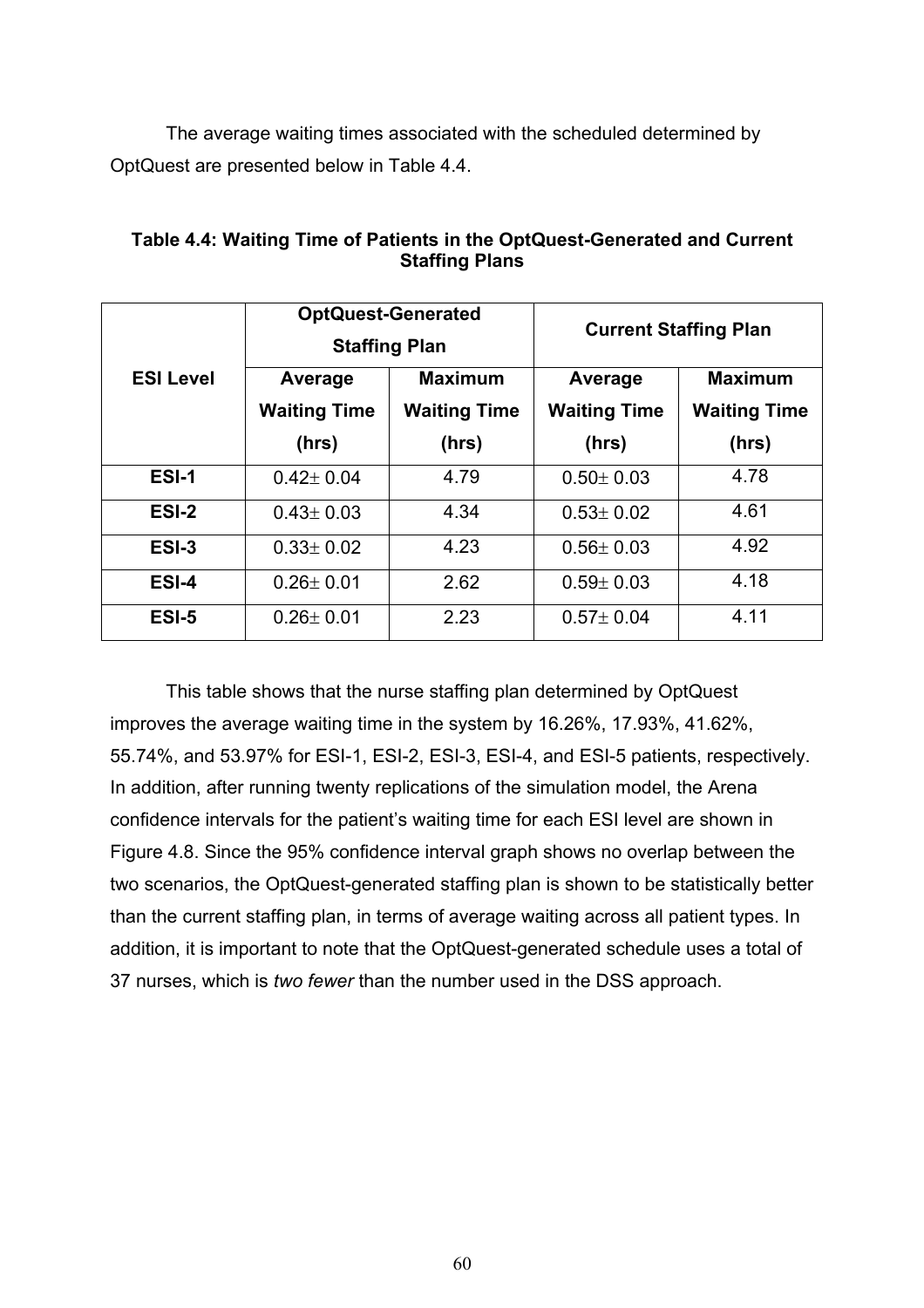The average waiting times associated with the scheduled determined by OptQuest are presented below in Table 4.4.

**Table 4.4: Waiting Time of Patients in the OptQuest-Generated and Current Staffing Plans**

| ESI Level | OptQuest-Generated Staffing Plan | | Current Staffing Plan | |
|---|---|---|---|---|
| | Average Waiting Time (hrs) | Maximum Waiting Time (hrs) | Average Waiting Time (hrs) | Maximum Waiting Time (hrs) |
| **ESI-1** | $0.42 \pm 0.04$ | 4.79 | $0.50 \pm 0.03$ | 4.78 |
| **ESI-2** | $0.43 \pm 0.03$ | 4.34 | $0.53 \pm 0.02$ | 4.61 |
| **ESI-3** | $0.33 \pm 0.02$ | 4.23 | $0.56 \pm 0.03$ | 4.92 |
| **ESI-4** | $0.26 \pm 0.01$ | 2.62 | $0.59 \pm 0.03$ | 4.18 |
| **ESI-5** | $0.26 \pm 0.01$ | 2.23 | $0.57 \pm 0.04$ | 4.11 |

This table shows that the nurse staffing plan determined by OptQuest improves the average waiting time in the system by 16.26%, 17.93%, 41.62%, 55.74%, and 53.97% for ESI-1, ESI-2, ESI-3, ESI-4, and ESI-5 patients, respectively. In addition, after running twenty replications of the simulation model, the Arena confidence intervals for the patient's waiting time for each ESI level are shown in Figure 4.8. Since the 95% confidence interval graph shows no overlap between the two scenarios, the OptQuest-generated staffing plan is shown to be statistically better than the current staffing plan, in terms of average waiting across all patient types. In addition, it is important to note that the OptQuest-generated schedule uses a total of 37 nurses, which is *two fewer* than the number used in the DSS approach.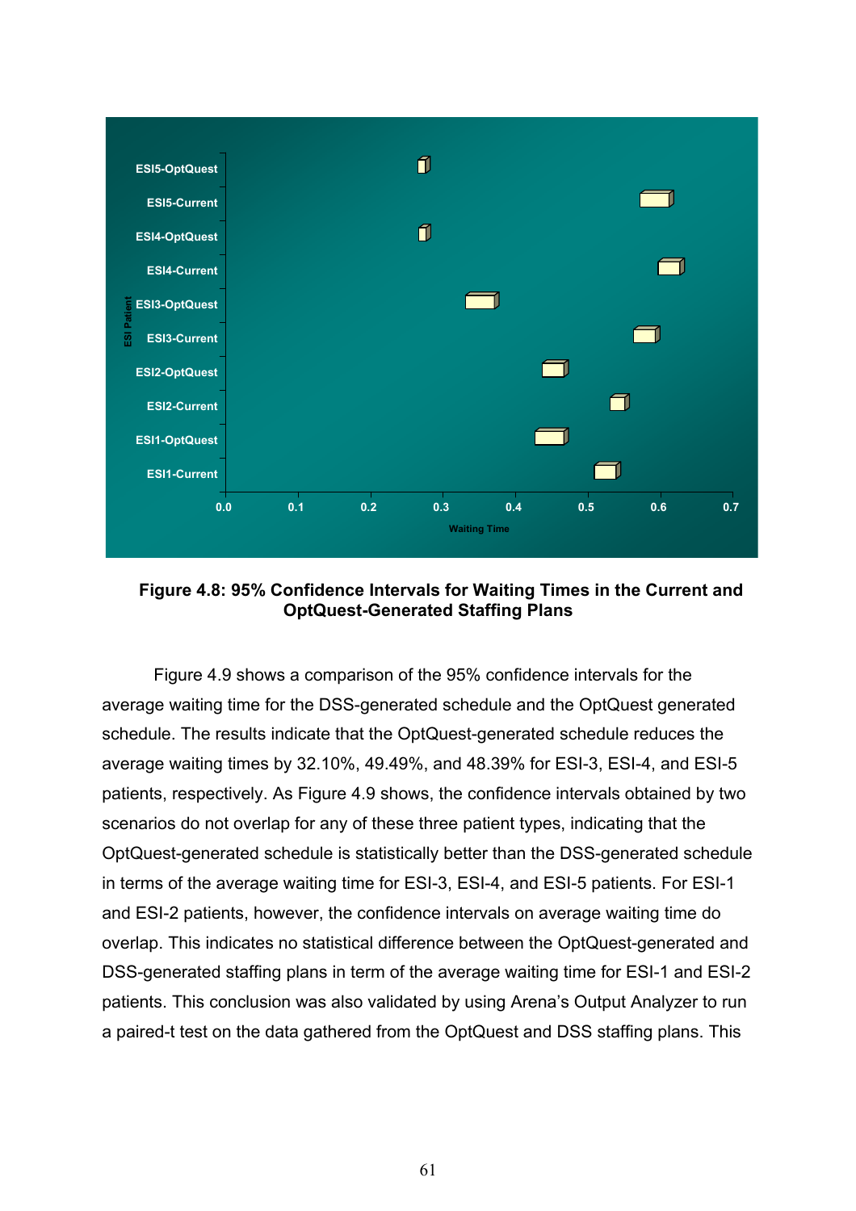**Figure 4.8: 95% Confidence Intervals for Waiting Times in the Current and OptQuest-Generated Staffing Plans**

Figure 4.9 shows a comparison of the 95% confidence intervals for the average waiting time for the DSS-generated schedule and the OptQuest generated schedule. The results indicate that the OptQuest-generated schedule reduces the average waiting times by 32.10%, 49.49%, and 48.39% for ESI-3, ESI-4, and ESI-5 patients, respectively. As Figure 4.9 shows, the confidence intervals obtained by two scenarios do not overlap for any of these three patient types, indicating that the OptQuest-generated schedule is statistically better than the DSS-generated schedule in terms of the average waiting time for ESI-3, ESI-4, and ESI-5 patients. For ESI-1 and ESI-2 patients, however, the confidence intervals on average waiting time do overlap. This indicates no statistical difference between the OptQuest-generated and DSS-generated staffing plans in term of the average waiting time for ESI-1 and ESI-2 patients. This conclusion was also validated by using Arena's Output Analyzer to run a paired-t test on the data gathered from the OptQuest and DSS staffing plans. This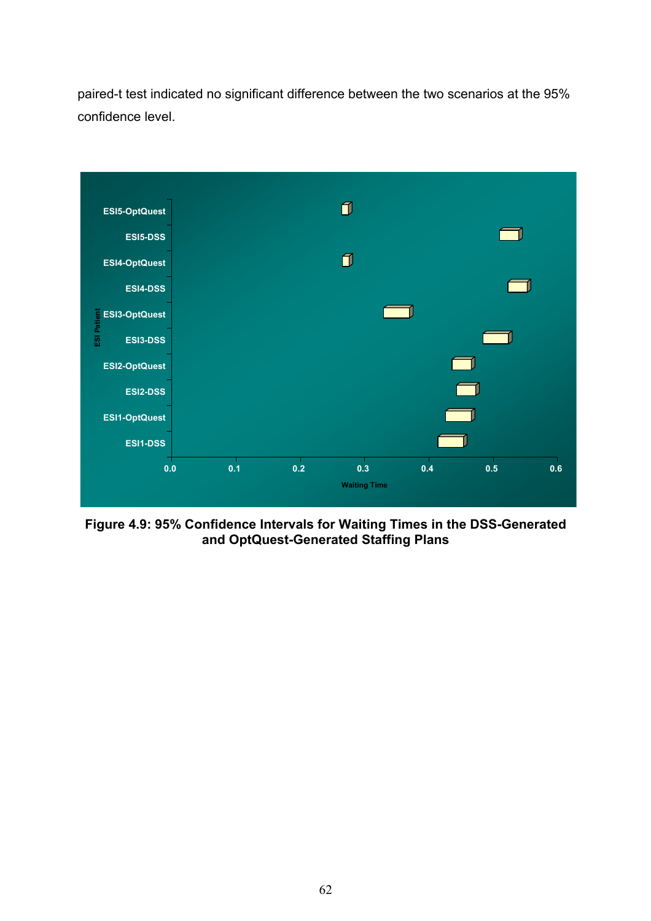paired-t test indicated no significant difference between the two scenarios at the 95% confidence level.

**Figure 4.9: 95% Confidence Intervals for Waiting Times in the DSS-Generated and OptQuest-Generated Staffing Plans**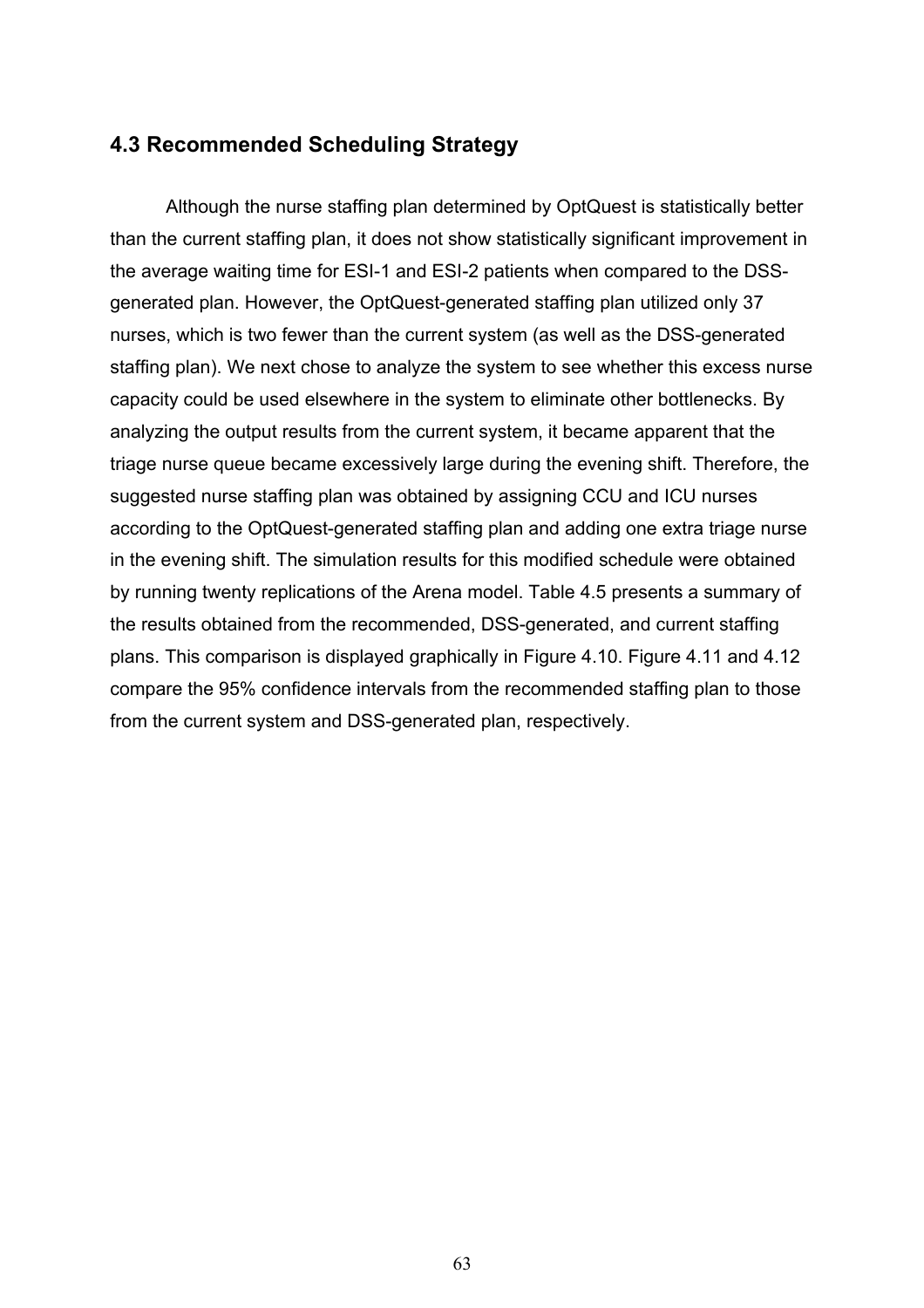### 4.3 Recommended Scheduling Strategy

Although the nurse staffing plan determined by OptQuest is statistically better than the current staffing plan, it does not show statistically significant improvement in the average waiting time for ESI-1 and ESI-2 patients when compared to the DSS-generated plan. However, the OptQuest-generated staffing plan utilized only 37 nurses, which is two fewer than the current system (as well as the DSS-generated staffing plan). We next chose to analyze the system to see whether this excess nurse capacity could be used elsewhere in the system to eliminate other bottlenecks. By analyzing the output results from the current system, it became apparent that the triage nurse queue became excessively large during the evening shift. Therefore, the suggested nurse staffing plan was obtained by assigning CCU and ICU nurses according to the OptQuest-generated staffing plan and adding one extra triage nurse in the evening shift. The simulation results for this modified schedule were obtained by running twenty replications of the Arena model. Table 4.5 presents a summary of the results obtained from the recommended, DSS-generated, and current staffing plans. This comparison is displayed graphically in Figure 4.10. Figure 4.11 and 4.12 compare the 95% confidence intervals from the recommended staffing plan to those from the current system and DSS-generated plan, respectively.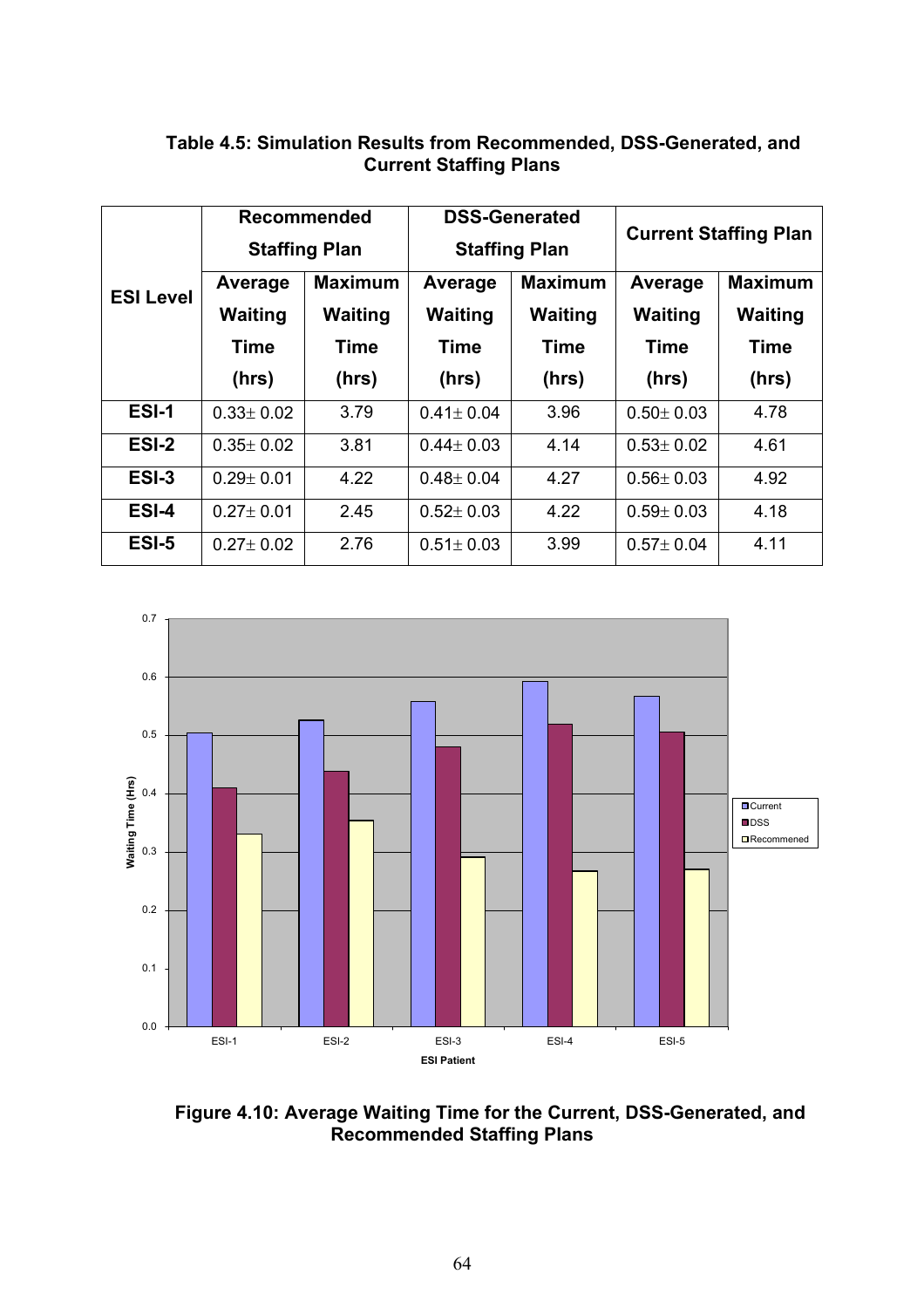**Table 4.5: Simulation Results from Recommended, DSS-Generated, and Current Staffing Plans**

| ESI Level | Recommended Staffing Plan | | DSS-Generated Staffing Plan | | Current Staffing Plan | |
|---|---|---|---|---|---|---|
| | Average Waiting Time (hrs) | Maximum Waiting Time (hrs) | Average Waiting Time (hrs) | Maximum Waiting Time (hrs) | Average Waiting Time (hrs) | Maximum Waiting Time (hrs) |
| **ESI-1** | $0.33 \pm 0.02$ | 3.79 | $0.41 \pm 0.04$ | 3.96 | $0.50 \pm 0.03$ | 4.78 |
| **ESI-2** | $0.35 \pm 0.02$ | 3.81 | $0.44 \pm 0.03$ | 4.14 | $0.53 \pm 0.02$ | 4.61 |
| **ESI-3** | $0.29 \pm 0.01$ | 4.22 | $0.48 \pm 0.04$ | 4.27 | $0.56 \pm 0.03$ | 4.92 |
| **ESI-4** | $0.27 \pm 0.01$ | 2.45 | $0.52 \pm 0.03$ | 4.22 | $0.59 \pm 0.03$ | 4.18 |
| **ESI-5** | $0.27 \pm 0.02$ | 2.76 | $0.51 \pm 0.03$ | 3.99 | $0.57 \pm 0.04$ | 4.11 |

**Figure 4.10: Average Waiting Time for the Current, DSS-Generated, and Recommended Staffing Plans**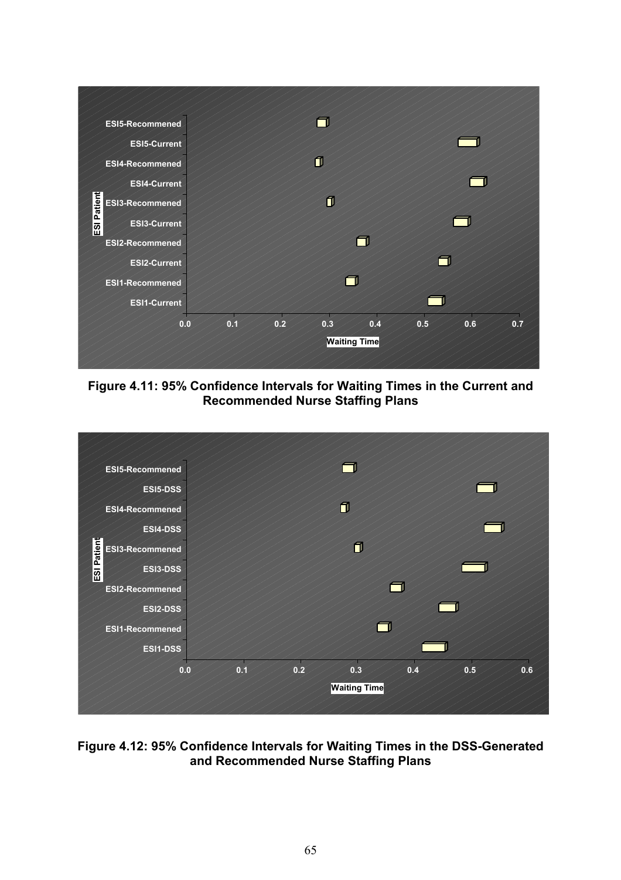Figure 4.11: 95% Confidence Intervals for Waiting Times in the Current and Recommended Nurse Staffing Plans

Figure 4.12: 95% Confidence Intervals for Waiting Times in the DSS-Generated and Recommended Nurse Staffing Plans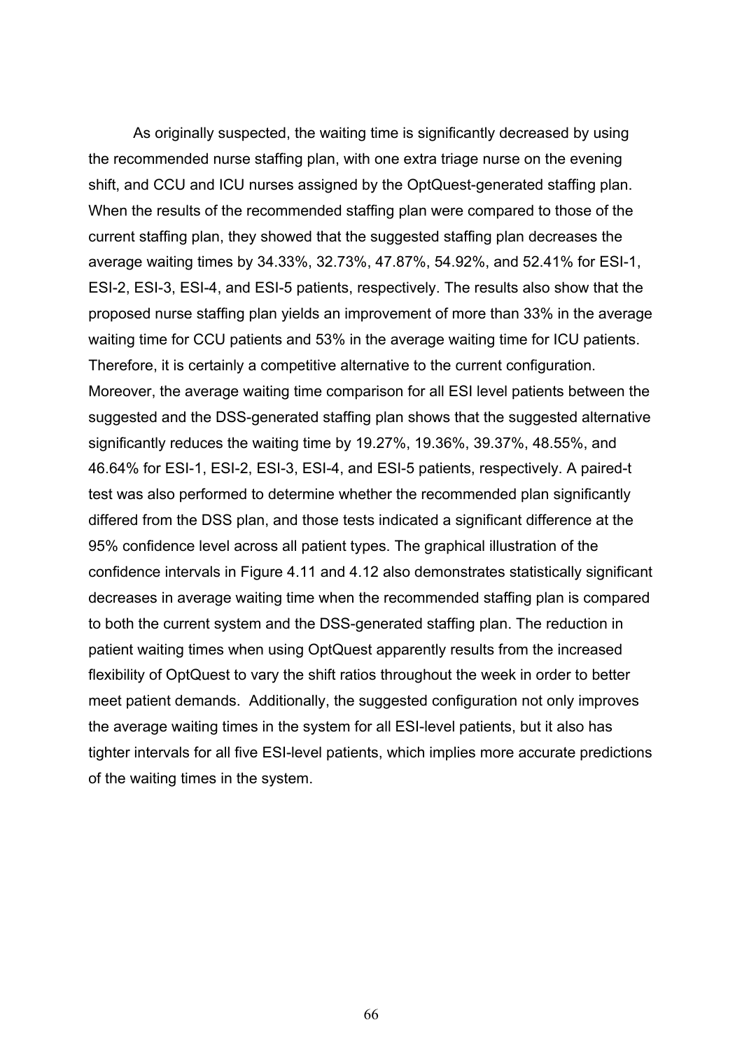As originally suspected, the waiting time is significantly decreased by using the recommended nurse staffing plan, with one extra triage nurse on the evening shift, and CCU and ICU nurses assigned by the OptQuest-generated staffing plan. When the results of the recommended staffing plan were compared to those of the current staffing plan, they showed that the suggested staffing plan decreases the average waiting times by 34.33%, 32.73%, 47.87%, 54.92%, and 52.41% for ESI-1, ESI-2, ESI-3, ESI-4, and ESI-5 patients, respectively. The results also show that the proposed nurse staffing plan yields an improvement of more than 33% in the average waiting time for CCU patients and 53% in the average waiting time for ICU patients. Therefore, it is certainly a competitive alternative to the current configuration. Moreover, the average waiting time comparison for all ESI level patients between the suggested and the DSS-generated staffing plan shows that the suggested alternative significantly reduces the waiting time by 19.27%, 19.36%, 39.37%, 48.55%, and 46.64% for ESI-1, ESI-2, ESI-3, ESI-4, and ESI-5 patients, respectively. A paired-t test was also performed to determine whether the recommended plan significantly differed from the DSS plan, and those tests indicated a significant difference at the 95% confidence level across all patient types. The graphical illustration of the confidence intervals in Figure 4.11 and 4.12 also demonstrates statistically significant decreases in average waiting time when the recommended staffing plan is compared to both the current system and the DSS-generated staffing plan. The reduction in patient waiting times when using OptQuest apparently results from the increased flexibility of OptQuest to vary the shift ratios throughout the week in order to better meet patient demands. Additionally, the suggested configuration not only improves the average waiting times in the system for all ESI-level patients, but it also has tighter intervals for all five ESI-level patients, which implies more accurate predictions of the waiting times in the system.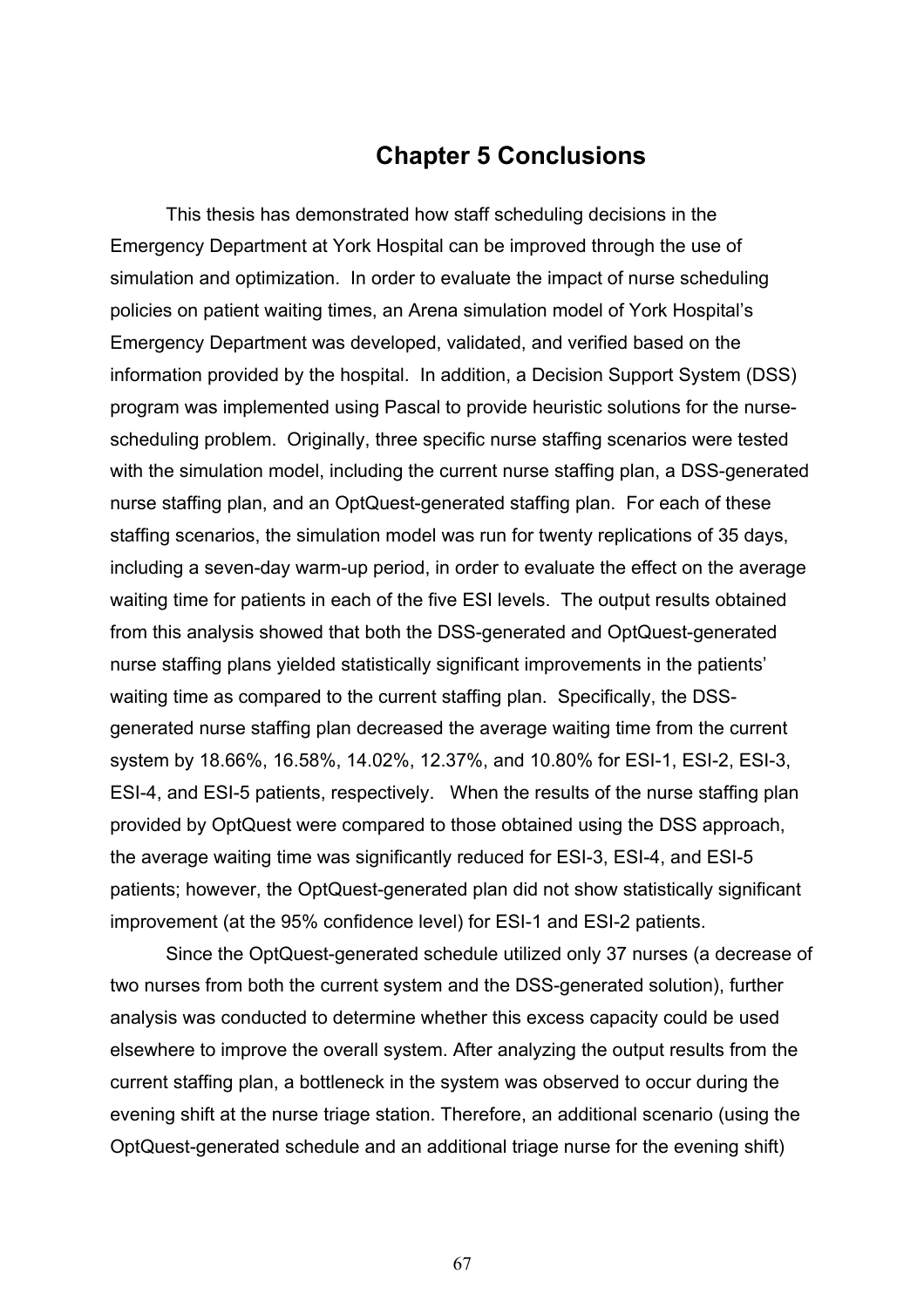# Chapter 5 Conclusions

This thesis has demonstrated how staff scheduling decisions in the Emergency Department at York Hospital can be improved through the use of simulation and optimization. In order to evaluate the impact of nurse scheduling policies on patient waiting times, an Arena simulation model of York Hospital's Emergency Department was developed, validated, and verified based on the information provided by the hospital. In addition, a Decision Support System (DSS) program was implemented using Pascal to provide heuristic solutions for the nurse-scheduling problem. Originally, three specific nurse staffing scenarios were tested with the simulation model, including the current nurse staffing plan, a DSS-generated nurse staffing plan, and an OptQuest-generated staffing plan. For each of these staffing scenarios, the simulation model was run for twenty replications of 35 days, including a seven-day warm-up period, in order to evaluate the effect on the average waiting time for patients in each of the five ESI levels. The output results obtained from this analysis showed that both the DSS-generated and OptQuest-generated nurse staffing plans yielded statistically significant improvements in the patients' waiting time as compared to the current staffing plan. Specifically, the DSS-generated nurse staffing plan decreased the average waiting time from the current system by 18.66%, 16.58%, 14.02%, 12.37%, and 10.80% for ESI-1, ESI-2, ESI-3, ESI-4, and ESI-5 patients, respectively. When the results of the nurse staffing plan provided by OptQuest were compared to those obtained using the DSS approach, the average waiting time was significantly reduced for ESI-3, ESI-4, and ESI-5 patients; however, the OptQuest-generated plan did not show statistically significant improvement (at the 95% confidence level) for ESI-1 and ESI-2 patients.

Since the OptQuest-generated schedule utilized only 37 nurses (a decrease of two nurses from both the current system and the DSS-generated solution), further analysis was conducted to determine whether this excess capacity could be used elsewhere to improve the overall system. After analyzing the output results from the current staffing plan, a bottleneck in the system was observed to occur during the evening shift at the nurse triage station. Therefore, an additional scenario (using the OptQuest-generated schedule and an additional triage nurse for the evening shift)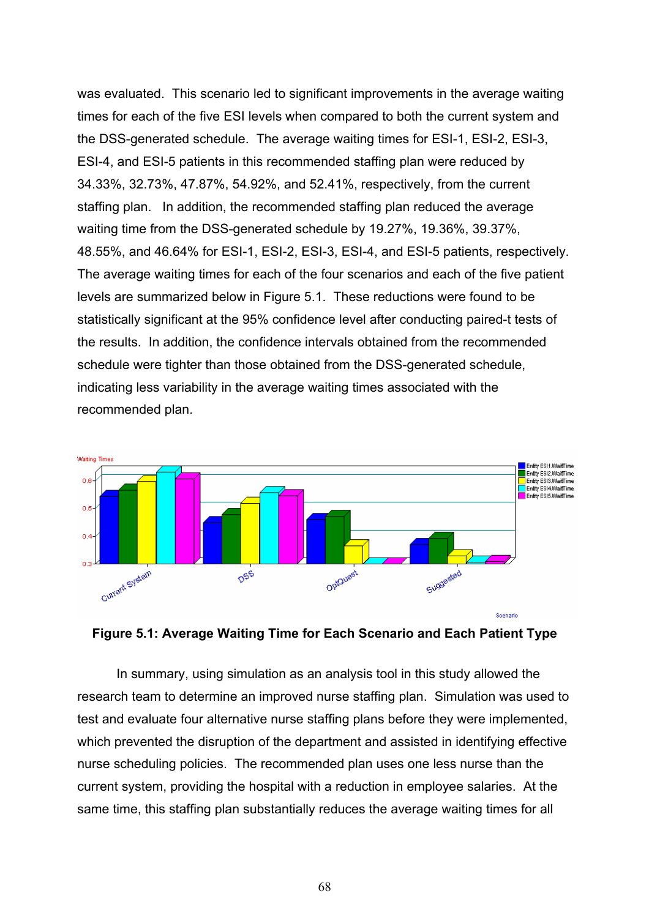was evaluated. This scenario led to significant improvements in the average waiting times for each of the five ESI levels when compared to both the current system and the DSS-generated schedule. The average waiting times for ESI-1, ESI-2, ESI-3, ESI-4, and ESI-5 patients in this recommended staffing plan were reduced by 34.33%, 32.73%, 47.87%, 54.92%, and 52.41%, respectively, from the current staffing plan. In addition, the recommended staffing plan reduced the average waiting time from the DSS-generated schedule by 19.27%, 19.36%, 39.37%, 48.55%, and 46.64% for ESI-1, ESI-2, ESI-3, ESI-4, and ESI-5 patients, respectively. The average waiting times for each of the four scenarios and each of the five patient levels are summarized below in Figure 5.1. These reductions were found to be statistically significant at the 95% confidence level after conducting paired-t tests of the results. In addition, the confidence intervals obtained from the recommended schedule were tighter than those obtained from the DSS-generated schedule, indicating less variability in the average waiting times associated with the recommended plan.

**Figure 5.1: Average Waiting Time for Each Scenario and Each Patient Type**

In summary, using simulation as an analysis tool in this study allowed the research team to determine an improved nurse staffing plan. Simulation was used to test and evaluate four alternative nurse staffing plans before they were implemented, which prevented the disruption of the department and assisted in identifying effective nurse scheduling policies. The recommended plan uses one less nurse than the current system, providing the hospital with a reduction in employee salaries. At the same time, this staffing plan substantially reduces the average waiting times for all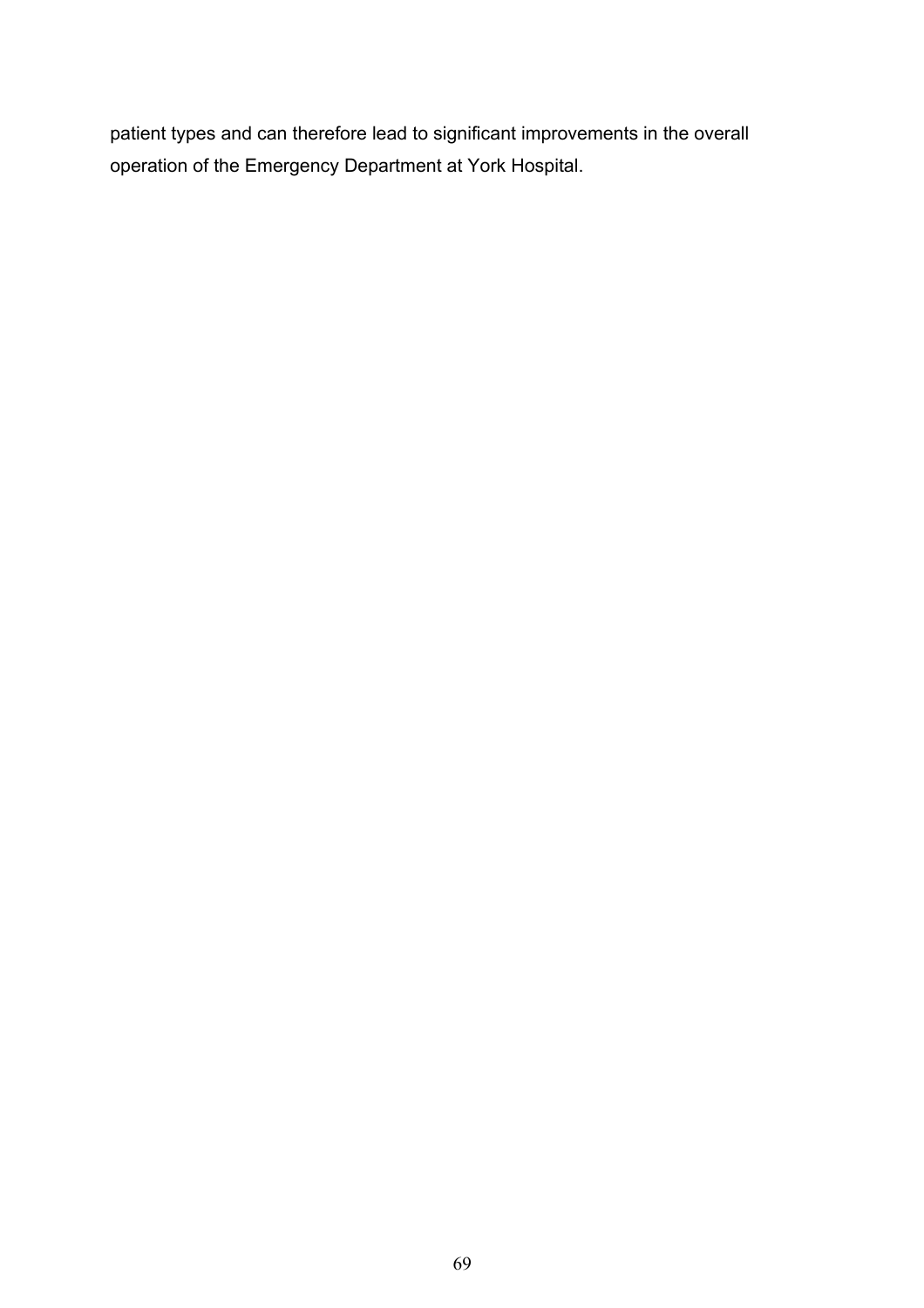patient types and can therefore lead to significant improvements in the overall operation of the Emergency Department at York Hospital.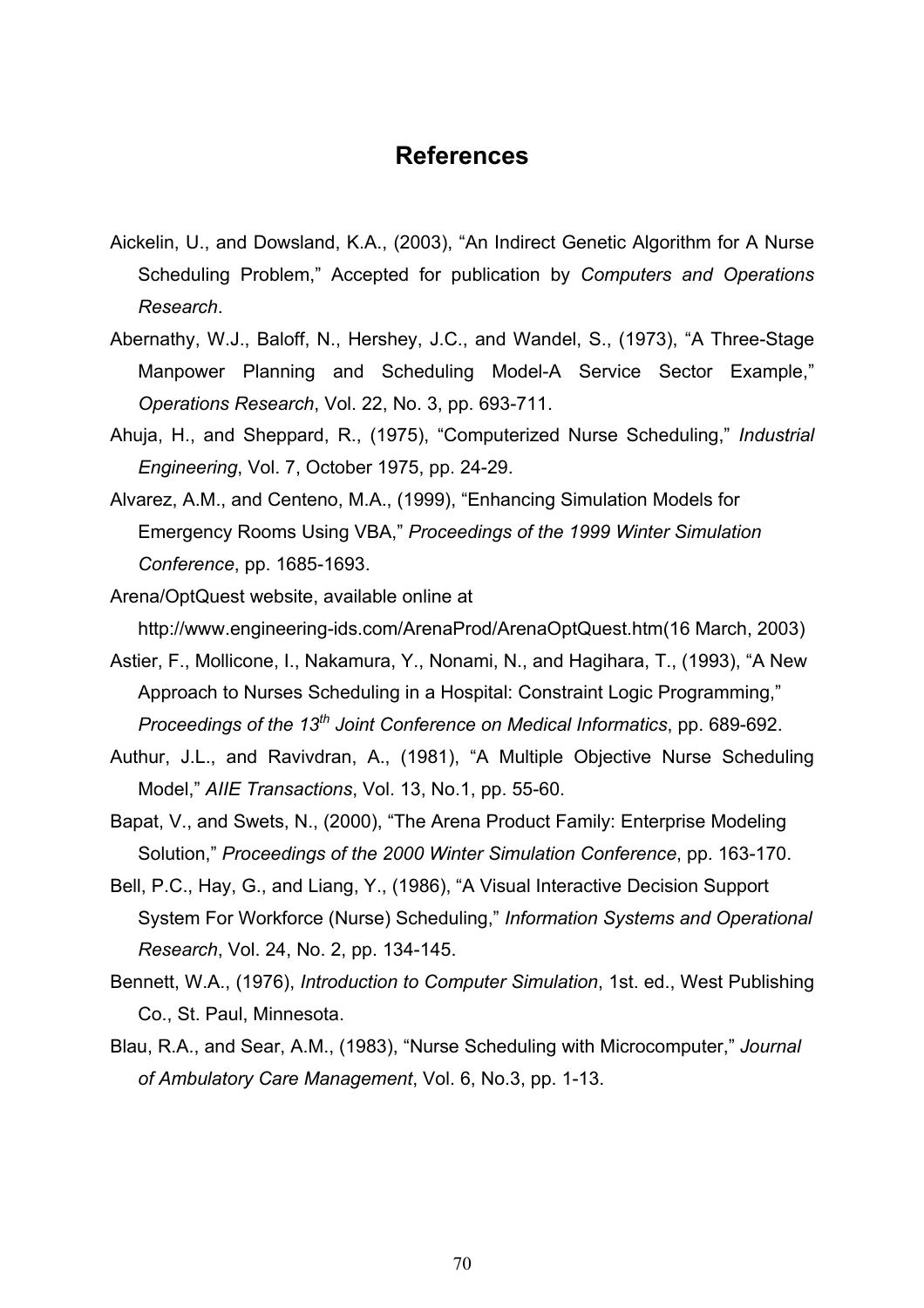# References

Aickelin, U., and Dowsland, K.A., (2003), "An Indirect Genetic Algorithm for A Nurse Scheduling Problem," Accepted for publication by *Computers and Operations Research*.

Abernathy, W.J., Baloff, N., Hershey, J.C., and Wandel, S., (1973), "A Three-Stage Manpower Planning and Scheduling Model-A Service Sector Example," *Operations Research*, Vol. 22, No. 3, pp. 693-711.

Ahuja, H., and Sheppard, R., (1975), "Computerized Nurse Scheduling," *Industrial Engineering*, Vol. 7, October 1975, pp. 24-29.

Alvarez, A.M., and Centeno, M.A., (1999), "Enhancing Simulation Models for Emergency Rooms Using VBA," *Proceedings of the 1999 Winter Simulation Conference*, pp. 1685-1693.

Arena/OptQuest website, available online at http://www.engineering-ids.com/ArenaProd/ArenaOptQuest.htm(16 March, 2003)

Astier, F., Mollicone, I., Nakamura, Y., Nonami, N., and Hagihara, T., (1993), "A New Approach to Nurses Scheduling in a Hospital: Constraint Logic Programming," *Proceedings of the 13th Joint Conference on Medical Informatics*, pp. 689-692.

Authur, J.L., and Ravivdran, A., (1981), "A Multiple Objective Nurse Scheduling Model," *AIIE Transactions*, Vol. 13, No.1, pp. 55-60.

Bapat, V., and Swets, N., (2000), "The Arena Product Family: Enterprise Modeling Solution," *Proceedings of the 2000 Winter Simulation Conference*, pp. 163-170.

Bell, P.C., Hay, G., and Liang, Y., (1986), "A Visual Interactive Decision Support System For Workforce (Nurse) Scheduling," *Information Systems and Operational Research*, Vol. 24, No. 2, pp. 134-145.

Bennett, W.A., (1976), *Introduction to Computer Simulation*, 1st. ed., West Publishing Co., St. Paul, Minnesota.

Blau, R.A., and Sear, A.M., (1983), "Nurse Scheduling with Microcomputer," *Journal of Ambulatory Care Management*, Vol. 6, No.3, pp. 1-13.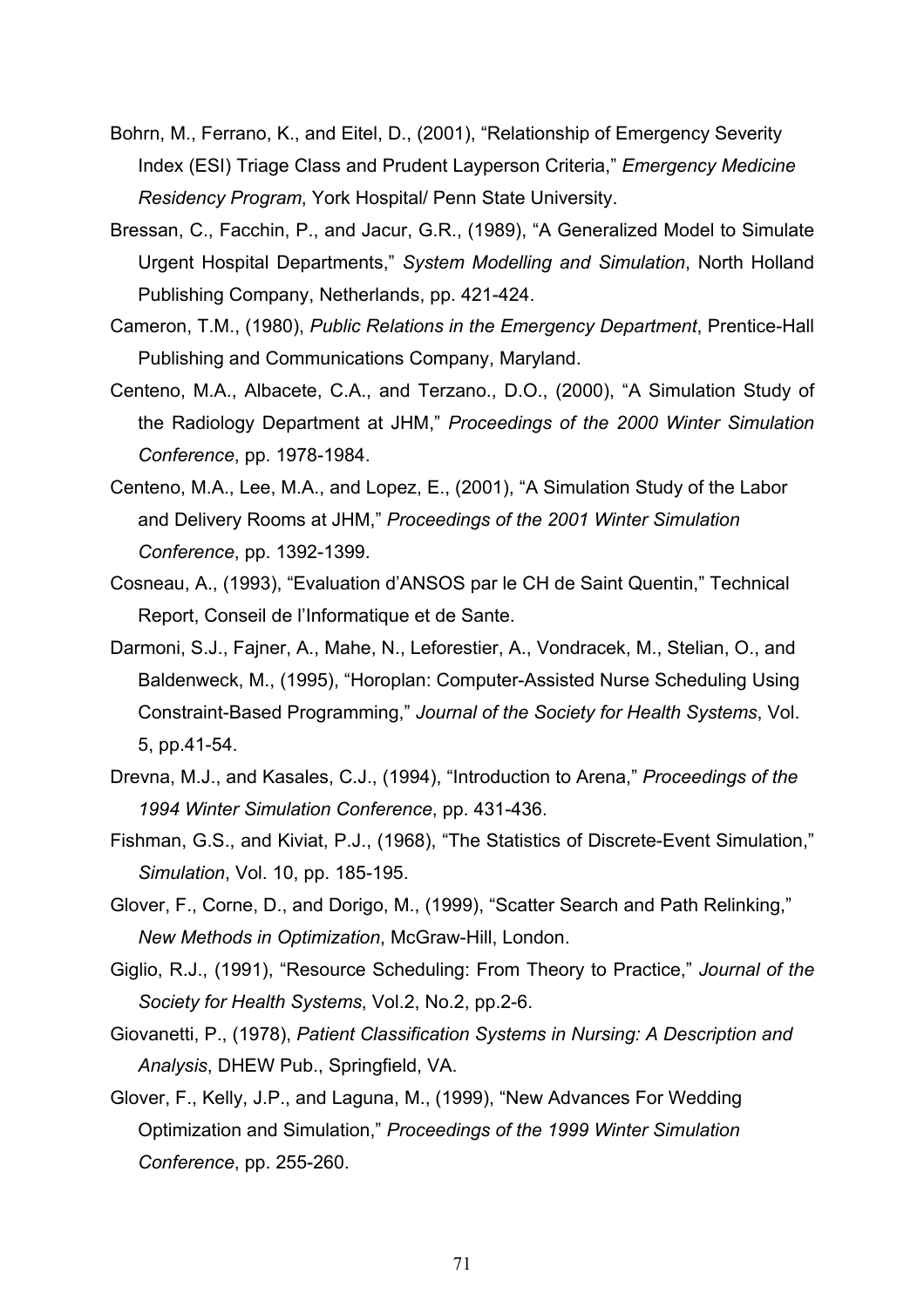Bohrn, M., Ferrano, K., and Eitel, D., (2001), "Relationship of Emergency Severity Index (ESI) Triage Class and Prudent Layperson Criteria," *Emergency Medicine Residency Program*, York Hospital/ Penn State University.

Bressan, C., Facchin, P., and Jacur, G.R., (1989), "A Generalized Model to Simulate Urgent Hospital Departments," *System Modelling and Simulation*, North Holland Publishing Company, Netherlands, pp. 421-424.

Cameron, T.M., (1980), *Public Relations in the Emergency Department*, Prentice-Hall Publishing and Communications Company, Maryland.

Centeno, M.A., Albacete, C.A., and Terzano., D.O., (2000), "A Simulation Study of the Radiology Department at JHM," *Proceedings of the 2000 Winter Simulation Conference*, pp. 1978-1984.

Centeno, M.A., Lee, M.A., and Lopez, E., (2001), "A Simulation Study of the Labor and Delivery Rooms at JHM," *Proceedings of the 2001 Winter Simulation Conference*, pp. 1392-1399.

Cosneau, A., (1993), "Evaluation d'ANSOS par le CH de Saint Quentin," Technical Report, Conseil de l'Informatique et de Sante.

Darmoni, S.J., Fajner, A., Mahe, N., Leforestier, A., Vondracek, M., Stelian, O., and Baldenweck, M., (1995), "Horoplan: Computer-Assisted Nurse Scheduling Using Constraint-Based Programming," *Journal of the Society for Health Systems*, Vol. 5, pp.41-54.

Drevna, M.J., and Kasales, C.J., (1994), "Introduction to Arena," *Proceedings of the 1994 Winter Simulation Conference*, pp. 431-436.

Fishman, G.S., and Kiviat, P.J., (1968), "The Statistics of Discrete-Event Simulation," *Simulation*, Vol. 10, pp. 185-195.

Glover, F., Corne, D., and Dorigo, M., (1999), "Scatter Search and Path Relinking," *New Methods in Optimization*, McGraw-Hill, London.

Giglio, R.J., (1991), "Resource Scheduling: From Theory to Practice," *Journal of the Society for Health Systems*, Vol.2, No.2, pp.2-6.

Giovanetti, P., (1978), *Patient Classification Systems in Nursing: A Description and Analysis*, DHEW Pub., Springfield, VA.

Glover, F., Kelly, J.P., and Laguna, M., (1999), "New Advances For Wedding Optimization and Simulation," *Proceedings of the 1999 Winter Simulation Conference*, pp. 255-260.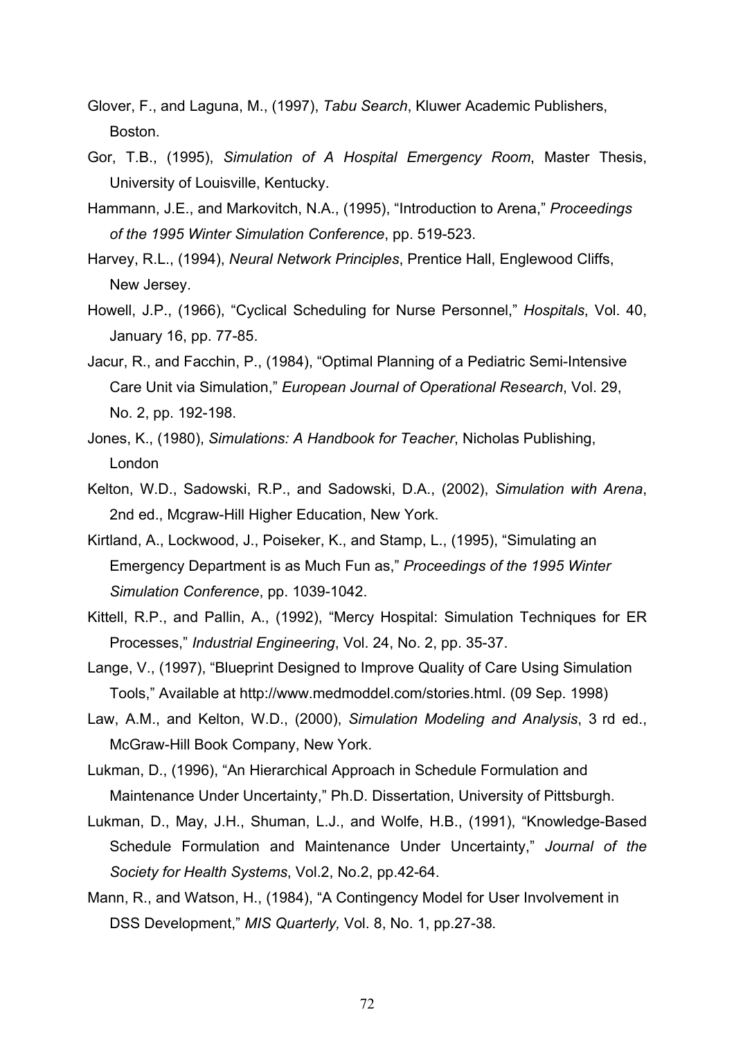Glover, F., and Laguna, M., (1997), *Tabu Search*, Kluwer Academic Publishers, Boston.

Gor, T.B., (1995), *Simulation of A Hospital Emergency Room*, Master Thesis, University of Louisville, Kentucky.

Hammann, J.E., and Markovitch, N.A., (1995), "Introduction to Arena," *Proceedings of the 1995 Winter Simulation Conference*, pp. 519-523.

Harvey, R.L., (1994), *Neural Network Principles*, Prentice Hall, Englewood Cliffs, New Jersey.

Howell, J.P., (1966), "Cyclical Scheduling for Nurse Personnel," *Hospitals*, Vol. 40, January 16, pp. 77-85.

Jacur, R., and Facchin, P., (1984), "Optimal Planning of a Pediatric Semi-Intensive Care Unit via Simulation," *European Journal of Operational Research*, Vol. 29, No. 2, pp. 192-198.

Jones, K., (1980), *Simulations: A Handbook for Teacher*, Nicholas Publishing, London

Kelton, W.D., Sadowski, R.P., and Sadowski, D.A., (2002), *Simulation with Arena*, 2nd ed., Mcgraw-Hill Higher Education, New York.

Kirtland, A., Lockwood, J., Poiseker, K., and Stamp, L., (1995), "Simulating an Emergency Department is as Much Fun as," *Proceedings of the 1995 Winter Simulation Conference*, pp. 1039-1042.

Kittell, R.P., and Pallin, A., (1992), "Mercy Hospital: Simulation Techniques for ER Processes," *Industrial Engineering*, Vol. 24, No. 2, pp. 35-37.

Lange, V., (1997), "Blueprint Designed to Improve Quality of Care Using Simulation Tools," Available at http://www.medmoddel.com/stories.html. (09 Sep. 1998)

Law, A.M., and Kelton, W.D., (2000), *Simulation Modeling and Analysis*, 3 rd ed., McGraw-Hill Book Company, New York.

Lukman, D., (1996), "An Hierarchical Approach in Schedule Formulation and Maintenance Under Uncertainty," Ph.D. Dissertation, University of Pittsburgh.

Lukman, D., May, J.H., Shuman, L.J., and Wolfe, H.B., (1991), "Knowledge-Based Schedule Formulation and Maintenance Under Uncertainty," *Journal of the Society for Health Systems*, Vol.2, No.2, pp.42-64.

Mann, R., and Watson, H., (1984), "A Contingency Model for User Involvement in DSS Development," *MIS Quarterly,* Vol. 8, No. 1, pp.27-38*.*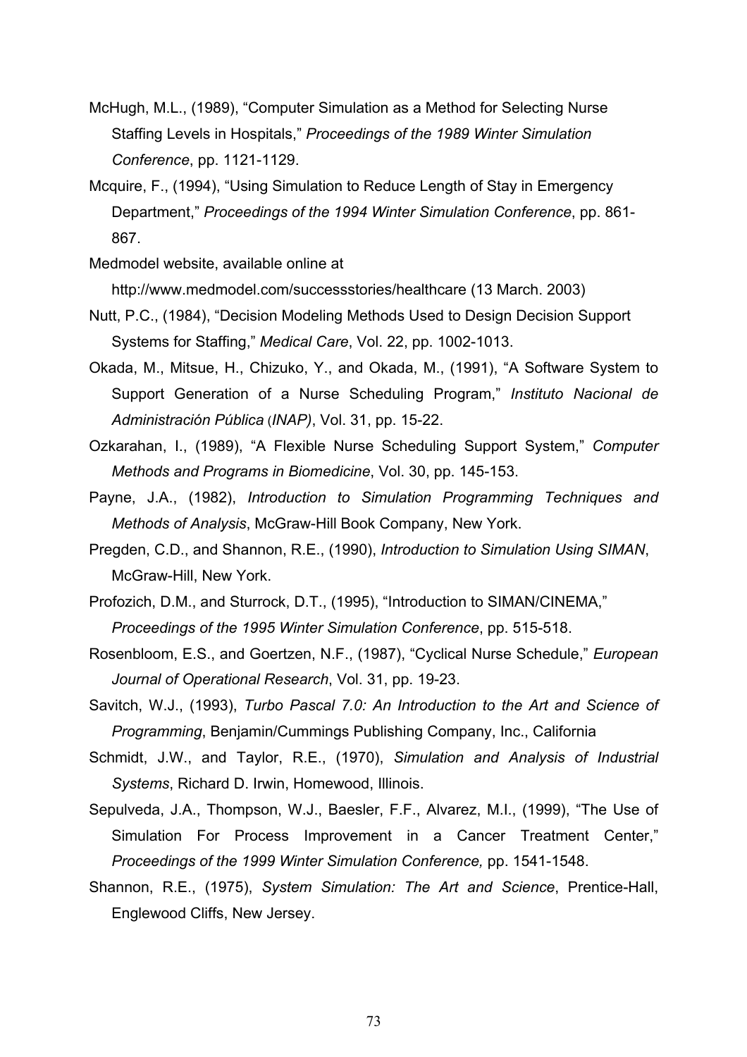McHugh, M.L., (1989), "Computer Simulation as a Method for Selecting Nurse Staffing Levels in Hospitals," *Proceedings of the 1989 Winter Simulation Conference*, pp. 1121-1129.

Mcquire, F., (1994), "Using Simulation to Reduce Length of Stay in Emergency Department," *Proceedings of the 1994 Winter Simulation Conference*, pp. 861-867.

Medmodel website, available online at http://www.medmodel.com/successstories/healthcare (13 March. 2003)

Nutt, P.C., (1984), "Decision Modeling Methods Used to Design Decision Support Systems for Staffing," *Medical Care*, Vol. 22, pp. 1002-1013.

Okada, M., Mitsue, H., Chizuko, Y., and Okada, M., (1991), "A Software System to Support Generation of a Nurse Scheduling Program," *Instituto Nacional de Administración Pública (INAP)*, Vol. 31, pp. 15-22.

Ozkarahan, I., (1989), "A Flexible Nurse Scheduling Support System," *Computer Methods and Programs in Biomedicine*, Vol. 30, pp. 145-153.

Payne, J.A., (1982), *Introduction to Simulation Programming Techniques and Methods of Analysis*, McGraw-Hill Book Company, New York.

Pregden, C.D., and Shannon, R.E., (1990), *Introduction to Simulation Using SIMAN*, McGraw-Hill, New York.

Profozich, D.M., and Sturrock, D.T., (1995), "Introduction to SIMAN/CINEMA," *Proceedings of the 1995 Winter Simulation Conference*, pp. 515-518.

Rosenbloom, E.S., and Goertzen, N.F., (1987), "Cyclical Nurse Schedule," *European Journal of Operational Research*, Vol. 31, pp. 19-23.

Savitch, W.J., (1993), *Turbo Pascal 7.0: An Introduction to the Art and Science of Programming*, Benjamin/Cummings Publishing Company, Inc., California

Schmidt, J.W., and Taylor, R.E., (1970), *Simulation and Analysis of Industrial Systems*, Richard D. Irwin, Homewood, Illinois.

Sepulveda, J.A., Thompson, W.J., Baesler, F.F., Alvarez, M.I., (1999), "The Use of Simulation For Process Improvement in a Cancer Treatment Center," *Proceedings of the 1999 Winter Simulation Conference,* pp. 1541-1548.

Shannon, R.E., (1975), *System Simulation: The Art and Science*, Prentice-Hall, Englewood Cliffs, New Jersey.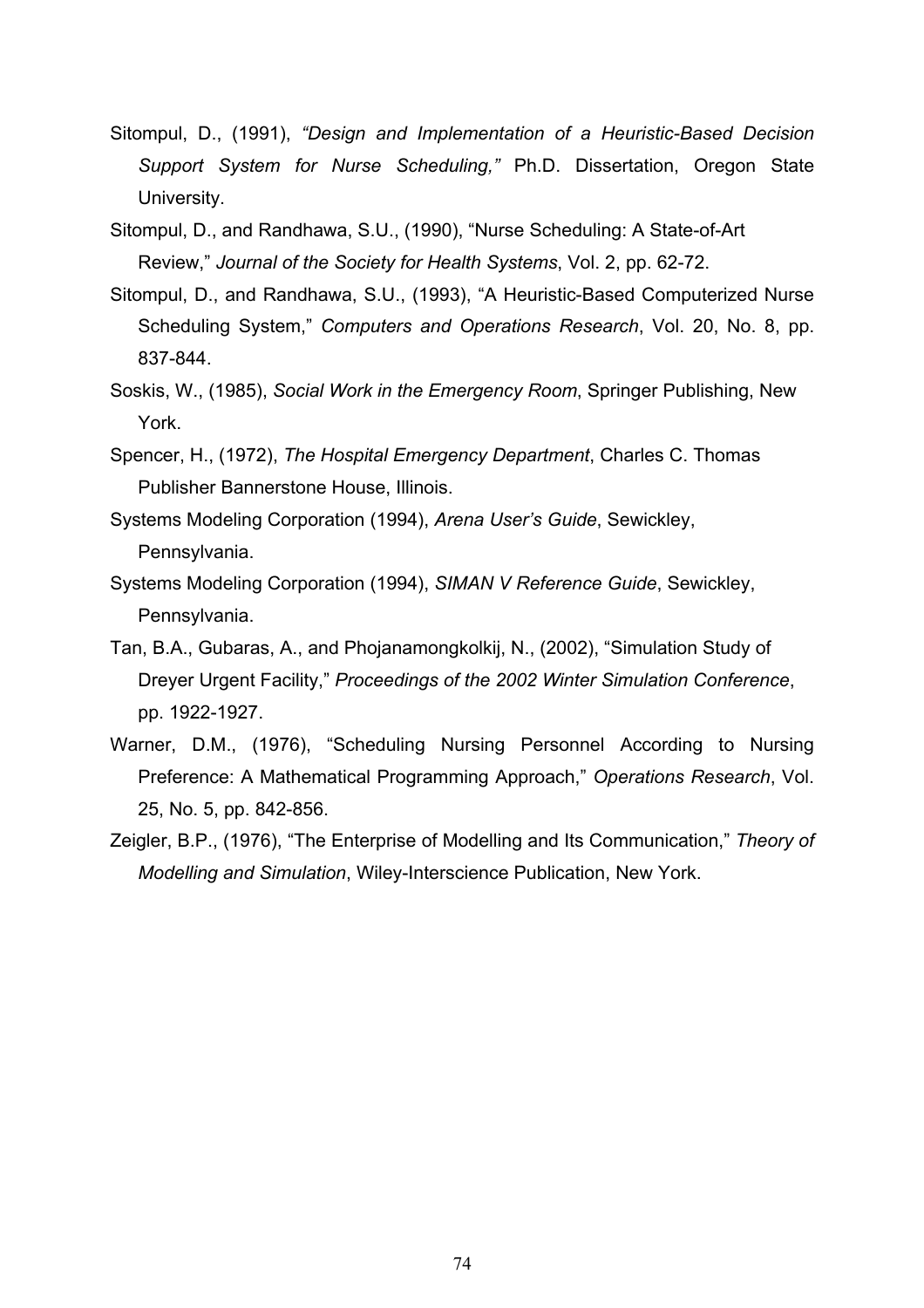Sitompul, D., (1991), *"Design and Implementation of a Heuristic-Based Decision Support System for Nurse Scheduling,"* Ph.D. Dissertation, Oregon State University.

Sitompul, D., and Randhawa, S.U., (1990), "Nurse Scheduling: A State-of-Art Review," *Journal of the Society for Health Systems*, Vol. 2, pp. 62-72.

Sitompul, D., and Randhawa, S.U., (1993), "A Heuristic-Based Computerized Nurse Scheduling System," *Computers and Operations Research*, Vol. 20, No. 8, pp. 837-844.

Soskis, W., (1985), *Social Work in the Emergency Room*, Springer Publishing, New York.

Spencer, H., (1972), *The Hospital Emergency Department*, Charles C. Thomas Publisher Bannerstone House, Illinois.

Systems Modeling Corporation (1994), *Arena User's Guide*, Sewickley, Pennsylvania.

Systems Modeling Corporation (1994), *SIMAN V Reference Guide*, Sewickley, Pennsylvania.

Tan, B.A., Gubaras, A., and Phojanamongkolkij, N., (2002), "Simulation Study of Dreyer Urgent Facility," *Proceedings of the 2002 Winter Simulation Conference*, pp. 1922-1927.

Warner, D.M., (1976), "Scheduling Nursing Personnel According to Nursing Preference: A Mathematical Programming Approach," *Operations Research*, Vol. 25, No. 5, pp. 842-856.

Zeigler, B.P., (1976), "The Enterprise of Modelling and Its Communication," *Theory of Modelling and Simulation*, Wiley-Interscience Publication, New York.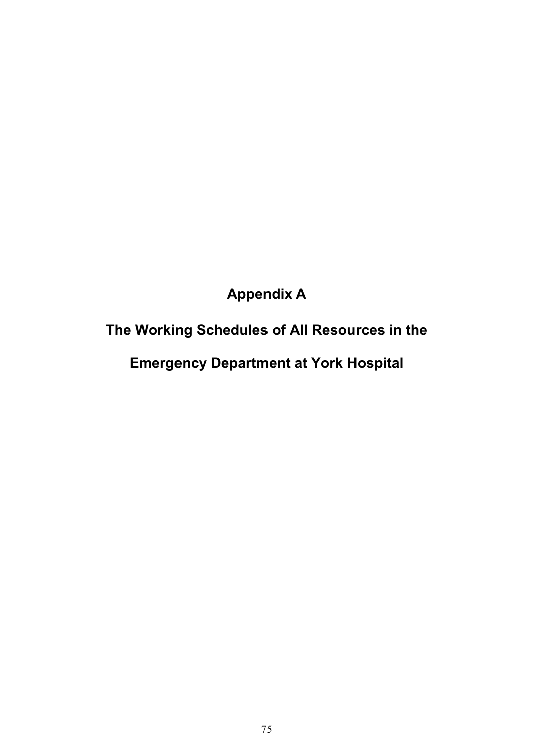# Appendix A

# The Working Schedules of All Resources in the Emergency Department at York Hospital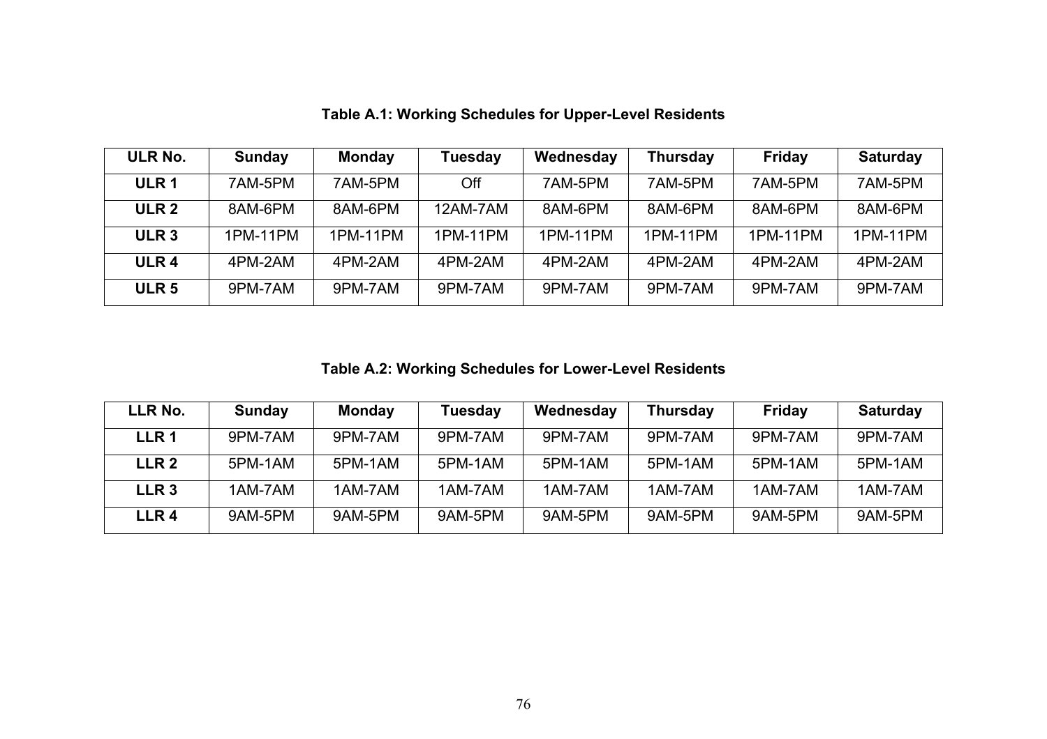**Table A.1: Working Schedules for Upper-Level Residents**

| ULR No. | Sunday | Monday | Tuesday | Wednesday | Thursday | Friday | Saturday |
|---|---|---|---|---|---|---|---|
| **ULR 1** | 7AM-5PM | 7AM-5PM | Off | 7AM-5PM | 7AM-5PM | 7AM-5PM | 7AM-5PM |
| **ULR 2** | 8AM-6PM | 8AM-6PM | 12AM-7AM | 8AM-6PM | 8AM-6PM | 8AM-6PM | 8AM-6PM |
| **ULR 3** | 1PM-11PM | 1PM-11PM | 1PM-11PM | 1PM-11PM | 1PM-11PM | 1PM-11PM | 1PM-11PM |
| **ULR 4** | 4PM-2AM | 4PM-2AM | 4PM-2AM | 4PM-2AM | 4PM-2AM | 4PM-2AM | 4PM-2AM |
| **ULR 5** | 9PM-7AM | 9PM-7AM | 9PM-7AM | 9PM-7AM | 9PM-7AM | 9PM-7AM | 9PM-7AM |

**Table A.2: Working Schedules for Lower-Level Residents**

| LLR No. | Sunday | Monday | Tuesday | Wednesday | Thursday | Friday | Saturday |
|---|---|---|---|---|---|---|---|
| **LLR 1** | 9PM-7AM | 9PM-7AM | 9PM-7AM | 9PM-7AM | 9PM-7AM | 9PM-7AM | 9PM-7AM |
| **LLR 2** | 5PM-1AM | 5PM-1AM | 5PM-1AM | 5PM-1AM | 5PM-1AM | 5PM-1AM | 5PM-1AM |
| **LLR 3** | 1AM-7AM | 1AM-7AM | 1AM-7AM | 1AM-7AM | 1AM-7AM | 1AM-7AM | 1AM-7AM |
| **LLR 4** | 9AM-5PM | 9AM-5PM | 9AM-5PM | 9AM-5PM | 9AM-5PM | 9AM-5PM | 9AM-5PM |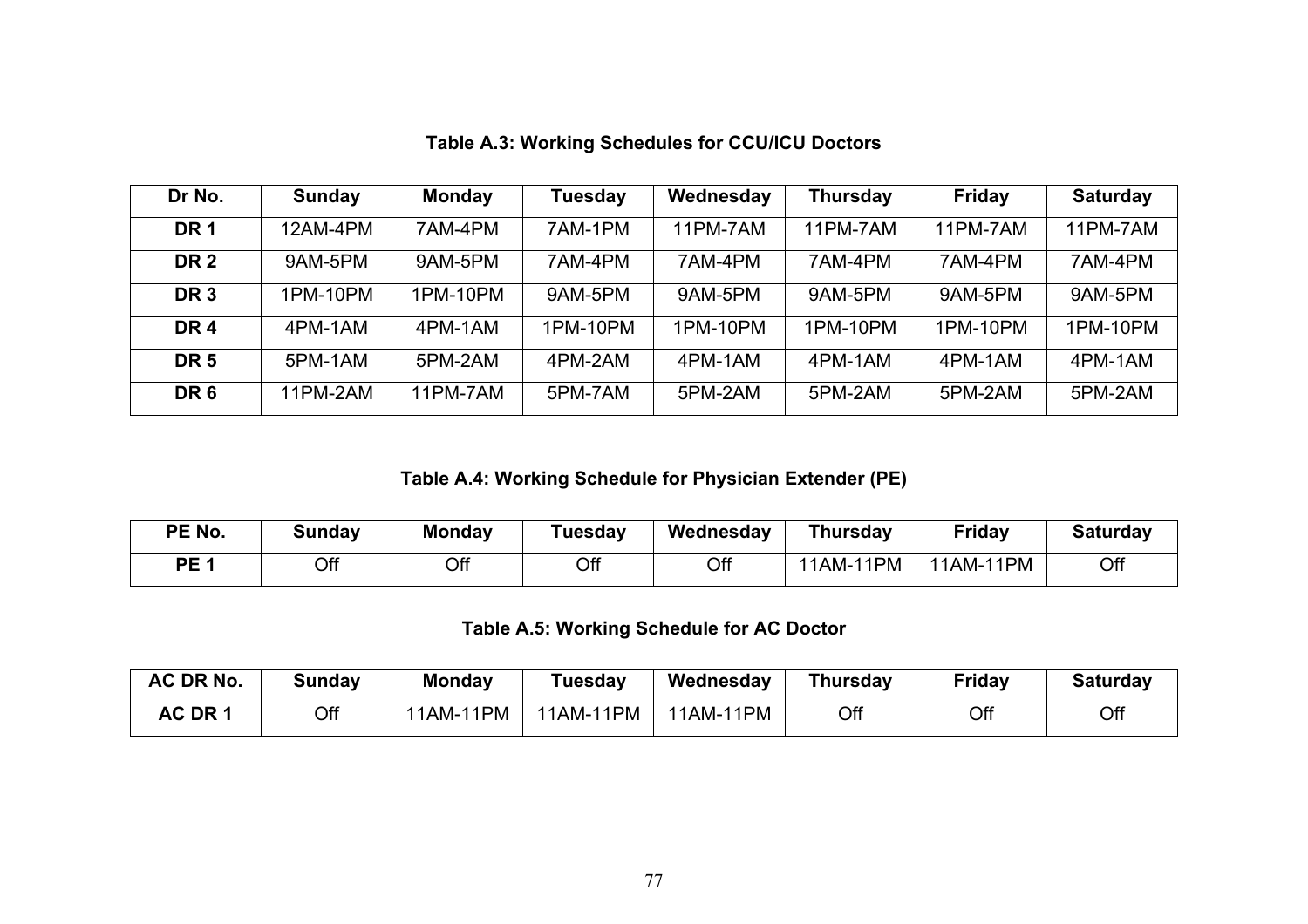**Table A.3: Working Schedules for CCU/ICU Doctors**

| Dr No. | Sunday | Monday | Tuesday | Wednesday | Thursday | Friday | Saturday |
|---|---|---|---|---|---|---|---|
| **DR 1** | 12AM-4PM | 7AM-4PM | 7AM-1PM | 11PM-7AM | 11PM-7AM | 11PM-7AM | 11PM-7AM |
| **DR 2** | 9AM-5PM | 9AM-5PM | 7AM-4PM | 7AM-4PM | 7AM-4PM | 7AM-4PM | 7AM-4PM |
| **DR 3** | 1PM-10PM | 1PM-10PM | 9AM-5PM | 9AM-5PM | 9AM-5PM | 9AM-5PM | 9AM-5PM |
| **DR 4** | 4PM-1AM | 4PM-1AM | 1PM-10PM | 1PM-10PM | 1PM-10PM | 1PM-10PM | 1PM-10PM |
| **DR 5** | 5PM-1AM | 5PM-2AM | 4PM-2AM | 4PM-1AM | 4PM-1AM | 4PM-1AM | 4PM-1AM |
| **DR 6** | 11PM-2AM | 11PM-7AM | 5PM-7AM | 5PM-2AM | 5PM-2AM | 5PM-2AM | 5PM-2AM |

**Table A.4: Working Schedule for Physician Extender (PE)**

| PE No. | Sunday | Monday | Tuesday | Wednesday | Thursday | Friday | Saturday |
|---|---|---|---|---|---|---|---|
| **PE 1** | Off | Off | Off | Off | 11AM-11PM | 11AM-11PM | Off |

**Table A.5: Working Schedule for AC Doctor**

| AC DR No. | Sunday | Monday | Tuesday | Wednesday | Thursday | Friday | Saturday |
|---|---|---|---|---|---|---|---|
| **AC DR 1** | Off | 11AM-11PM | 11AM-11PM | 11AM-11PM | Off | Off | Off |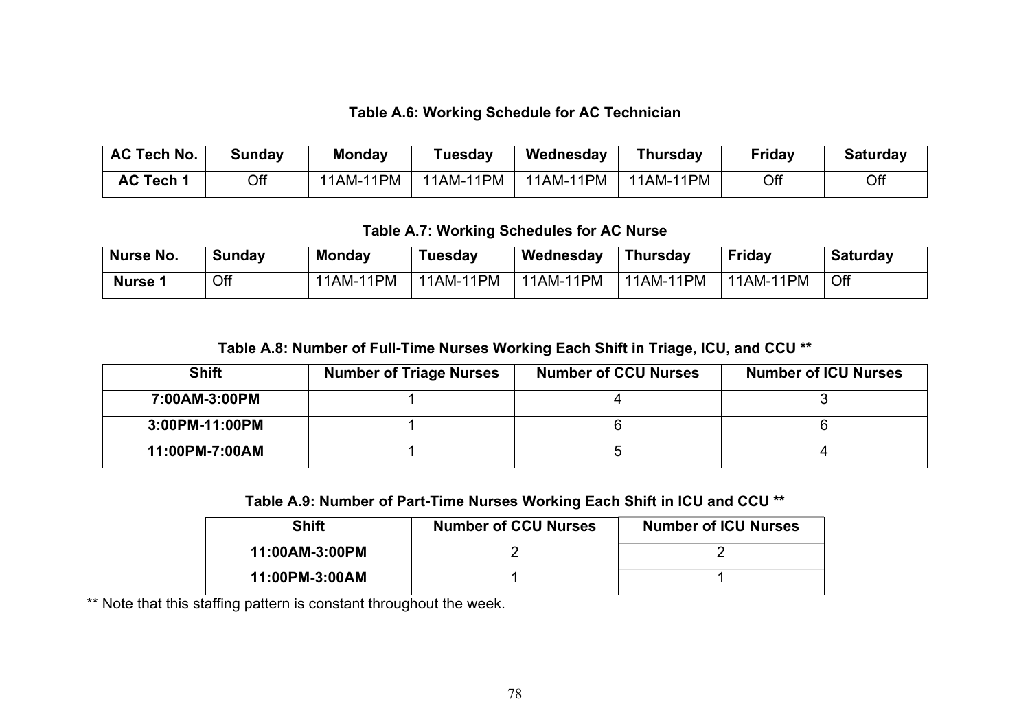**Table A.6: Working Schedule for AC Technician**

| AC Tech No. | Sunday | Monday | Tuesday | Wednesday | Thursday | Friday | Saturday |
|---|---|---|---|---|---|---|---|
| **AC Tech 1** | Off | 11AM-11PM | 11AM-11PM | 11AM-11PM | 11AM-11PM | Off | Off |

**Table A.7: Working Schedules for AC Nurse**

| Nurse No. | Sunday | Monday | Tuesday | Wednesday | Thursday | Friday | Saturday |
|---|---|---|---|---|---|---|---|
| **Nurse 1** | Off | 11AM-11PM | 11AM-11PM | 11AM-11PM | 11AM-11PM | 11AM-11PM | Off |

**Table A.8: Number of Full-Time Nurses Working Each Shift in Triage, ICU, and CCU ****

| Shift | Number of Triage Nurses | Number of CCU Nurses | Number of ICU Nurses |
|---|---|---|---|
| **7:00AM-3:00PM** | 1 | 4 | 3 |
| **3:00PM-11:00PM** | 1 | 6 | 6 |
| **11:00PM-7:00AM** | 1 | 5 | 4 |

**Table A.9: Number of Part-Time Nurses Working Each Shift in ICU and CCU ****

| Shift | Number of CCU Nurses | Number of ICU Nurses |
|---|---|---|
| **11:00AM-3:00PM** | 2 | 2 |
| **11:00PM-3:00AM** | 1 | 1 |

** Note that this staffing pattern is constant throughout the week.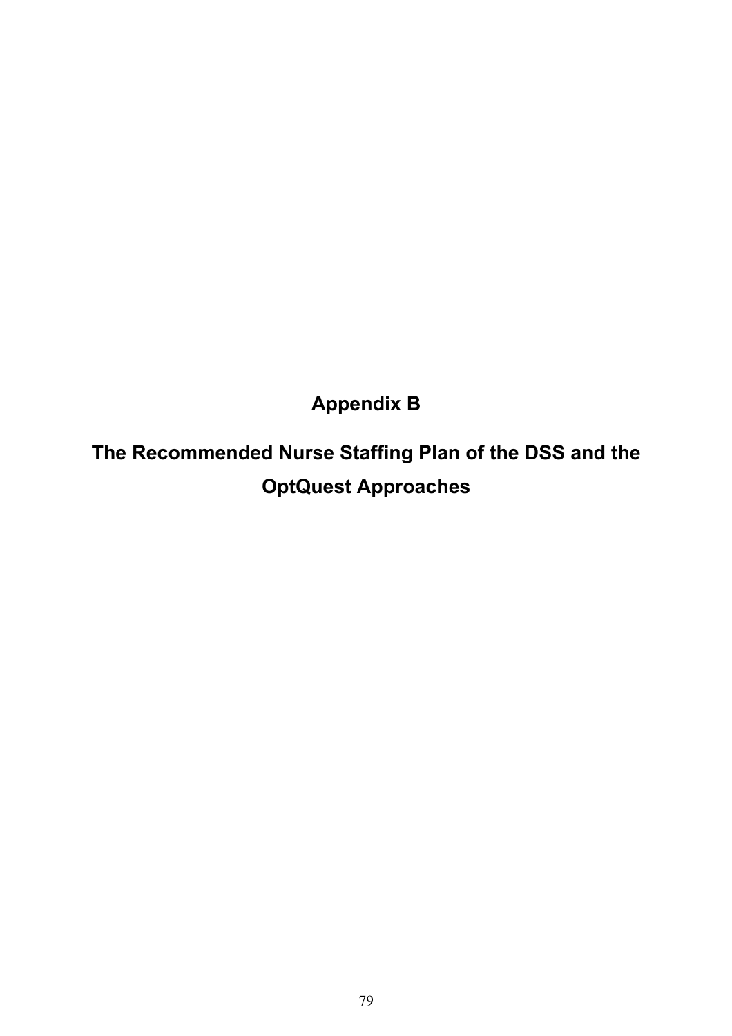# Appendix B

## The Recommended Nurse Staffing Plan of the DSS and the OptQuest Approaches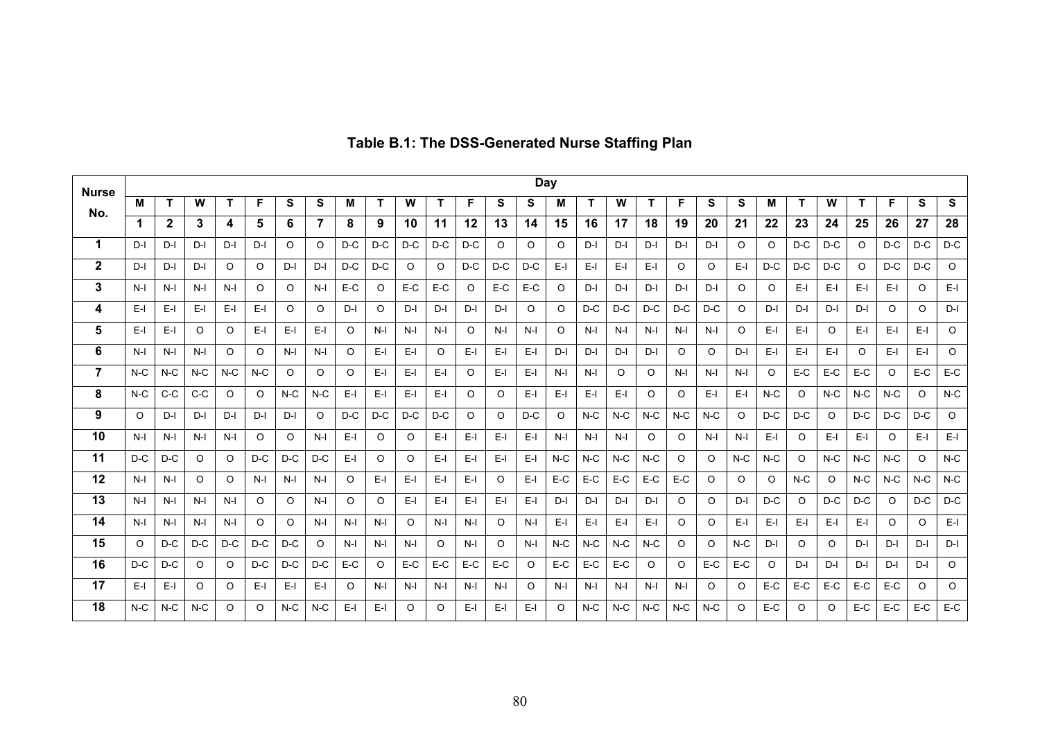**Table B.1: The DSS-Generated Nurse Staffing Plan**

| Nurse No. | Day | | | | | | | | | | | | | | | | | | | | | | | | | | | |
|---|---|---|---|---|---|---|---|---|---|---|---|---|---|---|---|---|---|---|---|---|---|---|---|---|---|---|---|---|
| | M | T | W | T | F | S | S | M | T | W | T | F | S | S | M | T | W | T | F | S | S | M | T | W | T | F | S | S |
| | 1 | 2 | 3 | 4 | 5 | 6 | 7 | 8 | 9 | 10 | 11 | 12 | 13 | 14 | 15 | 16 | 17 | 18 | 19 | 20 | 21 | 22 | 23 | 24 | 25 | 26 | 27 | 28 |
| 1 | D-I | D-I | D-I | D-I | D-I | O | O | D-C | D-C | D-C | D-C | D-C | O | O | O | D-I | D-I | D-I | D-I | D-I | O | O | D-C | D-C | O | D-C | D-C | D-C |
| 2 | D-I | D-I | D-I | O | O | D-I | D-I | D-C | D-C | O | O | D-C | D-C | D-C | E-I | E-I | E-I | E-I | O | O | E-I | D-C | D-C | D-C | O | D-C | D-C | O |
| 3 | N-I | N-I | N-I | N-I | O | O | N-I | E-C | O | E-C | E-C | O | E-C | E-C | O | D-I | D-I | D-I | D-I | D-I | O | O | E-I | E-I | E-I | E-I | O | E-I |
| 4 | E-I | E-I | E-I | E-I | E-I | O | O | D-I | O | D-I | D-I | D-I | D-I | O | O | D-C | D-C | D-C | D-C | D-C | O | D-I | D-I | D-I | D-I | O | O | D-I |
| 5 | E-I | E-I | O | O | E-I | E-I | E-I | O | N-I | N-I | N-I | O | N-I | N-I | O | N-I | N-I | N-I | N-I | N-I | O | E-I | E-I | O | E-I | E-I | E-I | O |
| 6 | N-I | N-I | N-I | O | O | N-I | N-I | O | E-I | E-I | O | E-I | E-I | E-I | D-I | D-I | D-I | D-I | O | O | D-I | E-I | E-I | E-I | O | E-I | E-I | O |
| 7 | N-C | N-C | N-C | N-C | N-C | O | O | O | E-I | E-I | E-I | O | E-I | E-I | N-I | N-I | O | O | N-I | N-I | N-I | O | E-C | E-C | E-C | O | E-C | E-C |
| 8 | N-C | C-C | C-C | O | O | N-C | N-C | E-I | E-I | E-I | E-I | O | O | E-I | E-I | E-I | E-I | O | O | E-I | E-I | N-C | O | N-C | N-C | N-C | O | N-C |
| 9 | O | D-I | D-I | D-I | D-I | D-I | O | D-C | D-C | D-C | D-C | O | O | D-C | O | N-C | N-C | N-C | N-C | N-C | O | D-C | D-C | O | D-C | D-C | D-C | O |
| 10 | N-I | N-I | N-I | N-I | O | O | N-I | E-I | O | O | E-I | E-I | E-I | E-I | N-I | N-I | N-I | O | O | N-I | N-I | E-I | O | E-I | E-I | O | E-I | E-I |
| 11 | D-C | D-C | O | O | D-C | D-C | D-C | E-I | O | O | E-I | E-I | E-I | E-I | N-C | N-C | N-C | N-C | O | O | N-C | N-C | O | N-C | N-C | N-C | O | N-C |
| 12 | N-I | N-I | O | O | N-I | N-I | N-I | O | E-I | E-I | E-I | E-I | O | E-I | E-C | E-C | E-C | E-C | E-C | O | O | O | N-C | O | N-C | N-C | N-C | N-C |
| 13 | N-I | N-I | N-I | N-I | O | O | N-I | O | O | E-I | E-I | E-I | E-I | E-I | D-I | D-I | D-I | D-I | O | O | D-I | D-C | O | D-C | D-C | O | D-C | D-C |
| 14 | N-I | N-I | N-I | N-I | O | O | N-I | N-I | N-I | O | N-I | N-I | O | N-I | E-I | E-I | E-I | E-I | O | O | E-I | E-I | E-I | E-I | E-I | O | O | E-I |
| 15 | O | D-C | D-C | D-C | D-C | D-C | O | N-I | N-I | N-I | O | N-I | O | N-I | N-C | N-C | N-C | N-C | O | O | N-C | D-I | O | O | D-I | D-I | D-I | D-I |
| 16 | D-C | D-C | O | O | D-C | D-C | D-C | E-C | O | E-C | E-C | E-C | E-C | O | E-C | E-C | E-C | O | O | E-C | E-C | O | D-I | D-I | D-I | D-I | D-I | O |
| 17 | E-I | E-I | O | O | E-I | E-I | E-I | O | N-I | N-I | N-I | N-I | N-I | O | N-I | N-I | N-I | N-I | N-I | O | O | E-C | E-C | E-C | E-C | E-C | O | O |
| 18 | N-C | N-C | N-C | O | O | N-C | N-C | E-I | E-I | O | O | E-I | E-I | E-I | O | N-C | N-C | N-C | N-C | N-C | O | E-C | O | O | E-C | E-C | E-C | E-C |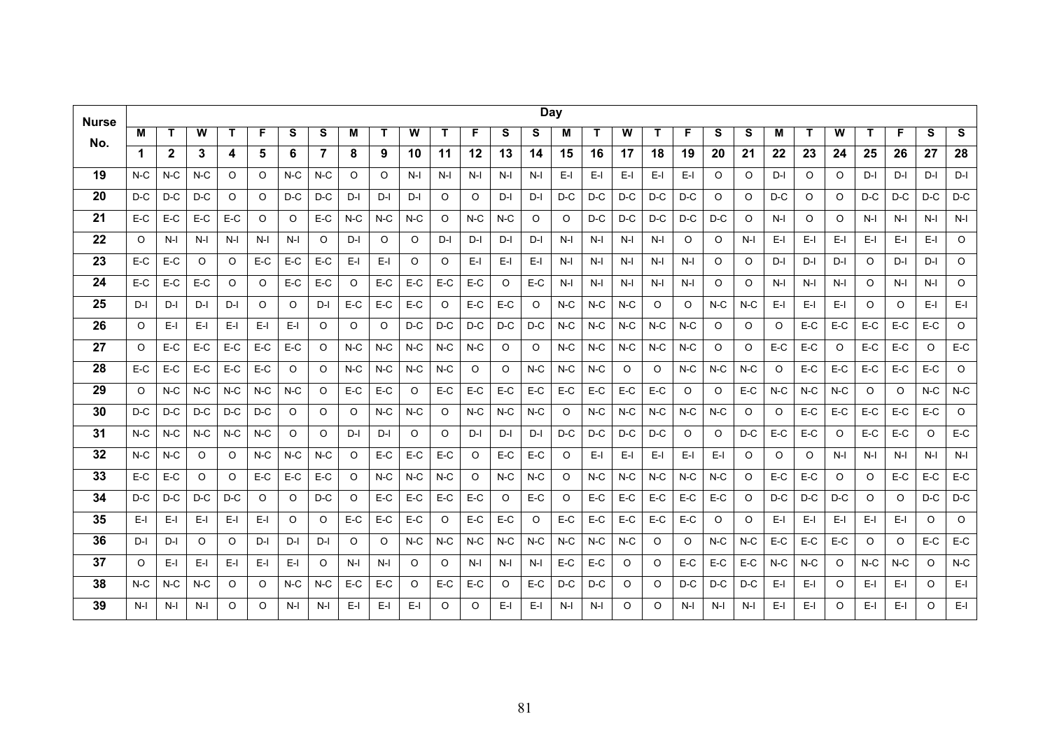| Nurse No. | Day | | | | | | | | | | | | | | | | | | | | | | | | | | | |
|---|---|---|---|---|---|---|---|---|---|---|---|---|---|---|---|---|---|---|---|---|---|---|---|---|---|---|---|---|
| | M | T | W | T | F | S | S | M | T | W | T | F | S | S | M | T | W | T | F | S | S | M | T | W | T | F | S | S |
| | 1 | 2 | 3 | 4 | 5 | 6 | 7 | 8 | 9 | 10 | 11 | 12 | 13 | 14 | 15 | 16 | 17 | 18 | 19 | 20 | 21 | 22 | 23 | 24 | 25 | 26 | 27 | 28 |
| 19 | N-C | N-C | N-C | O | O | N-C | N-C | O | O | N-I | N-I | N-I | N-I | N-I | E-I | E-I | E-I | E-I | E-I | O | O | D-I | O | O | D-I | D-I | D-I | D-I |
| 20 | D-C | D-C | D-C | O | O | D-C | D-C | D-I | D-I | D-I | O | O | D-I | D-I | D-C | D-C | D-C | D-C | D-C | O | O | D-C | O | O | D-C | D-C | D-C | D-C |
| 21 | E-C | E-C | E-C | E-C | O | O | E-C | N-C | N-C | N-C | O | N-C | N-C | O | O | D-C | D-C | D-C | D-C | D-C | O | N-I | O | O | N-I | N-I | N-I | N-I |
| 22 | O | N-I | N-I | N-I | N-I | N-I | O | D-I | O | O | D-I | D-I | D-I | D-I | N-I | N-I | N-I | N-I | O | O | N-I | E-I | E-I | E-I | E-I | E-I | E-I | O |
| 23 | E-C | E-C | O | O | E-C | E-C | E-C | E-I | E-I | O | O | E-I | E-I | E-I | N-I | N-I | N-I | N-I | N-I | O | O | D-I | D-I | D-I | O | D-I | D-I | O |
| 24 | E-C | E-C | E-C | O | O | E-C | E-C | O | E-C | E-C | E-C | E-C | O | E-C | N-I | N-I | N-I | N-I | N-I | O | O | N-I | N-I | N-I | O | N-I | N-I | O |
| 25 | D-I | D-I | D-I | D-I | O | O | D-I | E-C | E-C | E-C | O | E-C | E-C | O | N-C | N-C | N-C | O | O | N-C | N-C | E-I | E-I | E-I | O | O | E-I | E-I |
| 26 | O | E-I | E-I | E-I | E-I | E-I | O | O | O | D-C | D-C | D-C | D-C | D-C | N-C | N-C | N-C | N-C | N-C | O | O | O | E-C | E-C | E-C | E-C | E-C | O |
| 27 | O | E-C | E-C | E-C | E-C | E-C | O | N-C | N-C | N-C | N-C | N-C | O | O | N-C | N-C | N-C | N-C | N-C | O | O | E-C | E-C | O | E-C | E-C | O | E-C |
| 28 | E-C | E-C | E-C | E-C | E-C | O | O | N-C | N-C | N-C | N-C | O | O | N-C | N-C | N-C | O | O | N-C | N-C | N-C | O | E-C | E-C | E-C | E-C | E-C | O |
| 29 | O | N-C | N-C | N-C | N-C | N-C | O | E-C | E-C | O | E-C | E-C | E-C | E-C | E-C | E-C | E-C | E-C | O | O | E-C | N-C | N-C | N-C | O | O | N-C | N-C |
| 30 | D-C | D-C | D-C | D-C | D-C | O | O | O | N-C | N-C | O | N-C | N-C | N-C | O | N-C | N-C | N-C | N-C | N-C | O | O | E-C | E-C | E-C | E-C | E-C | O |
| 31 | N-C | N-C | N-C | N-C | N-C | O | O | D-I | D-I | O | O | D-I | D-I | D-I | D-C | D-C | D-C | D-C | O | O | D-C | E-C | E-C | O | E-C | E-C | O | E-C |
| 32 | N-C | N-C | O | O | N-C | N-C | N-C | O | E-C | E-C | E-C | O | E-C | E-C | O | E-I | E-I | E-I | E-I | E-I | O | O | O | N-I | N-I | N-I | N-I | N-I |
| 33 | E-C | E-C | O | O | E-C | E-C | E-C | O | N-C | N-C | N-C | O | N-C | N-C | O | N-C | N-C | N-C | N-C | N-C | O | E-C | E-C | O | O | E-C | E-C | E-C |
| 34 | D-C | D-C | D-C | D-C | O | O | D-C | O | E-C | E-C | E-C | E-C | O | E-C | O | E-C | E-C | E-C | E-C | E-C | O | D-C | D-C | D-C | O | O | D-C | D-C |
| 35 | E-I | E-I | E-I | E-I | E-I | O | O | E-C | E-C | E-C | O | E-C | E-C | O | E-C | E-C | E-C | E-C | E-C | O | O | E-I | E-I | E-I | E-I | E-I | O | O |
| 36 | D-I | D-I | O | O | D-I | D-I | D-I | O | O | N-C | N-C | N-C | N-C | N-C | N-C | N-C | N-C | O | O | N-C | N-C | E-C | E-C | E-C | O | O | E-C | E-C |
| 37 | O | E-I | E-I | E-I | E-I | E-I | O | N-I | N-I | O | O | N-I | N-I | N-I | E-C | E-C | O | O | E-C | E-C | E-C | N-C | N-C | O | N-C | N-C | O | N-C |
| 38 | N-C | N-C | N-C | O | O | N-C | N-C | E-C | E-C | O | E-C | E-C | O | E-C | D-C | D-C | O | O | D-C | D-C | D-C | E-I | E-I | O | E-I | E-I | O | E-I |
| 39 | N-I | N-I | N-I | O | O | N-I | N-I | E-I | E-I | E-I | O | O | E-I | E-I | N-I | N-I | O | O | N-I | N-I | N-I | E-I | E-I | O | E-I | E-I | O | E-I |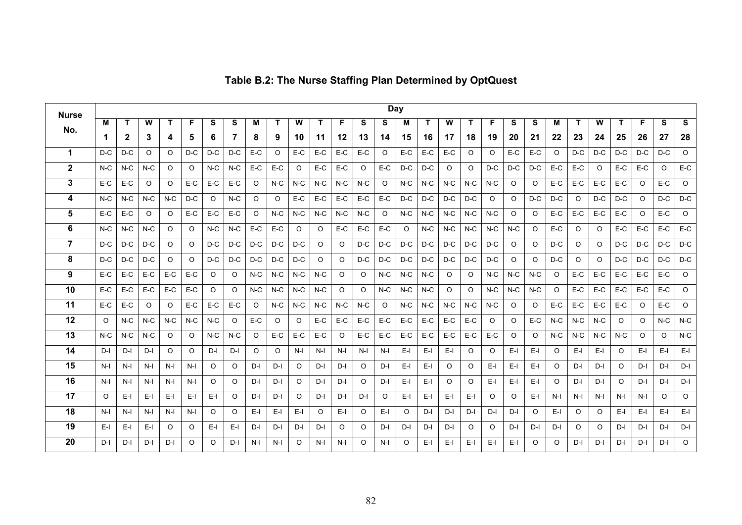# Table B.2: The Nurse Staffing Plan Determined by OptQuest

| Nurse No. | Day | | | | | | | | | | | | | | | | | | | | | | | | | | | |
|---|---|---|---|---|---|---|---|---|---|---|---|---|---|---|---|---|---|---|---|---|---|---|---|---|---|---|---|---|
| | M | T | W | T | F | S | S | M | T | W | T | F | S | S | M | T | W | T | F | S | S | M | T | W | T | F | S | S |
| | 1 | 2 | 3 | 4 | 5 | 6 | 7 | 8 | 9 | 10 | 11 | 12 | 13 | 14 | 15 | 16 | 17 | 18 | 19 | 20 | 21 | 22 | 23 | 24 | 25 | 26 | 27 | 28 |
| 1 | D-C | D-C | O | O | D-C | D-C | D-C | E-C | O | E-C | E-C | E-C | E-C | O | E-C | E-C | E-C | O | O | E-C | E-C | O | D-C | D-C | D-C | D-C | D-C | O |
| 2 | N-C | N-C | N-C | O | O | N-C | N-C | E-C | E-C | O | E-C | E-C | O | E-C | D-C | D-C | O | O | D-C | D-C | D-C | E-C | E-C | O | E-C | E-C | O | E-C |
| 3 | E-C | E-C | O | O | E-C | E-C | E-C | O | N-C | N-C | N-C | N-C | N-C | O | N-C | N-C | N-C | N-C | N-C | O | O | E-C | E-C | E-C | E-C | O | E-C | O |
| 4 | N-C | N-C | N-C | N-C | D-C | O | N-C | O | O | E-C | E-C | E-C | E-C | E-C | D-C | D-C | D-C | D-C | O | O | D-C | D-C | O | D-C | D-C | O | D-C | D-C |
| 5 | E-C | E-C | O | O | E-C | E-C | E-C | O | N-C | N-C | N-C | N-C | N-C | O | N-C | N-C | N-C | N-C | N-C | O | O | E-C | E-C | E-C | E-C | O | E-C | O |
| 6 | N-C | N-C | N-C | O | O | N-C | N-C | E-C | E-C | O | O | E-C | E-C | E-C | O | N-C | N-C | N-C | N-C | N-C | O | E-C | O | O | E-C | E-C | E-C | E-C |
| 7 | D-C | D-C | D-C | O | O | D-C | D-C | D-C | D-C | D-C | O | O | D-C | D-C | D-C | D-C | D-C | D-C | D-C | O | O | D-C | O | O | D-C | D-C | D-C | D-C |
| 8 | D-C | D-C | D-C | O | O | D-C | D-C | D-C | D-C | D-C | O | O | D-C | D-C | D-C | D-C | D-C | D-C | D-C | O | O | D-C | O | O | D-C | D-C | D-C | D-C |
| 9 | E-C | E-C | E-C | E-C | E-C | O | O | N-C | N-C | N-C | N-C | O | O | N-C | N-C | N-C | O | O | N-C | N-C | N-C | O | E-C | E-C | E-C | E-C | E-C | O |
| 10 | E-C | E-C | E-C | E-C | E-C | O | O | N-C | N-C | N-C | N-C | O | O | N-C | N-C | N-C | O | O | N-C | N-C | N-C | O | E-C | E-C | E-C | E-C | E-C | O |
| 11 | E-C | E-C | O | O | E-C | E-C | E-C | O | N-C | N-C | N-C | N-C | N-C | O | N-C | N-C | N-C | N-C | N-C | O | O | E-C | E-C | E-C | E-C | O | E-C | O |
| 12 | O | N-C | N-C | N-C | N-C | N-C | O | E-C | O | O | E-C | E-C | E-C | E-C | E-C | E-C | E-C | E-C | O | O | E-C | N-C | N-C | N-C | O | O | N-C | N-C |
| 13 | N-C | N-C | N-C | O | O | N-C | N-C | O | E-C | E-C | E-C | O | E-C | E-C | E-C | E-C | E-C | E-C | E-C | O | O | N-C | N-C | N-C | N-C | O | O | N-C |
| 14 | D-I | D-I | D-I | O | O | D-I | D-I | O | O | N-I | N-I | N-I | N-I | N-I | E-I | E-I | E-I | O | O | E-I | E-I | O | E-I | E-I | O | E-I | E-I | E-I |
| 15 | N-I | N-I | N-I | N-I | N-I | O | O | D-I | D-I | O | D-I | D-I | O | D-I | E-I | E-I | O | O | E-I | E-I | E-I | O | D-I | D-I | O | D-I | D-I | D-I |
| 16 | N-I | N-I | N-I | N-I | N-I | O | O | D-I | D-I | O | D-I | D-I | O | D-I | E-I | E-I | O | O | E-I | E-I | E-I | O | D-I | D-I | O | D-I | D-I | D-I |
| 17 | O | E-I | E-I | E-I | E-I | E-I | O | D-I | D-I | O | D-I | D-I | D-I | O | E-I | E-I | E-I | E-I | O | O | E-I | N-I | N-I | N-I | N-I | N-I | O | O |
| 18 | N-I | N-I | N-I | N-I | N-I | O | O | E-I | E-I | E-I | O | E-I | O | E-I | O | D-I | D-I | D-I | D-I | D-I | O | E-I | O | O | E-I | E-I | E-I | E-I |
| 19 | E-I | E-I | E-I | O | O | E-I | E-I | D-I | D-I | D-I | D-I | O | O | D-I | D-I | D-I | D-I | O | O | D-I | D-I | D-I | O | O | D-I | D-I | D-I | D-I |
| 20 | D-I | D-I | D-I | D-I | O | O | D-I | N-I | N-I | O | N-I | N-I | O | N-I | O | E-I | E-I | E-I | E-I | E-I | O | O | D-I | D-I | D-I | D-I | D-I | O |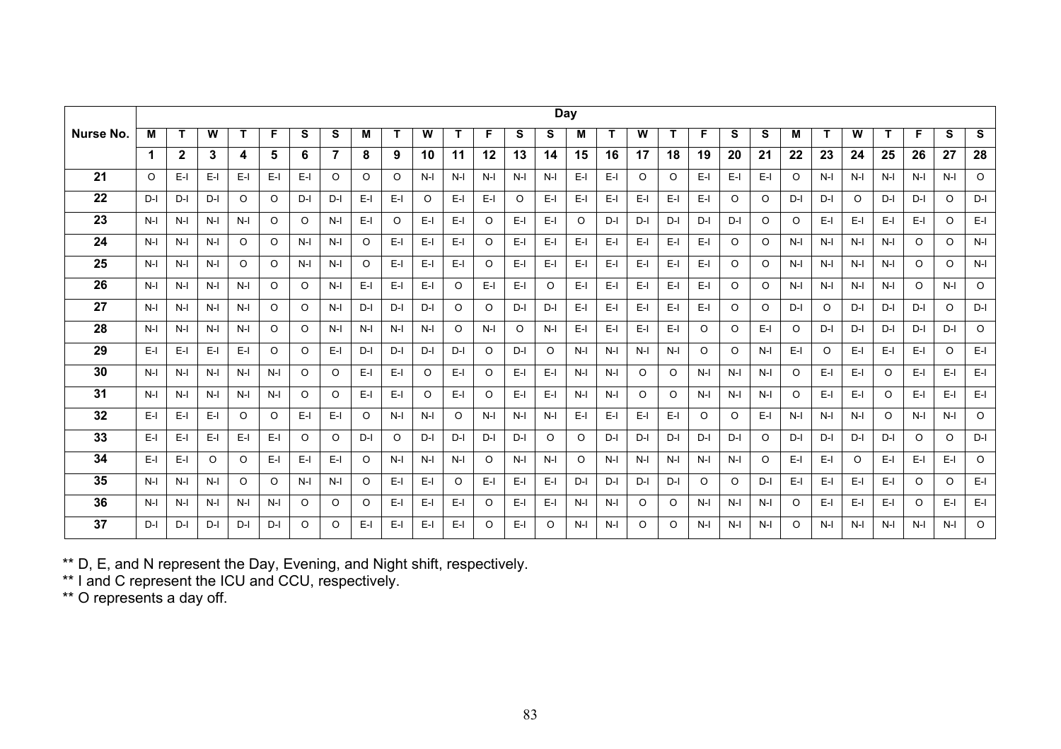| Nurse No. | Day | | | | | | | | | | | | | | | | | | | | | | | | | | | |
|---|---|---|---|---|---|---|---|---|---|---|---|---|---|---|---|---|---|---|---|---|---|---|---|---|---|---|---|---|
| | M | T | W | T | F | S | S | M | T | W | T | F | S | S | M | T | W | T | F | S | S | M | T | W | T | F | S | S |
| | 1 | 2 | 3 | 4 | 5 | 6 | 7 | 8 | 9 | 10 | 11 | 12 | 13 | 14 | 15 | 16 | 17 | 18 | 19 | 20 | 21 | 22 | 23 | 24 | 25 | 26 | 27 | 28 |
| 21 | O | E-I | E-I | E-I | E-I | E-I | O | O | O | N-I | N-I | N-I | N-I | N-I | E-I | E-I | O | O | E-I | E-I | E-I | O | N-I | N-I | N-I | N-I | N-I | O |
| 22 | D-I | D-I | D-I | O | O | D-I | D-I | E-I | E-I | O | E-I | E-I | O | E-I | E-I | E-I | E-I | E-I | E-I | O | O | D-I | D-I | O | D-I | D-I | O | D-I |
| 23 | N-I | N-I | N-I | N-I | O | O | N-I | E-I | O | E-I | E-I | O | E-I | E-I | O | D-I | D-I | D-I | D-I | D-I | O | O | E-I | E-I | E-I | E-I | O | E-I |
| 24 | N-I | N-I | N-I | O | O | N-I | N-I | O | E-I | E-I | E-I | O | E-I | E-I | E-I | E-I | E-I | E-I | E-I | O | O | N-I | N-I | N-I | N-I | O | O | N-I |
| 25 | N-I | N-I | N-I | O | O | N-I | N-I | O | E-I | E-I | E-I | O | E-I | E-I | E-I | E-I | E-I | E-I | E-I | O | O | N-I | N-I | N-I | N-I | O | O | N-I |
| 26 | N-I | N-I | N-I | N-I | O | O | N-I | E-I | E-I | E-I | O | E-I | E-I | O | E-I | E-I | E-I | E-I | E-I | O | O | N-I | N-I | N-I | N-I | O | N-I | O |
| 27 | N-I | N-I | N-I | N-I | O | O | N-I | D-I | D-I | D-I | O | O | D-I | D-I | E-I | E-I | E-I | E-I | E-I | O | O | D-I | O | D-I | D-I | D-I | O | D-I |
| 28 | N-I | N-I | N-I | N-I | O | O | N-I | N-I | N-I | N-I | O | N-I | O | N-I | E-I | E-I | E-I | E-I | O | O | E-I | O | D-I | D-I | D-I | D-I | D-I | O |
| 29 | E-I | E-I | E-I | E-I | O | O | E-I | D-I | D-I | D-I | D-I | O | D-I | O | N-I | N-I | N-I | N-I | O | O | N-I | E-I | O | E-I | E-I | E-I | O | E-I |
| 30 | N-I | N-I | N-I | N-I | N-I | O | O | E-I | E-I | O | E-I | O | E-I | E-I | N-I | N-I | O | O | N-I | N-I | N-I | O | E-I | E-I | O | E-I | E-I | E-I |
| 31 | N-I | N-I | N-I | N-I | N-I | O | O | E-I | E-I | O | E-I | O | E-I | E-I | N-I | N-I | O | O | N-I | N-I | N-I | O | E-I | E-I | O | E-I | E-I | E-I |
| 32 | E-I | E-I | E-I | O | O | E-I | E-I | O | N-I | N-I | O | N-I | N-I | N-I | E-I | E-I | E-I | E-I | O | O | E-I | N-I | N-I | N-I | O | N-I | N-I | O |
| 33 | E-I | E-I | E-I | E-I | E-I | O | O | D-I | O | D-I | D-I | D-I | D-I | O | O | D-I | D-I | D-I | D-I | D-I | O | D-I | D-I | D-I | D-I | O | O | D-I |
| 34 | E-I | E-I | O | O | E-I | E-I | E-I | O | N-I | N-I | N-I | O | N-I | N-I | O | N-I | N-I | N-I | N-I | N-I | O | E-I | E-I | O | E-I | E-I | E-I | O |
| 35 | N-I | N-I | N-I | O | O | N-I | N-I | O | E-I | E-I | O | E-I | E-I | E-I | D-I | D-I | D-I | D-I | O | O | D-I | E-I | E-I | E-I | E-I | O | O | E-I |
| 36 | N-I | N-I | N-I | N-I | N-I | O | O | O | E-I | E-I | E-I | O | E-I | E-I | N-I | N-I | O | O | N-I | N-I | N-I | O | E-I | E-I | E-I | O | E-I | E-I |
| 37 | D-I | D-I | D-I | D-I | D-I | O | O | E-I | E-I | E-I | E-I | O | E-I | O | N-I | N-I | O | O | N-I | N-I | N-I | O | N-I | N-I | N-I | N-I | N-I | O |

** D, E, and N represent the Day, Evening, and Night shift, respectively.
** I and C represent the ICU and CCU, respectively.
** O represents a day off.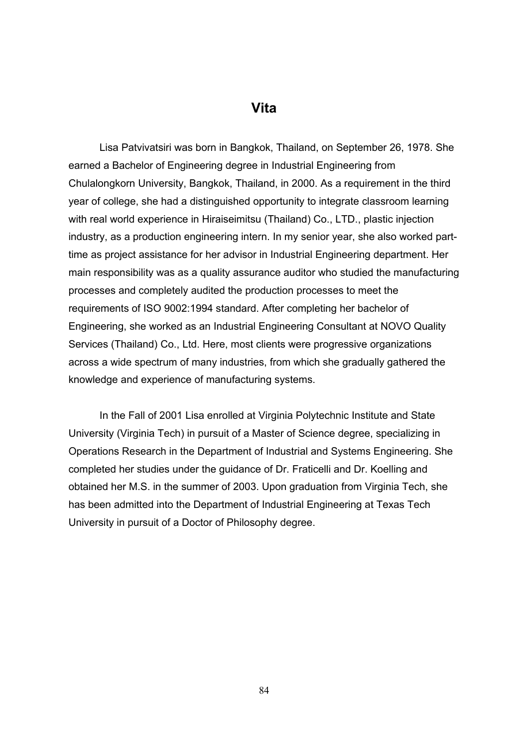# Vita

Lisa Patvivatsiri was born in Bangkok, Thailand, on September 26, 1978. She earned a Bachelor of Engineering degree in Industrial Engineering from Chulalongkorn University, Bangkok, Thailand, in 2000. As a requirement in the third year of college, she had a distinguished opportunity to integrate classroom learning with real world experience in Hiraiseimitsu (Thailand) Co., LTD., plastic injection industry, as a production engineering intern. In my senior year, she also worked part-time as project assistance for her advisor in Industrial Engineering department. Her main responsibility was as a quality assurance auditor who studied the manufacturing processes and completely audited the production processes to meet the requirements of ISO 9002:1994 standard. After completing her bachelor of Engineering, she worked as an Industrial Engineering Consultant at NOVO Quality Services (Thailand) Co., Ltd. Here, most clients were progressive organizations across a wide spectrum of many industries, from which she gradually gathered the knowledge and experience of manufacturing systems.

In the Fall of 2001 Lisa enrolled at Virginia Polytechnic Institute and State University (Virginia Tech) in pursuit of a Master of Science degree, specializing in Operations Research in the Department of Industrial and Systems Engineering. She completed her studies under the guidance of Dr. Fraticelli and Dr. Koelling and obtained her M.S. in the summer of 2003. Upon graduation from Virginia Tech, she has been admitted into the Department of Industrial Engineering at Texas Tech University in pursuit of a Doctor of Philosophy degree.